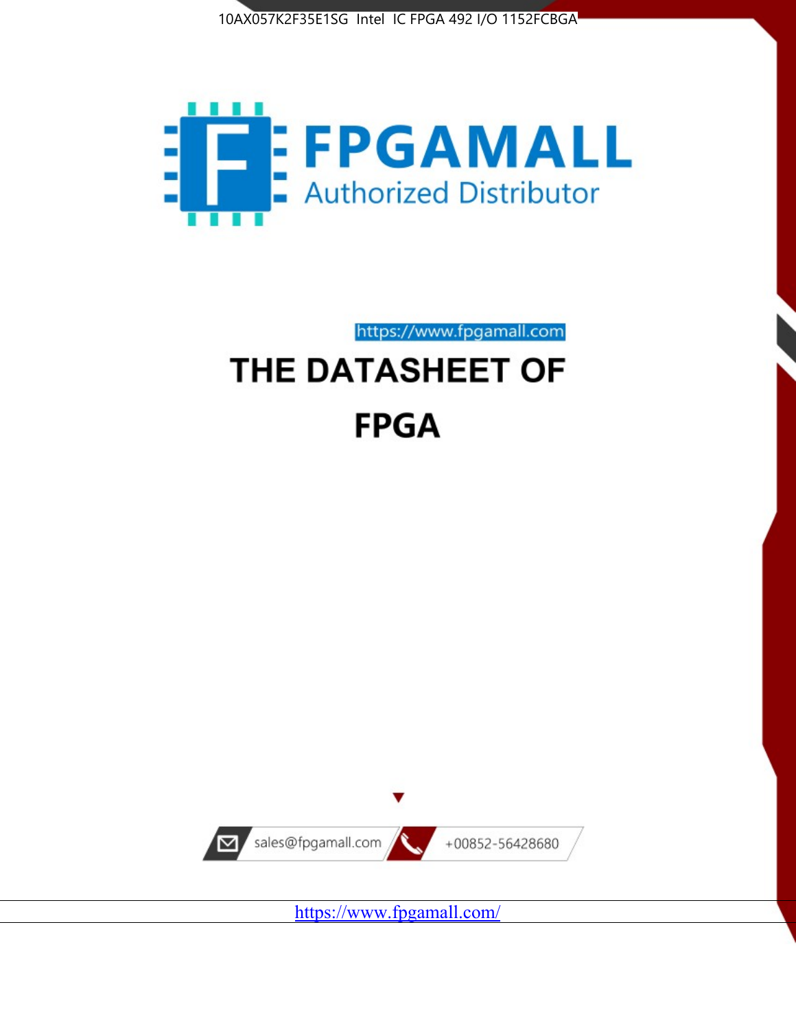10AX057K2F35E1SG Intel IC FPGA 492 I/O 1152FCBGA

FPGAMALL

Authorized Distributor

https://www.fpgamall.com

# THE DATASHEET OF

# FPGA

sales@fpgamall.com

+00852-56428680

https://www.fpgamall.com/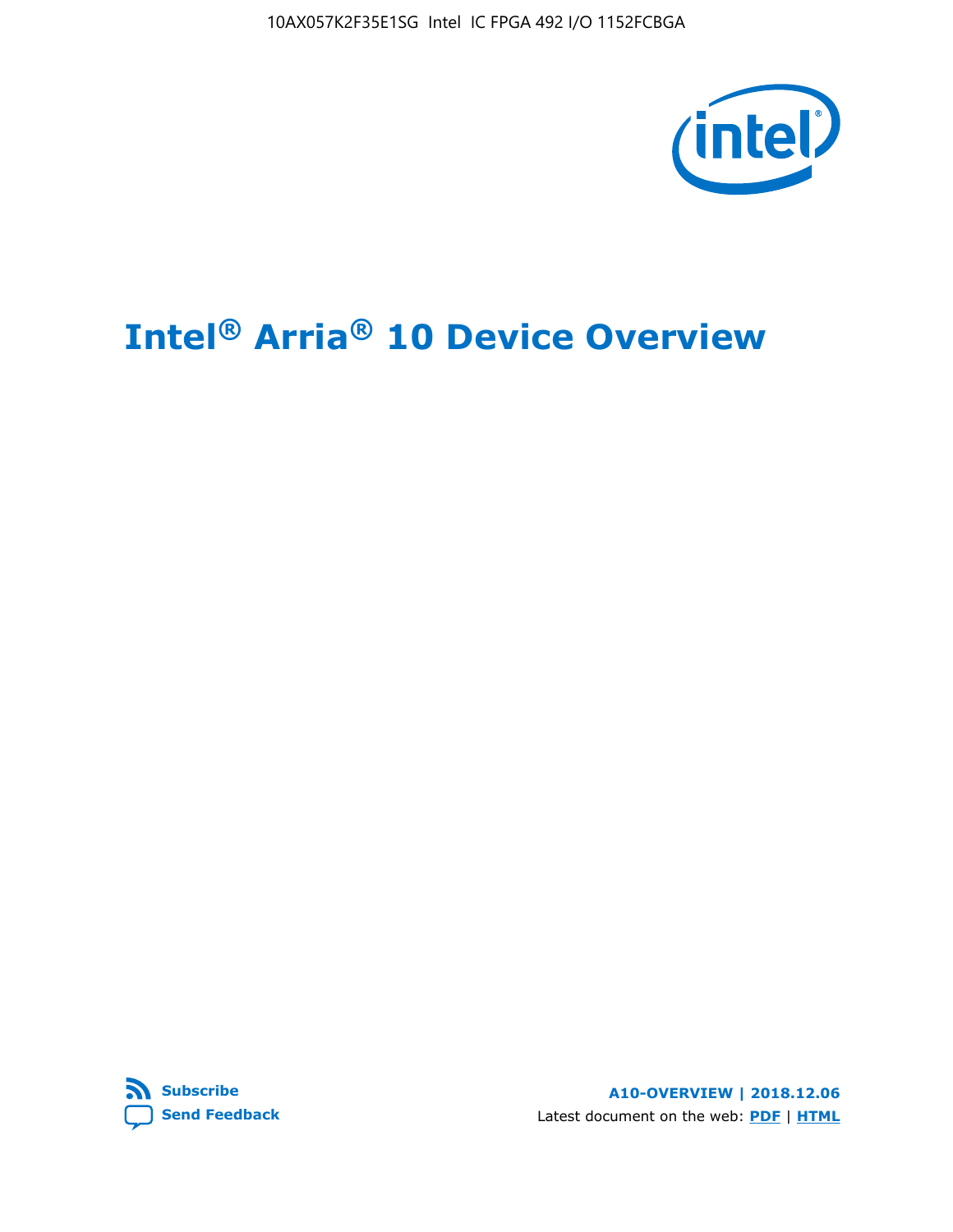# Intel® Arria® 10 Device Overview

**Subscribe**

**Send Feedback**

**A10-OVERVIEW | 2018.12.06**

Latest document on the web: **PDF** | **HTML**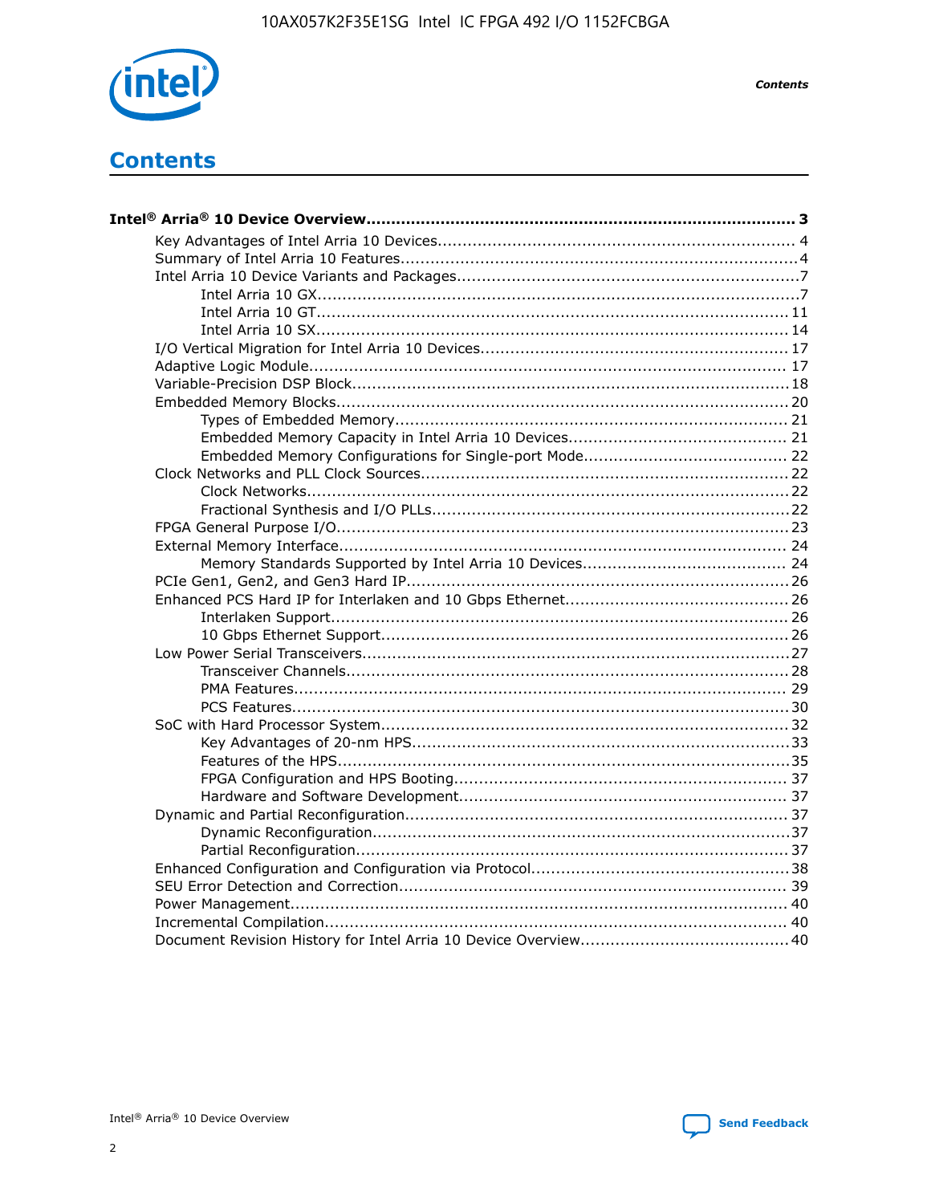# Contents

**Intel® Arria® 10 Device Overview....................................................................................... 3**

- Key Advantages of Intel Arria 10 Devices........................................................................ 4
- Summary of Intel Arria 10 Features................................................................................4
- Intel Arria 10 Device Variants and Packages.....................................................................7
  - Intel Arria 10 GX.................................................................................................7
  - Intel Arria 10 GT............................................................................................... 11
  - Intel Arria 10 SX............................................................................................... 14
- I/O Vertical Migration for Intel Arria 10 Devices.............................................................. 17
- Adaptive Logic Module................................................................................................ 17
- Variable-Precision DSP Block........................................................................................18
- Embedded Memory Blocks........................................................................................... 20
  - Types of Embedded Memory............................................................................... 21
  - Embedded Memory Capacity in Intel Arria 10 Devices............................................ 21
  - Embedded Memory Configurations for Single-port Mode......................................... 22
- Clock Networks and PLL Clock Sources.......................................................................... 22
  - Clock Networks................................................................................................. 22
  - Fractional Synthesis and I/O PLLs........................................................................ 22
- FPGA General Purpose I/O.......................................................................................... 23
- External Memory Interface.......................................................................................... 24
  - Memory Standards Supported by Intel Arria 10 Devices......................................... 24
- PCIe Gen1, Gen2, and Gen3 Hard IP............................................................................. 26
- Enhanced PCS Hard IP for Interlaken and 10 Gbps Ethernet............................................. 26
  - Interlaken Support............................................................................................ 26
  - 10 Gbps Ethernet Support.................................................................................. 26
- Low Power Serial Transceivers..................................................................................... 27
  - Transceiver Channels......................................................................................... 28
  - PMA Features................................................................................................... 29
  - PCS Features.................................................................................................... 30
- SoC with Hard Processor System.................................................................................. 32
  - Key Advantages of 20-nm HPS............................................................................ 33
  - Features of the HPS.......................................................................................... 35
  - FPGA Configuration and HPS Booting................................................................... 37
  - Hardware and Software Development.................................................................. 37
- Dynamic and Partial Reconfiguration............................................................................. 37
  - Dynamic Reconfiguration.................................................................................... 37
  - Partial Reconfiguration....................................................................................... 37
- Enhanced Configuration and Configuration via Protocol.................................................... 38
- SEU Error Detection and Correction.............................................................................. 39
- Power Management.................................................................................................... 40
- Incremental Compilation............................................................................................. 40
- Document Revision History for Intel Arria 10 Device Overview.......................................... 40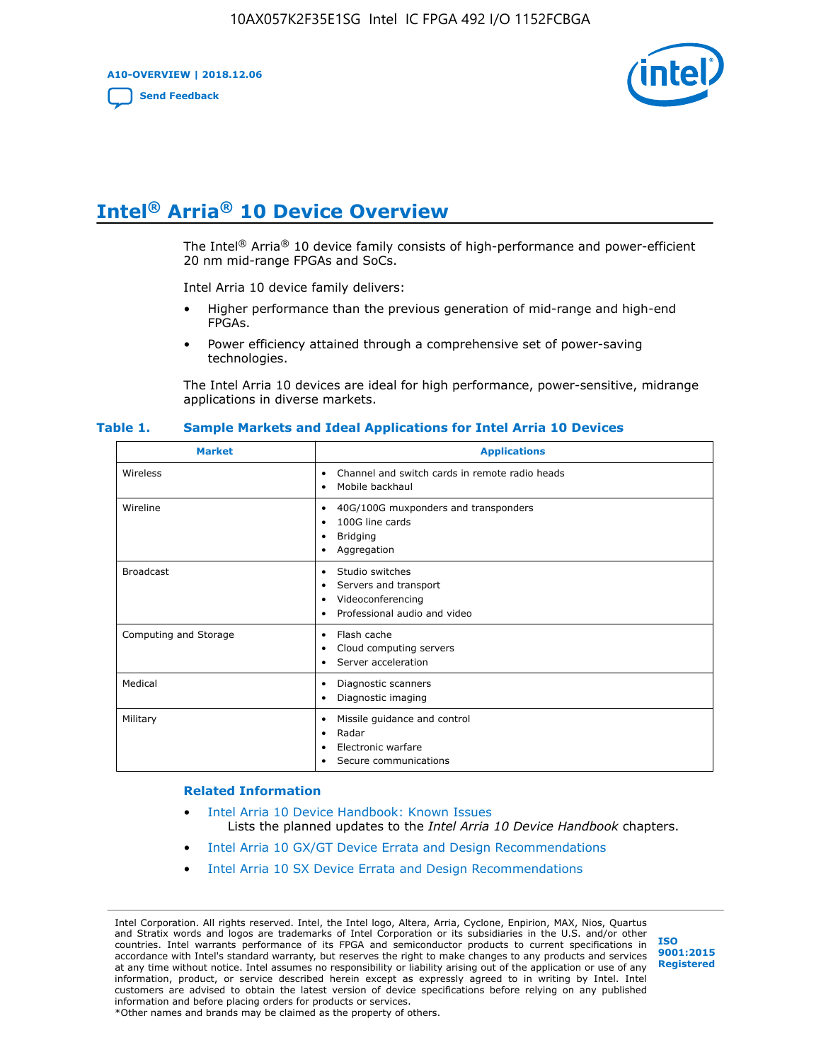# Intel® Arria® 10 Device Overview

The Intel® Arria® 10 device family consists of high-performance and power-efficient 20 nm mid-range FPGAs and SoCs.

Intel Arria 10 device family delivers:

- Higher performance than the previous generation of mid-range and high-end FPGAs.
- Power efficiency attained through a comprehensive set of power-saving technologies.

The Intel Arria 10 devices are ideal for high performance, power-sensitive, midrange applications in diverse markets.

**Table 1. Sample Markets and Ideal Applications for Intel Arria 10 Devices**

| Market | Applications |
|---|---|
| Wireless | • Channel and switch cards in remote radio heads<br>• Mobile backhaul |
| Wireline | • 40G/100G muxponders and transponders<br>• 100G line cards<br>• Bridging<br>• Aggregation |
| Broadcast | • Studio switches<br>• Servers and transport<br>• Videoconferencing<br>• Professional audio and video |
| Computing and Storage | • Flash cache<br>• Cloud computing servers<br>• Server acceleration |
| Medical | • Diagnostic scanners<br>• Diagnostic imaging |
| Military | • Missile guidance and control<br>• Radar<br>• Electronic warfare<br>• Secure communications |

### Related Information

- Intel Arria 10 Device Handbook: Known Issues
  Lists the planned updates to the *Intel Arria 10 Device Handbook* chapters.
- Intel Arria 10 GX/GT Device Errata and Design Recommendations
- Intel Arria 10 SX Device Errata and Design Recommendations

Intel Corporation. All rights reserved. Intel, the Intel logo, Altera, Arria, Cyclone, Enpirion, MAX, Nios, Quartus and Stratix words and logos are trademarks of Intel Corporation or its subsidiaries in the U.S. and/or other countries. Intel warrants performance of its FPGA and semiconductor products to current specifications in accordance with Intel's standard warranty, but reserves the right to make changes to any products and services at any time without notice. Intel assumes no responsibility or liability arising out of the application or use of any information, product, or service described herein except as expressly agreed to in writing by Intel. Intel customers are advised to obtain the latest version of device specifications before relying on any published information and before placing orders for products or services.
*Other names and brands may be claimed as the property of others.

ISO 9001:2015 Registered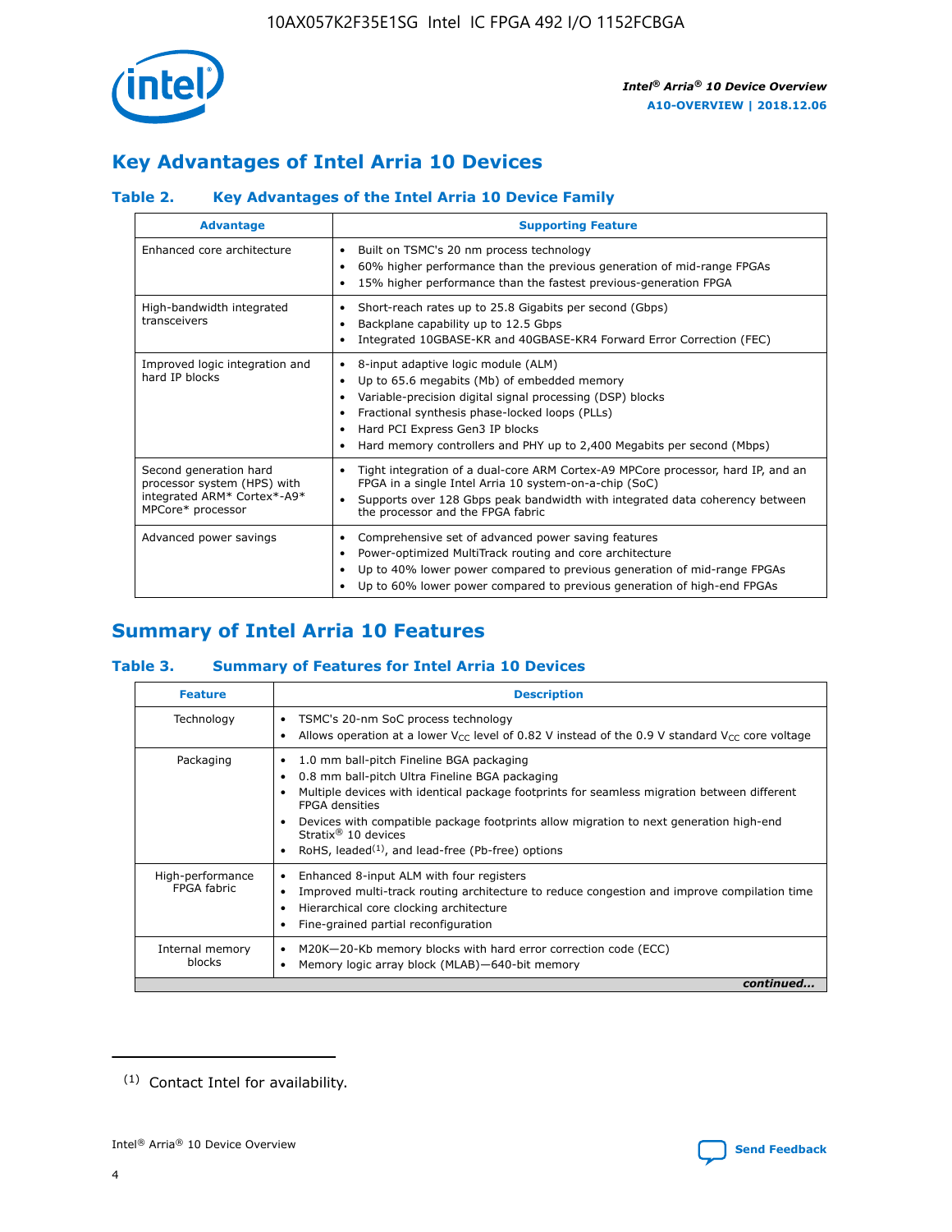## Key Advantages of Intel Arria 10 Devices

### Table 2. Key Advantages of the Intel Arria 10 Device Family

| Advantage | Supporting Feature |
|---|---|
| Enhanced core architecture | • Built on TSMC's 20 nm process technology<br>• 60% higher performance than the previous generation of mid-range FPGAs<br>• 15% higher performance than the fastest previous-generation FPGA |
| High-bandwidth integrated transceivers | • Short-reach rates up to 25.8 Gigabits per second (Gbps)<br>• Backplane capability up to 12.5 Gbps<br>• Integrated 10GBASE-KR and 40GBASE-KR4 Forward Error Correction (FEC) |
| Improved logic integration and hard IP blocks | • 8-input adaptive logic module (ALM)<br>• Up to 65.6 megabits (Mb) of embedded memory<br>• Variable-precision digital signal processing (DSP) blocks<br>• Fractional synthesis phase-locked loops (PLLs)<br>• Hard PCI Express Gen3 IP blocks<br>• Hard memory controllers and PHY up to 2,400 Megabits per second (Mbps) |
| Second generation hard processor system (HPS) with integrated ARM* Cortex*-A9* MPCore* processor | • Tight integration of a dual-core ARM Cortex-A9 MPCore processor, hard IP, and an FPGA in a single Intel Arria 10 system-on-a-chip (SoC)<br>• Supports over 128 Gbps peak bandwidth with integrated data coherency between the processor and the FPGA fabric |
| Advanced power savings | • Comprehensive set of advanced power saving features<br>• Power-optimized MultiTrack routing and core architecture<br>• Up to 40% lower power compared to previous generation of mid-range FPGAs<br>• Up to 60% lower power compared to previous generation of high-end FPGAs |

## Summary of Intel Arria 10 Features

### Table 3. Summary of Features for Intel Arria 10 Devices

| Feature | Description |
|---|---|
| Technology | • TSMC's 20-nm SoC process technology<br>• Allows operation at a lower $V_{CC}$ level of 0.82 V instead of the 0.9 V standard $V_{CC}$ core voltage |
| Packaging | • 1.0 mm ball-pitch Fineline BGA packaging<br>• 0.8 mm ball-pitch Ultra Fineline BGA packaging<br>• Multiple devices with identical package footprints for seamless migration between different FPGA densities<br>• Devices with compatible package footprints allow migration to next generation high-end Stratix® 10 devices<br>• RoHS, leaded[(1)], and lead-free (Pb-free) options |
| High-performance FPGA fabric | • Enhanced 8-input ALM with four registers<br>• Improved multi-track routing architecture to reduce congestion and improve compilation time<br>• Hierarchical core clocking architecture<br>• Fine-grained partial reconfiguration |
| Internal memory blocks | • M20K—20-Kb memory blocks with hard error correction code (ECC)<br>• Memory logic array block (MLAB)—640-bit memory |

*continued...*

(1) Contact Intel for availability.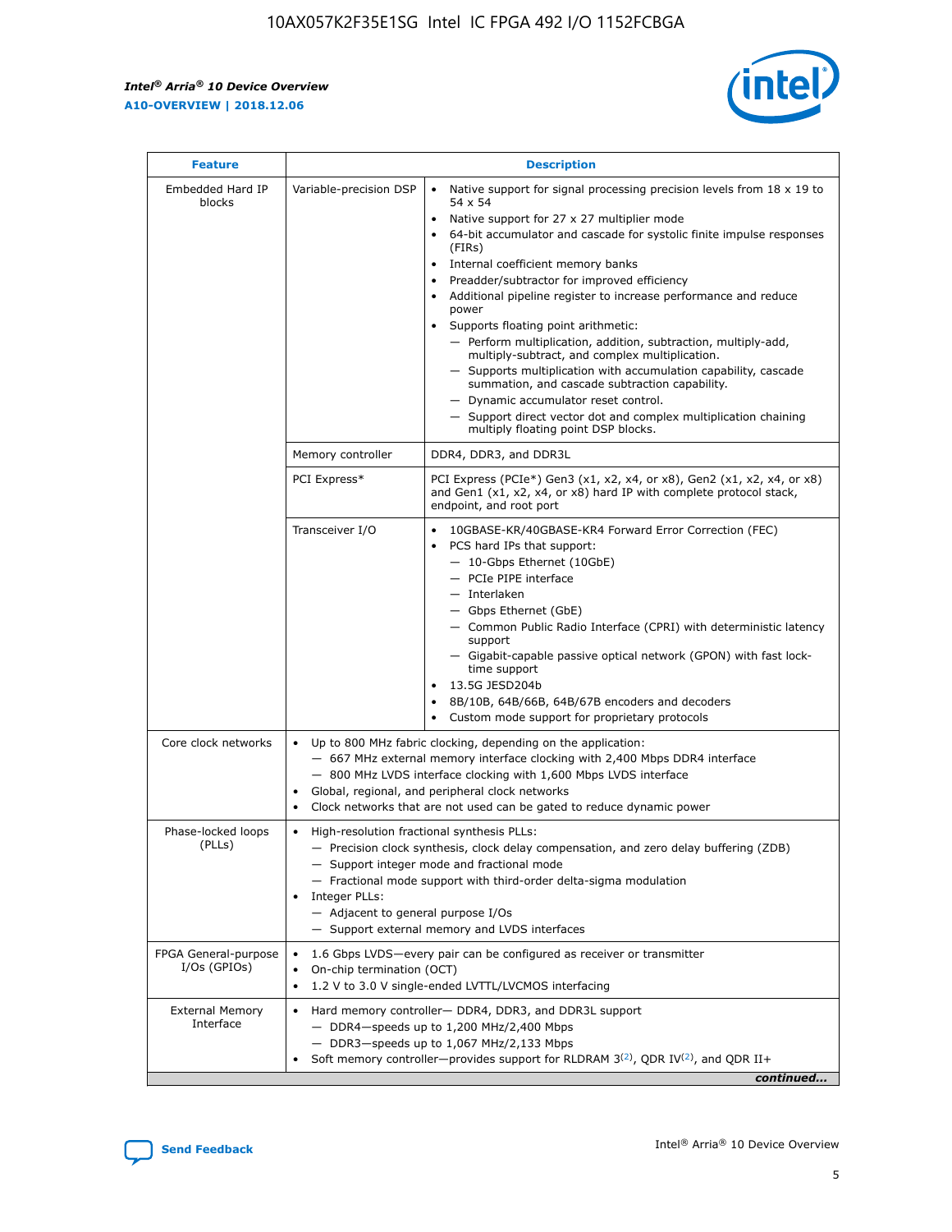| Feature | Description | |
|---|---|---|
| Embedded Hard IP blocks | Variable-precision DSP | • Native support for signal processing precision levels from 18 x 19 to 54 x 54<br>• Native support for 27 x 27 multiplier mode<br>• 64-bit accumulator and cascade for systolic finite impulse responses (FIRs)<br>• Internal coefficient memory banks<br>• Preadder/subtractor for improved efficiency<br>• Additional pipeline register to increase performance and reduce power<br>• Supports floating point arithmetic:<br>— Perform multiplication, addition, subtraction, multiply-add, multiply-subtract, and complex multiplication.<br>— Supports multiplication with accumulation capability, cascade summation, and cascade subtraction capability.<br>— Dynamic accumulator reset control.<br>— Support direct vector dot and complex multiplication chaining multiply floating point DSP blocks. |
| | Memory controller | DDR4, DDR3, and DDR3L |
| | PCI Express* | PCI Express (PCIe*) Gen3 (x1, x2, x4, or x8), Gen2 (x1, x2, x4, or x8) and Gen1 (x1, x2, x4, or x8) hard IP with complete protocol stack, endpoint, and root port |
| | Transceiver I/O | • 10GBASE-KR/40GBASE-KR4 Forward Error Correction (FEC)<br>• PCS hard IPs that support:<br>— 10-Gbps Ethernet (10GbE)<br>— PCIe PIPE interface<br>— Interlaken<br>— Gbps Ethernet (GbE)<br>— Common Public Radio Interface (CPRI) with deterministic latency support<br>— Gigabit-capable passive optical network (GPON) with fast lock-time support<br>• 13.5G JESD204b<br>• 8B/10B, 64B/66B, 64B/67B encoders and decoders<br>• Custom mode support for proprietary protocols |
| Core clock networks | • Up to 800 MHz fabric clocking, depending on the application:<br>— 667 MHz external memory interface clocking with 2,400 Mbps DDR4 interface<br>— 800 MHz LVDS interface clocking with 1,600 Mbps LVDS interface<br>• Global, regional, and peripheral clock networks<br>• Clock networks that are not used can be gated to reduce dynamic power | |
| Phase-locked loops (PLLs) | • High-resolution fractional synthesis PLLs:<br>— Precision clock synthesis, clock delay compensation, and zero delay buffering (ZDB)<br>— Support integer mode and fractional mode<br>— Fractional mode support with third-order delta-sigma modulation<br>• Integer PLLs:<br>— Adjacent to general purpose I/Os<br>— Support external memory and LVDS interfaces | |
| FPGA General-purpose I/Os (GPIOs) | • 1.6 Gbps LVDS—every pair can be configured as receiver or transmitter<br>• On-chip termination (OCT)<br>• 1.2 V to 3.0 V single-ended LVTTL/LVCMOS interfacing | |
| External Memory Interface | • Hard memory controller— DDR4, DDR3, and DDR3L support<br>— DDR4—speeds up to 1,200 MHz/2,400 Mbps<br>— DDR3—speeds up to 1,067 MHz/2,133 Mbps<br>• Soft memory controller—provides support for RLDRAM 3[(2)], QDR IV[(2)], and QDR II+ | |

*continued...*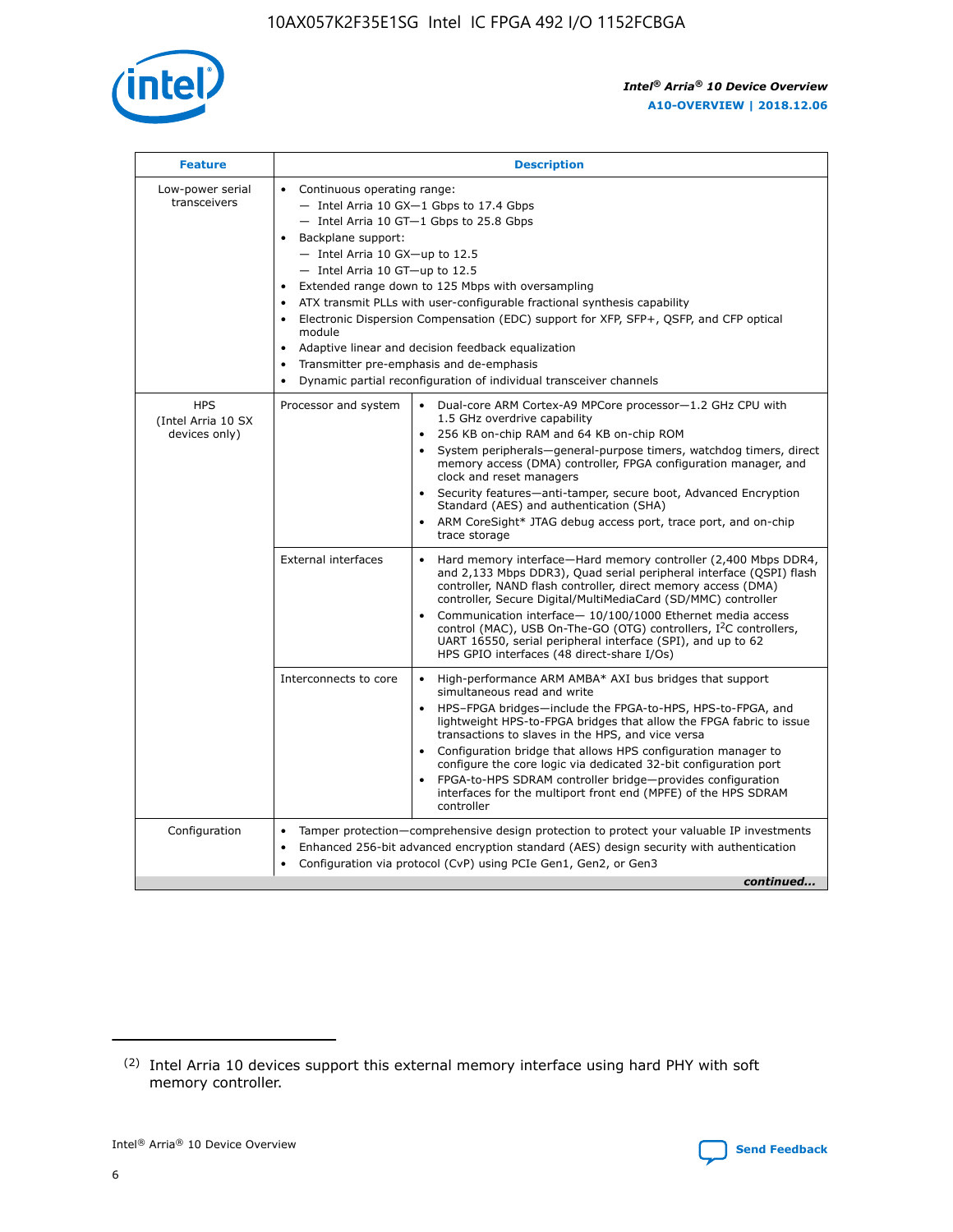| Feature | Description | |
|---|---|---|
| Low-power serial transceivers | • Continuous operating range:<br>— Intel Arria 10 GX—1 Gbps to 17.4 Gbps<br>— Intel Arria 10 GT—1 Gbps to 25.8 Gbps<br>• Backplane support:<br>— Intel Arria 10 GX—up to 12.5<br>— Intel Arria 10 GT—up to 12.5<br>• Extended range down to 125 Mbps with oversampling<br>• ATX transmit PLLs with user-configurable fractional synthesis capability<br>• Electronic Dispersion Compensation (EDC) support for XFP, SFP+, QSFP, and CFP optical module<br>• Adaptive linear and decision feedback equalization<br>• Transmitter pre-emphasis and de-emphasis<br>• Dynamic partial reconfiguration of individual transceiver channels | |
| HPS (Intel Arria 10 SX devices only) | Processor and system | • Dual-core ARM Cortex-A9 MPCore processor—1.2 GHz CPU with 1.5 GHz overdrive capability<br>• 256 KB on-chip RAM and 64 KB on-chip ROM<br>• System peripherals—general-purpose timers, watchdog timers, direct memory access (DMA) controller, FPGA configuration manager, and clock and reset managers<br>• Security features—anti-tamper, secure boot, Advanced Encryption Standard (AES) and authentication (SHA)<br>• ARM CoreSight* JTAG debug access port, trace port, and on-chip trace storage |
| | External interfaces | • Hard memory interface—Hard memory controller (2,400 Mbps DDR4, and 2,133 Mbps DDR3), Quad serial peripheral interface (QSPI) flash controller, NAND flash controller, direct memory access (DMA) controller, Secure Digital/MultiMediaCard (SD/MMC) controller<br>• Communication interface— 10/100/1000 Ethernet media access control (MAC), USB On-The-GO (OTG) controllers, I²C controllers, UART 16550, serial peripheral interface (SPI), and up to 62 HPS GPIO interfaces (48 direct-share I/Os) |
| | Interconnects to core | • High-performance ARM AMBA* AXI bus bridges that support simultaneous read and write<br>• HPS–FPGA bridges—include the FPGA-to-HPS, HPS-to-FPGA, and lightweight HPS-to-FPGA bridges that allow the FPGA fabric to issue transactions to slaves in the HPS, and vice versa<br>• Configuration bridge that allows HPS configuration manager to configure the core logic via dedicated 32-bit configuration port<br>• FPGA-to-HPS SDRAM controller bridge—provides configuration interfaces for the multiport front end (MPFE) of the HPS SDRAM controller |
| Configuration | • Tamper protection—comprehensive design protection to protect your valuable IP investments<br>• Enhanced 256-bit advanced encryption standard (AES) design security with authentication<br>• Configuration via protocol (CvP) using PCIe Gen1, Gen2, or Gen3 | |

*continued...*

(2) Intel Arria 10 devices support this external memory interface using hard PHY with soft memory controller.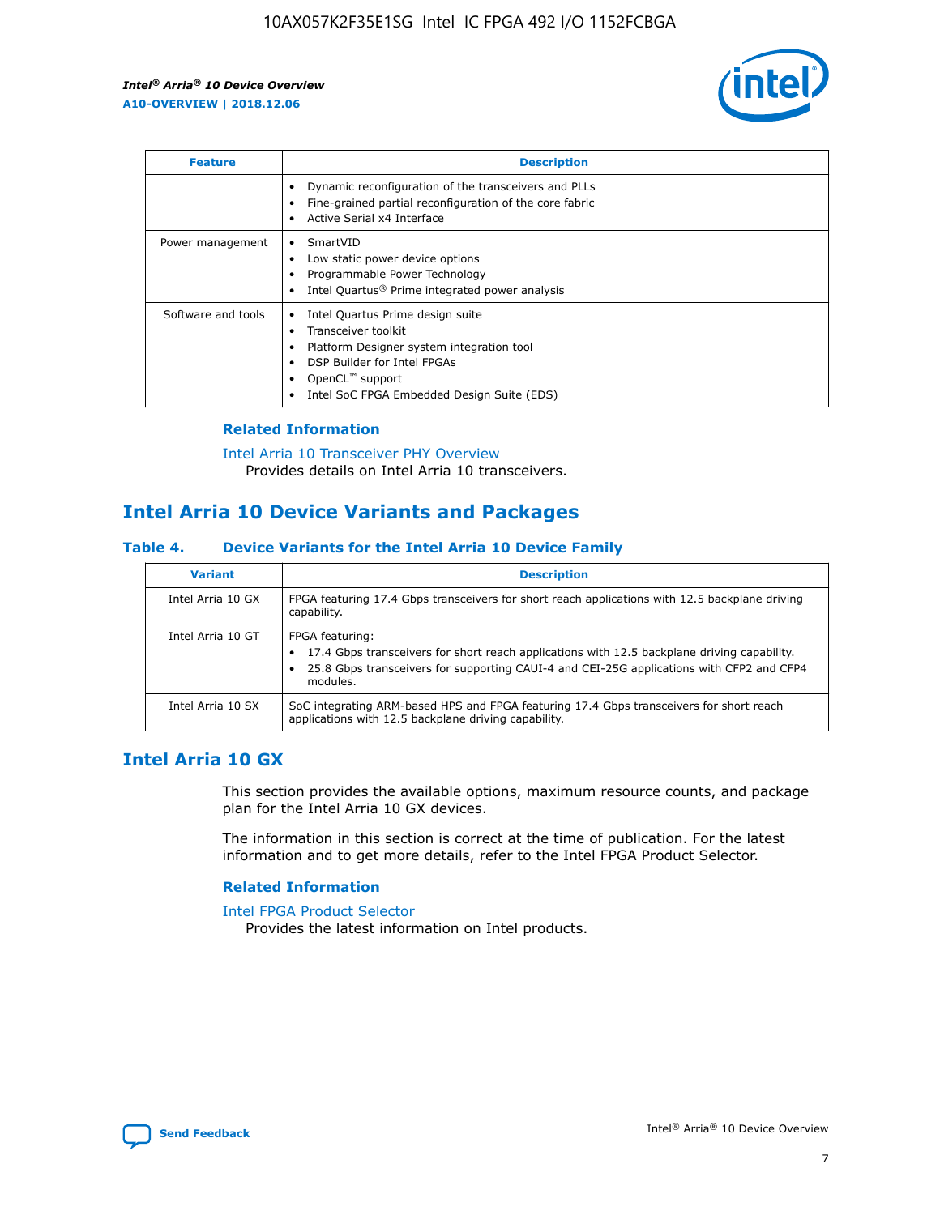| Feature | Description |
| --- | --- |
| | • Dynamic reconfiguration of the transceivers and PLLs<br>• Fine-grained partial reconfiguration of the core fabric<br>• Active Serial x4 Interface |
| Power management | • SmartVID<br>• Low static power device options<br>• Programmable Power Technology<br>• Intel Quartus® Prime integrated power analysis |
| Software and tools | • Intel Quartus Prime design suite<br>• Transceiver toolkit<br>• Platform Designer system integration tool<br>• DSP Builder for Intel FPGAs<br>• OpenCL™ support<br>• Intel SoC FPGA Embedded Design Suite (EDS) |

### Related Information

Intel Arria 10 Transceiver PHY Overview
Provides details on Intel Arria 10 transceivers.

## Intel Arria 10 Device Variants and Packages

### Table 4. Device Variants for the Intel Arria 10 Device Family

| Variant | Description |
| --- | --- |
| Intel Arria 10 GX | FPGA featuring 17.4 Gbps transceivers for short reach applications with 12.5 backplane driving capability. |
| Intel Arria 10 GT | FPGA featuring:<br>• 17.4 Gbps transceivers for short reach applications with 12.5 backplane driving capability.<br>• 25.8 Gbps transceivers for supporting CAUI-4 and CEI-25G applications with CFP2 and CFP4 modules. |
| Intel Arria 10 SX | SoC integrating ARM-based HPS and FPGA featuring 17.4 Gbps transceivers for short reach applications with 12.5 backplane driving capability. |

## Intel Arria 10 GX

This section provides the available options, maximum resource counts, and package plan for the Intel Arria 10 GX devices.

The information in this section is correct at the time of publication. For the latest information and to get more details, refer to the Intel FPGA Product Selector.

### Related Information

Intel FPGA Product Selector
Provides the latest information on Intel products.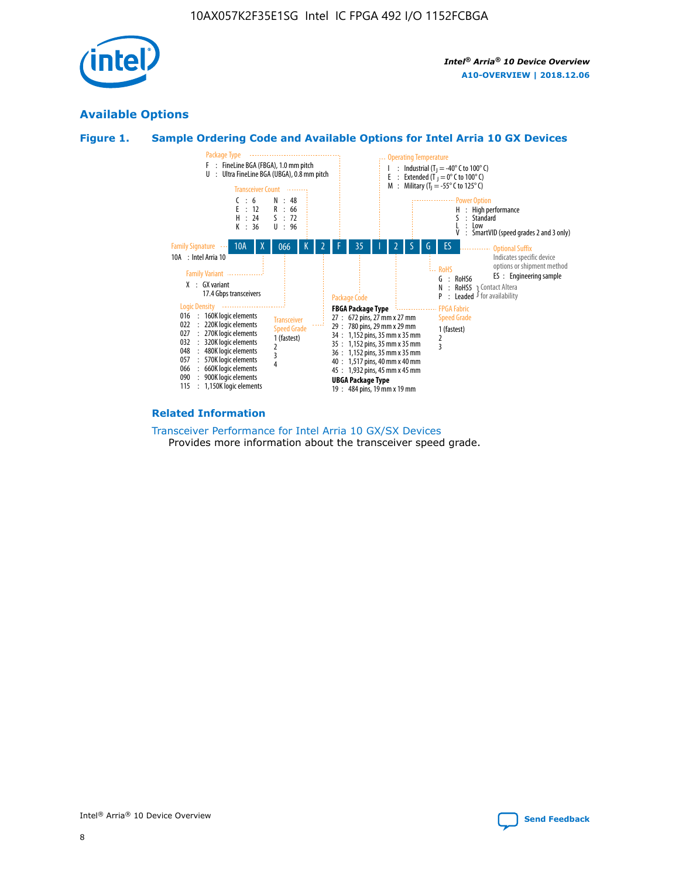## Available Options

### Figure 1. Sample Ordering Code and Available Options for Intel Arria 10 GX Devices

**Sample ordering code:** 10A X 066 K 2 F 35 I 2 S G ES

**Family Signature**
- 10A : Intel Arria 10

**Family Variant**
- X : GX variant 17.4 Gbps transceivers

**Logic Density**
- 016 : 160K logic elements
- 022 : 220K logic elements
- 027 : 270K logic elements
- 032 : 320K logic elements
- 048 : 480K logic elements
- 057 : 570K logic elements
- 066 : 660K logic elements
- 090 : 900K logic elements
- 115 : 1,150K logic elements

**Transceiver Count**
- C : 6
- E : 12
- H : 24
- K : 36
- N : 48
- R : 66
- S : 72
- U : 96

**Transceiver Speed Grade**
- 1 (fastest)
- 2
- 3
- 4

**Package Type**
- F : FineLine BGA (FBGA), 1.0 mm pitch
- U : Ultra FineLine BGA (UBGA), 0.8 mm pitch

**Package Code**

**FBGA Package Type**
- 27 : 672 pins, 27 mm x 27 mm
- 29 : 780 pins, 29 mm x 29 mm
- 34 : 1,152 pins, 35 mm x 35 mm
- 35 : 1,152 pins, 35 mm x 35 mm
- 36 : 1,152 pins, 35 mm x 35 mm
- 40 : 1,517 pins, 40 mm x 40 mm
- 45 : 1,932 pins, 45 mm x 45 mm

**UBGA Package Type**
- 19 : 484 pins, 19 mm x 19 mm

**Operating Temperature**
- I : Industrial ($T_J$ = -40° C to 100° C)
- E : Extended ($T_J$ = 0° C to 100° C)
- M : Military ($T_J$ = -55° C to 125° C)

**FPGA Fabric Speed Grade**
- 1 (fastest)
- 2
- 3

**Power Option**
- H : High performance
- S : Standard
- L : Low
- V : SmartVID (speed grades 2 and 3 only)

**RoHS**
- G : RoHS6
- N : RoHS5 (Contact Altera for availability)
- P : Leaded (Contact Altera for availability)

**Optional Suffix**

Indicates specific device options or shipment method
- ES : Engineering sample

### Related Information

Transceiver Performance for Intel Arria 10 GX/SX Devices
Provides more information about the transceiver speed grade.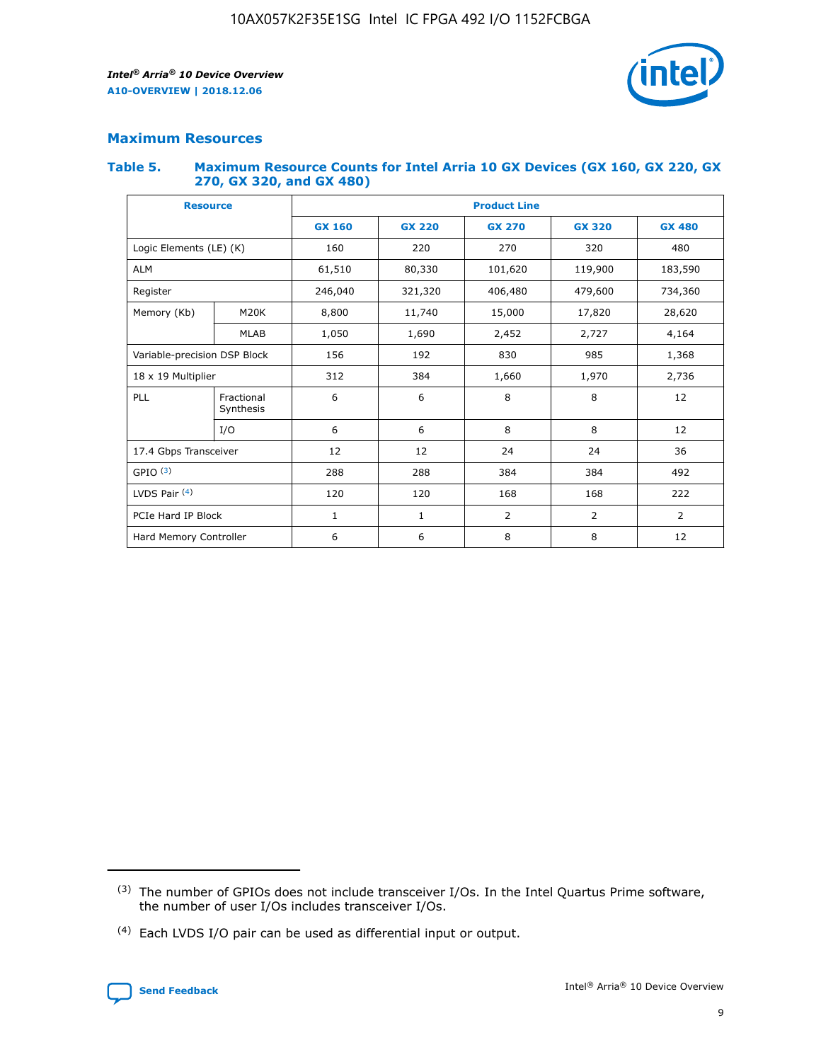## Maximum Resources

### Table 5. Maximum Resource Counts for Intel Arria 10 GX Devices (GX 160, GX 220, GX 270, GX 320, and GX 480)

| Resource | | Product Line | | | | |
|---|---|---|---|---|---|---|
| | | GX 160 | GX 220 | GX 270 | GX 320 | GX 480 |
| Logic Elements (LE) (K) | | 160 | 220 | 270 | 320 | 480 |
| ALM | | 61,510 | 80,330 | 101,620 | 119,900 | 183,590 |
| Register | | 246,040 | 321,320 | 406,480 | 479,600 | 734,360 |
| Memory (Kb) | M20K | 8,800 | 11,740 | 15,000 | 17,820 | 28,620 |
| | MLAB | 1,050 | 1,690 | 2,452 | 2,727 | 4,164 |
| Variable-precision DSP Block | | 156 | 192 | 830 | 985 | 1,368 |
| 18 x 19 Multiplier | | 312 | 384 | 1,660 | 1,970 | 2,736 |
| PLL | Fractional Synthesis | 6 | 6 | 8 | 8 | 12 |
| | I/O | 6 | 6 | 8 | 8 | 12 |
| 17.4 Gbps Transceiver | | 12 | 12 | 24 | 24 | 36 |
| GPIO [(3)] | | 288 | 288 | 384 | 384 | 492 |
| LVDS Pair [(4)] | | 120 | 120 | 168 | 168 | 222 |
| PCIe Hard IP Block | | 1 | 1 | 2 | 2 | 2 |
| Hard Memory Controller | | 6 | 6 | 8 | 8 | 12 |

(3) The number of GPIOs does not include transceiver I/Os. In the Intel Quartus Prime software, the number of user I/Os includes transceiver I/Os.

(4) Each LVDS I/O pair can be used as differential input or output.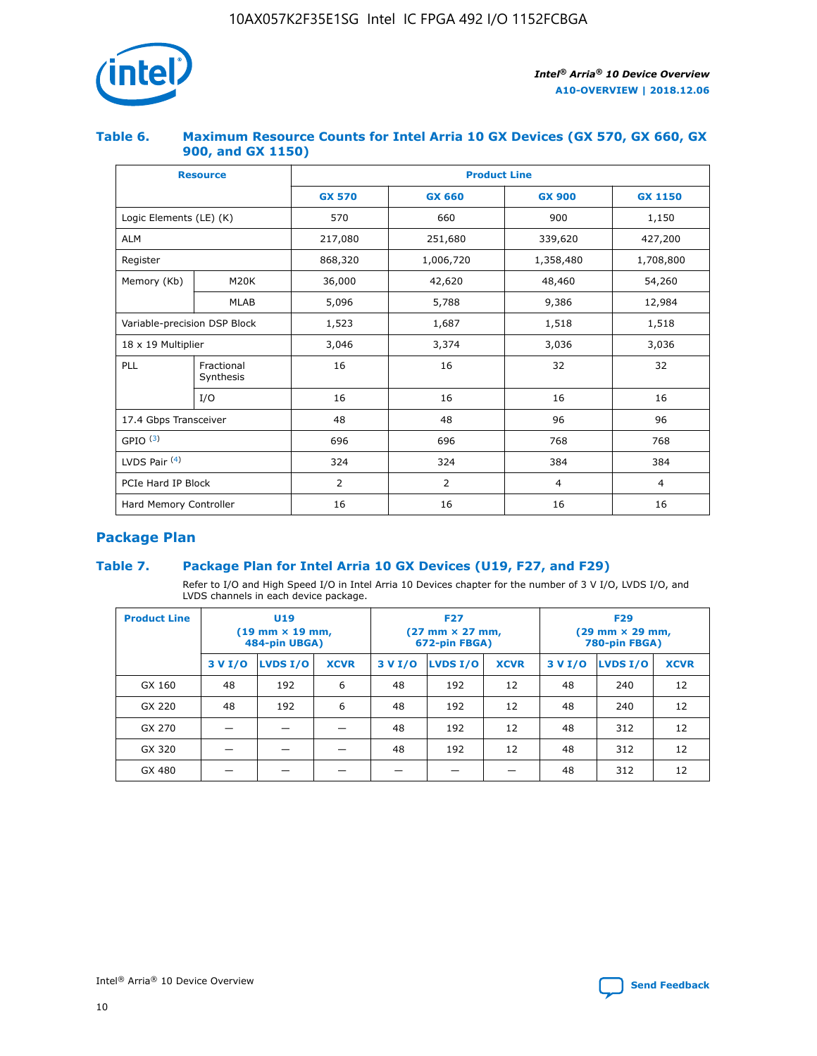### Table 6. Maximum Resource Counts for Intel Arria 10 GX Devices (GX 570, GX 660, GX 900, and GX 1150)

| Resource | | Product Line | | | |
|---|---|---|---|---|---|
| | | GX 570 | GX 660 | GX 900 | GX 1150 |
| Logic Elements (LE) (K) | | 570 | 660 | 900 | 1,150 |
| ALM | | 217,080 | 251,680 | 339,620 | 427,200 |
| Register | | 868,320 | 1,006,720 | 1,358,480 | 1,708,800 |
| Memory (Kb) | M20K | 36,000 | 42,620 | 48,460 | 54,260 |
| | MLAB | 5,096 | 5,788 | 9,386 | 12,984 |
| Variable-precision DSP Block | | 1,523 | 1,687 | 1,518 | 1,518 |
| 18 x 19 Multiplier | | 3,046 | 3,374 | 3,036 | 3,036 |
| PLL | Fractional Synthesis | 16 | 16 | 32 | 32 |
| | I/O | 16 | 16 | 16 | 16 |
| 17.4 Gbps Transceiver | | 48 | 48 | 96 | 96 |
| GPIO [(3)] | | 696 | 696 | 768 | 768 |
| LVDS Pair [(4)] | | 324 | 324 | 384 | 384 |
| PCIe Hard IP Block | | 2 | 2 | 4 | 4 |
| Hard Memory Controller | | 16 | 16 | 16 | 16 |

## Package Plan

### Table 7. Package Plan for Intel Arria 10 GX Devices (U19, F27, and F29)

Refer to I/O and High Speed I/O in Intel Arria 10 Devices chapter for the number of 3 V I/O, LVDS I/O, and LVDS channels in each device package.

| Product Line | U19 (19 mm × 19 mm, 484-pin UBGA) | | | F27 (27 mm × 27 mm, 672-pin FBGA) | | | F29 (29 mm × 29 mm, 780-pin FBGA) | | |
|---|---|---|---|---|---|---|---|---|---|
| | 3 V I/O | LVDS I/O | XCVR | 3 V I/O | LVDS I/O | XCVR | 3 V I/O | LVDS I/O | XCVR |
| GX 160 | 48 | 192 | 6 | 48 | 192 | 12 | 48 | 240 | 12 |
| GX 220 | 48 | 192 | 6 | 48 | 192 | 12 | 48 | 240 | 12 |
| GX 270 | — | — | — | 48 | 192 | 12 | 48 | 312 | 12 |
| GX 320 | — | — | — | 48 | 192 | 12 | 48 | 312 | 12 |
| GX 480 | — | — | — | — | — | — | 48 | 312 | 12 |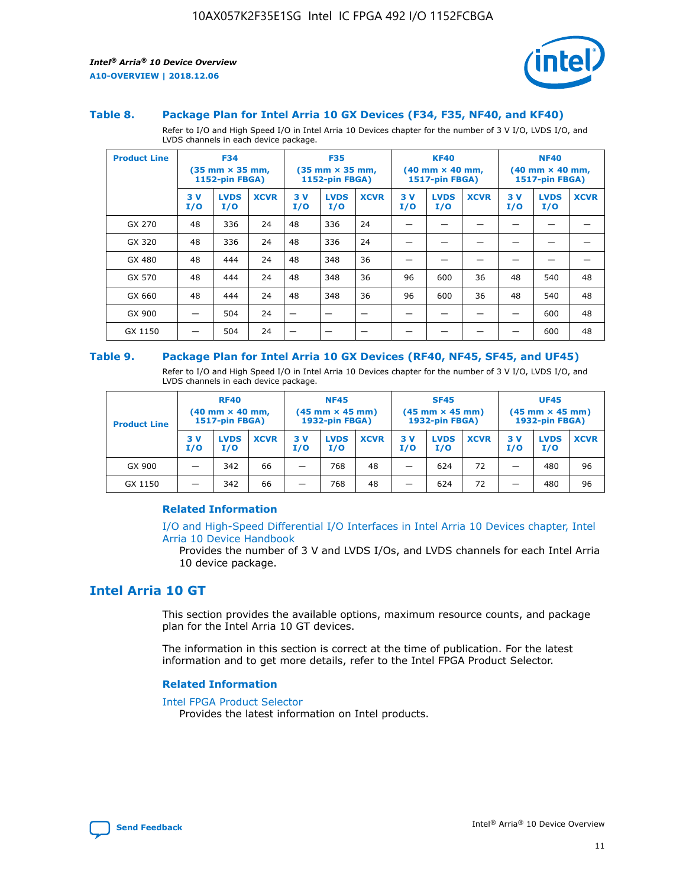### Table 8. Package Plan for Intel Arria 10 GX Devices (F34, F35, NF40, and KF40)

Refer to I/O and High Speed I/O in Intel Arria 10 Devices chapter for the number of 3 V I/O, LVDS I/O, and LVDS channels in each device package.

| Product Line | F34 (35 mm × 35 mm, 1152-pin FBGA) | | | F35 (35 mm × 35 mm, 1152-pin FBGA) | | | KF40 (40 mm × 40 mm, 1517-pin FBGA) | | | NF40 (40 mm × 40 mm, 1517-pin FBGA) | | |
|---|---|---|---|---|---|---|---|---|---|---|---|---|
| | 3 V I/O | LVDS I/O | XCVR | 3 V I/O | LVDS I/O | XCVR | 3 V I/O | LVDS I/O | XCVR | 3 V I/O | LVDS I/O | XCVR |
| GX 270 | 48 | 336 | 24 | 48 | 336 | 24 | — | — | — | — | — | — |
| GX 320 | 48 | 336 | 24 | 48 | 336 | 24 | — | — | — | — | — | — |
| GX 480 | 48 | 444 | 24 | 48 | 348 | 36 | — | — | — | — | — | — |
| GX 570 | 48 | 444 | 24 | 48 | 348 | 36 | 96 | 600 | 36 | 48 | 540 | 48 |
| GX 660 | 48 | 444 | 24 | 48 | 348 | 36 | 96 | 600 | 36 | 48 | 540 | 48 |
| GX 900 | — | 504 | 24 | — | — | — | — | — | — | — | 600 | 48 |
| GX 1150 | — | 504 | 24 | — | — | — | — | — | — | — | 600 | 48 |

### Table 9. Package Plan for Intel Arria 10 GX Devices (RF40, NF45, SF45, and UF45)

Refer to I/O and High Speed I/O in Intel Arria 10 Devices chapter for the number of 3 V I/O, LVDS I/O, and LVDS channels in each device package.

| Product Line | RF40 (40 mm × 40 mm, 1517-pin FBGA) | | | NF45 (45 mm × 45 mm) 1932-pin FBGA) | | | SF45 (45 mm × 45 mm) 1932-pin FBGA) | | | UF45 (45 mm × 45 mm) 1932-pin FBGA) | | |
|---|---|---|---|---|---|---|---|---|---|---|---|---|
| | 3 V I/O | LVDS I/O | XCVR | 3 V I/O | LVDS I/O | XCVR | 3 V I/O | LVDS I/O | XCVR | 3 V I/O | LVDS I/O | XCVR |
| GX 900 | — | 342 | 66 | — | 768 | 48 | — | 624 | 72 | — | 480 | 96 |
| GX 1150 | — | 342 | 66 | — | 768 | 48 | — | 624 | 72 | — | 480 | 96 |

#### Related Information

I/O and High-Speed Differential I/O Interfaces in Intel Arria 10 Devices chapter, Intel Arria 10 Device Handbook
Provides the number of 3 V and LVDS I/Os, and LVDS channels for each Intel Arria 10 device package.

## Intel Arria 10 GT

This section provides the available options, maximum resource counts, and package plan for the Intel Arria 10 GT devices.

The information in this section is correct at the time of publication. For the latest information and to get more details, refer to the Intel FPGA Product Selector.

#### Related Information

Intel FPGA Product Selector
Provides the latest information on Intel products.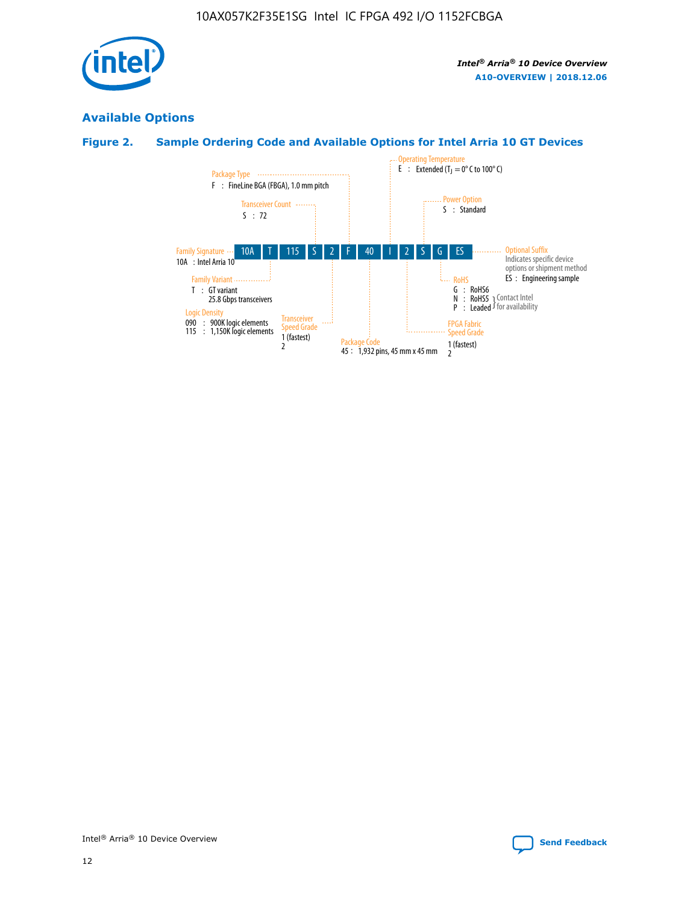## Available Options

### Figure 2. Sample Ordering Code and Available Options for Intel Arria 10 GT Devices

Sample ordering code: 10A T 115 S 2 F 40 I 2 S G ES

- **Family Signature**
  - 10A : Intel Arria 10
- **Family Variant**
  - T : GT variant, 25.8 Gbps transceivers
- **Logic Density**
  - 090 : 900K logic elements
  - 115 : 1,150K logic elements
- **Transceiver Count**
  - S : 72
- **Transceiver Speed Grade**
  - 1 (fastest)
  - 2
- **Package Type**
  - F : FineLine BGA (FBGA), 1.0 mm pitch
- **Package Code**
  - 45 : 1,932 pins, 45 mm x 45 mm
- **Operating Temperature**
  - E : Extended ($T_J$ = 0° C to 100° C)
- **FPGA Fabric Speed Grade**
  - 1 (fastest)
  - 2
- **Power Option**
  - S : Standard
- **RoHS**
  - G : RoHS6
  - N : RoHS5 (Contact Intel for availability)
  - P : Leaded (Contact Intel for availability)
- **Optional Suffix**
  - Indicates specific device options or shipment method
  - ES : Engineering sample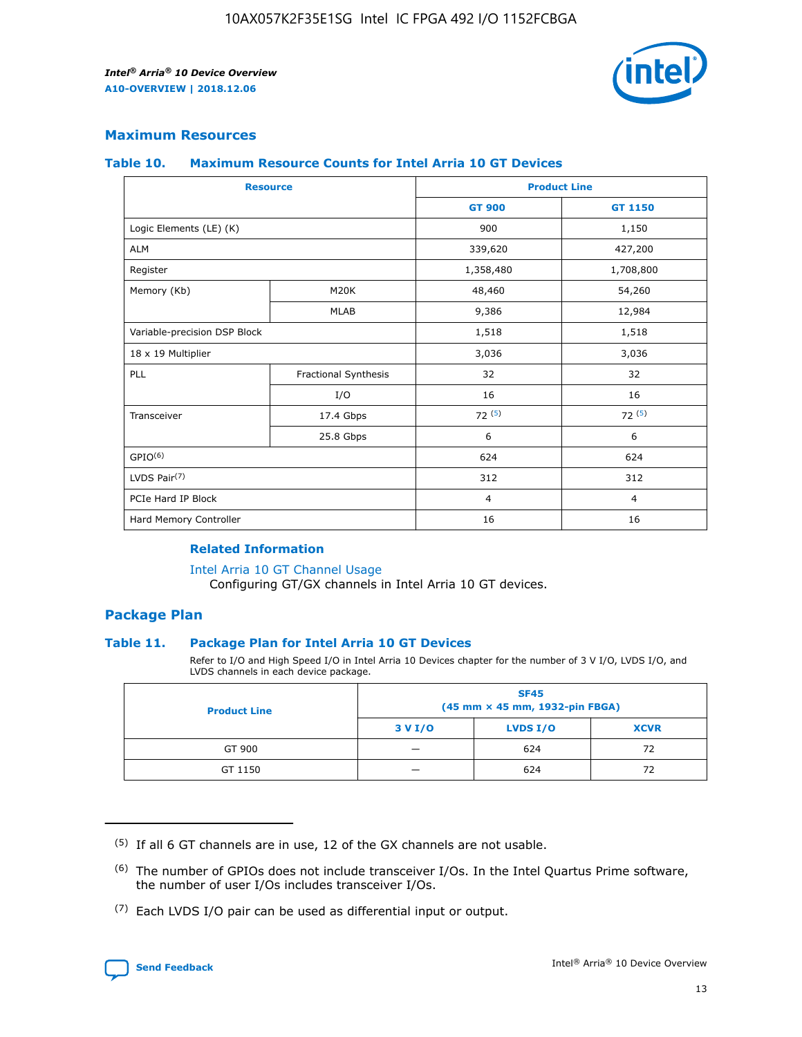## Maximum Resources

### Table 10. Maximum Resource Counts for Intel Arria 10 GT Devices

| Resource | | Product Line | |
|---|---|---|---|
| | | GT 900 | GT 1150 |
| Logic Elements (LE) (K) | | 900 | 1,150 |
| ALM | | 339,620 | 427,200 |
| Register | | 1,358,480 | 1,708,800 |
| Memory (Kb) | M20K | 48,460 | 54,260 |
| | MLAB | 9,386 | 12,984 |
| Variable-precision DSP Block | | 1,518 | 1,518 |
| 18 x 19 Multiplier | | 3,036 | 3,036 |
| PLL | Fractional Synthesis | 32 | 32 |
| | I/O | 16 | 16 |
| Transceiver | 17.4 Gbps | 72 [5] | 72 [5] |
| | 25.8 Gbps | 6 | 6 |
| GPIO[6] | | 624 | 624 |
| LVDS Pair[7] | | 312 | 312 |
| PCIe Hard IP Block | | 4 | 4 |
| Hard Memory Controller | | 16 | 16 |

### Related Information

Intel Arria 10 GT Channel Usage

Configuring GT/GX channels in Intel Arria 10 GT devices.

## Package Plan

### Table 11. Package Plan for Intel Arria 10 GT Devices

Refer to I/O and High Speed I/O in Intel Arria 10 Devices chapter for the number of 3 V I/O, LVDS I/O, and LVDS channels in each device package.

| Product Line | SF45 (45 mm × 45 mm, 1932-pin FBGA) | | |
|---|---|---|---|
| | 3 V I/O | LVDS I/O | XCVR |
| GT 900 | — | 624 | 72 |
| GT 1150 | — | 624 | 72 |

(5) If all 6 GT channels are in use, 12 of the GX channels are not usable.

(6) The number of GPIOs does not include transceiver I/Os. In the Intel Quartus Prime software, the number of user I/Os includes transceiver I/Os.

(7) Each LVDS I/O pair can be used as differential input or output.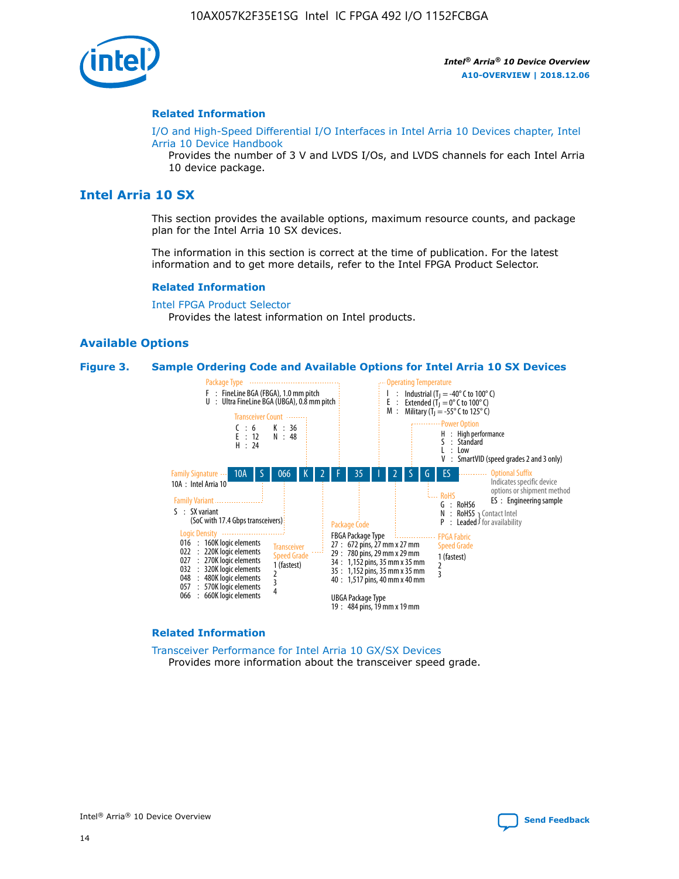#### Related Information

I/O and High-Speed Differential I/O Interfaces in Intel Arria 10 Devices chapter, Intel Arria 10 Device Handbook

Provides the number of 3 V and LVDS I/Os, and LVDS channels for each Intel Arria 10 device package.

## Intel Arria 10 SX

This section provides the available options, maximum resource counts, and package plan for the Intel Arria 10 SX devices.

The information in this section is correct at the time of publication. For the latest information and to get more details, refer to the Intel FPGA Product Selector.

#### Related Information

Intel FPGA Product Selector

Provides the latest information on Intel products.

### Available Options

**Figure 3. Sample Ordering Code and Available Options for Intel Arria 10 SX Devices**

Sample ordering code: 10A S 066 K 2 F 35 I 2 S G ES

- **Family Signature**
  - 10A : Intel Arria 10
- **Family Variant**
  - S : SX variant (SoC with 17.4 Gbps transceivers)
- **Logic Density**
  - 016 : 160K logic elements
  - 022 : 220K logic elements
  - 027 : 270K logic elements
  - 032 : 320K logic elements
  - 048 : 480K logic elements
  - 057 : 570K logic elements
  - 066 : 660K logic elements
- **Transceiver Count**
  - C : 6
  - E : 12
  - H : 24
  - K : 36
  - N : 48
- **Transceiver Speed Grade**
  - 1 (fastest)
  - 2
  - 3
  - 4
- **Package Type**
  - F : FineLine BGA (FBGA), 1.0 mm pitch
  - U : Ultra FineLine BGA (UBGA), 0.8 mm pitch
- **Package Code**
  - FBGA Package Type
    - 27 : 672 pins, 27 mm x 27 mm
    - 29 : 780 pins, 29 mm x 29 mm
    - 34 : 1,152 pins, 35 mm x 35 mm
    - 35 : 1,152 pins, 35 mm x 35 mm
    - 40 : 1,517 pins, 40 mm x 40 mm
  - UBGA Package Type
    - 19 : 484 pins, 19 mm x 19 mm
- **Operating Temperature**
  - I : Industrial ($T_J$ = -40° C to 100° C)
  - E : Extended ($T_J$ = 0° C to 100° C)
  - M : Military ($T_J$ = -55° C to 125° C)
- **FPGA Fabric Speed Grade**
  - 1 (fastest)
  - 2
  - 3
- **Power Option**
  - H : High performance
  - S : Standard
  - L : Low
  - V : SmartVID (speed grades 2 and 3 only)
- **RoHS**
  - G : RoHS6
  - N : RoHS5 (Contact Intel for availability)
  - P : Leaded (Contact Intel for availability)
- **Optional Suffix**
  - Indicates specific device options or shipment method
  - ES : Engineering sample

#### Related Information

Transceiver Performance for Intel Arria 10 GX/SX Devices

Provides more information about the transceiver speed grade.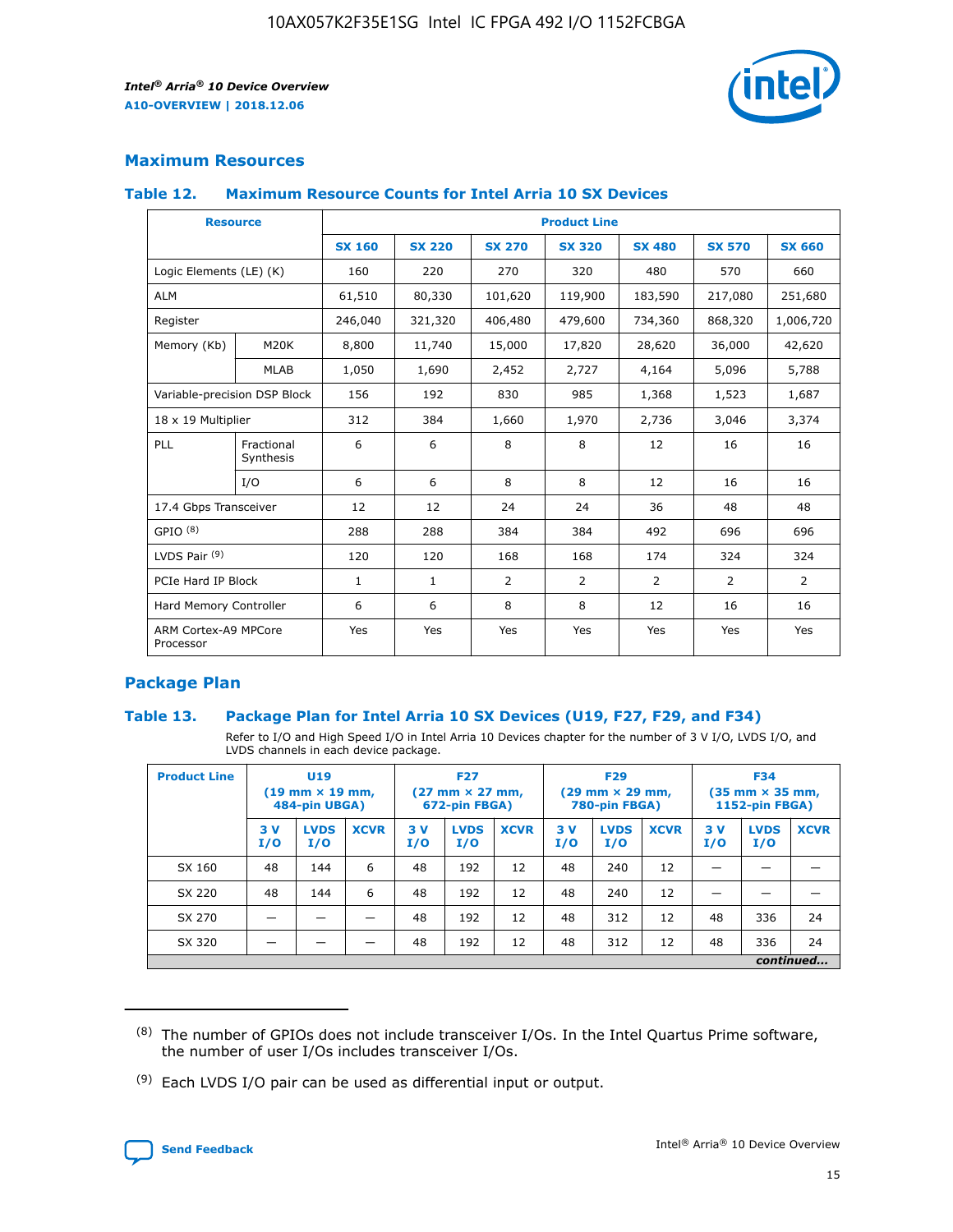## Maximum Resources

### Table 12. Maximum Resource Counts for Intel Arria 10 SX Devices

| Resource | | Product Line | | | | | | |
|---|---|---|---|---|---|---|---|---|
| | | SX 160 | SX 220 | SX 270 | SX 320 | SX 480 | SX 570 | SX 660 |
| Logic Elements (LE) (K) | | 160 | 220 | 270 | 320 | 480 | 570 | 660 |
| ALM | | 61,510 | 80,330 | 101,620 | 119,900 | 183,590 | 217,080 | 251,680 |
| Register | | 246,040 | 321,320 | 406,480 | 479,600 | 734,360 | 868,320 | 1,006,720 |
| Memory (Kb) | M20K | 8,800 | 11,740 | 15,000 | 17,820 | 28,620 | 36,000 | 42,620 |
| | MLAB | 1,050 | 1,690 | 2,452 | 2,727 | 4,164 | 5,096 | 5,788 |
| Variable-precision DSP Block | | 156 | 192 | 830 | 985 | 1,368 | 1,523 | 1,687 |
| 18 x 19 Multiplier | | 312 | 384 | 1,660 | 1,970 | 2,736 | 3,046 | 3,374 |
| PLL | Fractional Synthesis | 6 | 6 | 8 | 8 | 12 | 16 | 16 |
| | I/O | 6 | 6 | 8 | 8 | 12 | 16 | 16 |
| 17.4 Gbps Transceiver | | 12 | 12 | 24 | 24 | 36 | 48 | 48 |
| GPIO [8] | | 288 | 288 | 384 | 384 | 492 | 696 | 696 |
| LVDS Pair [9] | | 120 | 120 | 168 | 168 | 174 | 324 | 324 |
| PCIe Hard IP Block | | 1 | 1 | 2 | 2 | 2 | 2 | 2 |
| Hard Memory Controller | | 6 | 6 | 8 | 8 | 12 | 16 | 16 |
| ARM Cortex-A9 MPCore Processor | | Yes | Yes | Yes | Yes | Yes | Yes | Yes |

## Package Plan

### Table 13. Package Plan for Intel Arria 10 SX Devices (U19, F27, F29, and F34)

Refer to I/O and High Speed I/O in Intel Arria 10 Devices chapter for the number of 3 V I/O, LVDS I/O, and LVDS channels in each device package.

| Product Line | U19 (19 mm × 19 mm, 484-pin UBGA) | | | F27 (27 mm × 27 mm, 672-pin FBGA) | | | F29 (29 mm × 29 mm, 780-pin FBGA) | | | F34 (35 mm × 35 mm, 1152-pin FBGA) | | |
|---|---|---|---|---|---|---|---|---|---|---|---|---|
| | 3 V I/O | LVDS I/O | XCVR | 3 V I/O | LVDS I/O | XCVR | 3 V I/O | LVDS I/O | XCVR | 3 V I/O | LVDS I/O | XCVR |
| SX 160 | 48 | 144 | 6 | 48 | 192 | 12 | 48 | 240 | 12 | — | — | — |
| SX 220 | 48 | 144 | 6 | 48 | 192 | 12 | 48 | 240 | 12 | — | — | — |
| SX 270 | — | — | — | 48 | 192 | 12 | 48 | 312 | 12 | 48 | 336 | 24 |
| SX 320 | — | — | — | 48 | 192 | 12 | 48 | 312 | 12 | 48 | 336 | 24 |

*continued...*

(8) The number of GPIOs does not include transceiver I/Os. In the Intel Quartus Prime software, the number of user I/Os includes transceiver I/Os.

(9) Each LVDS I/O pair can be used as differential input or output.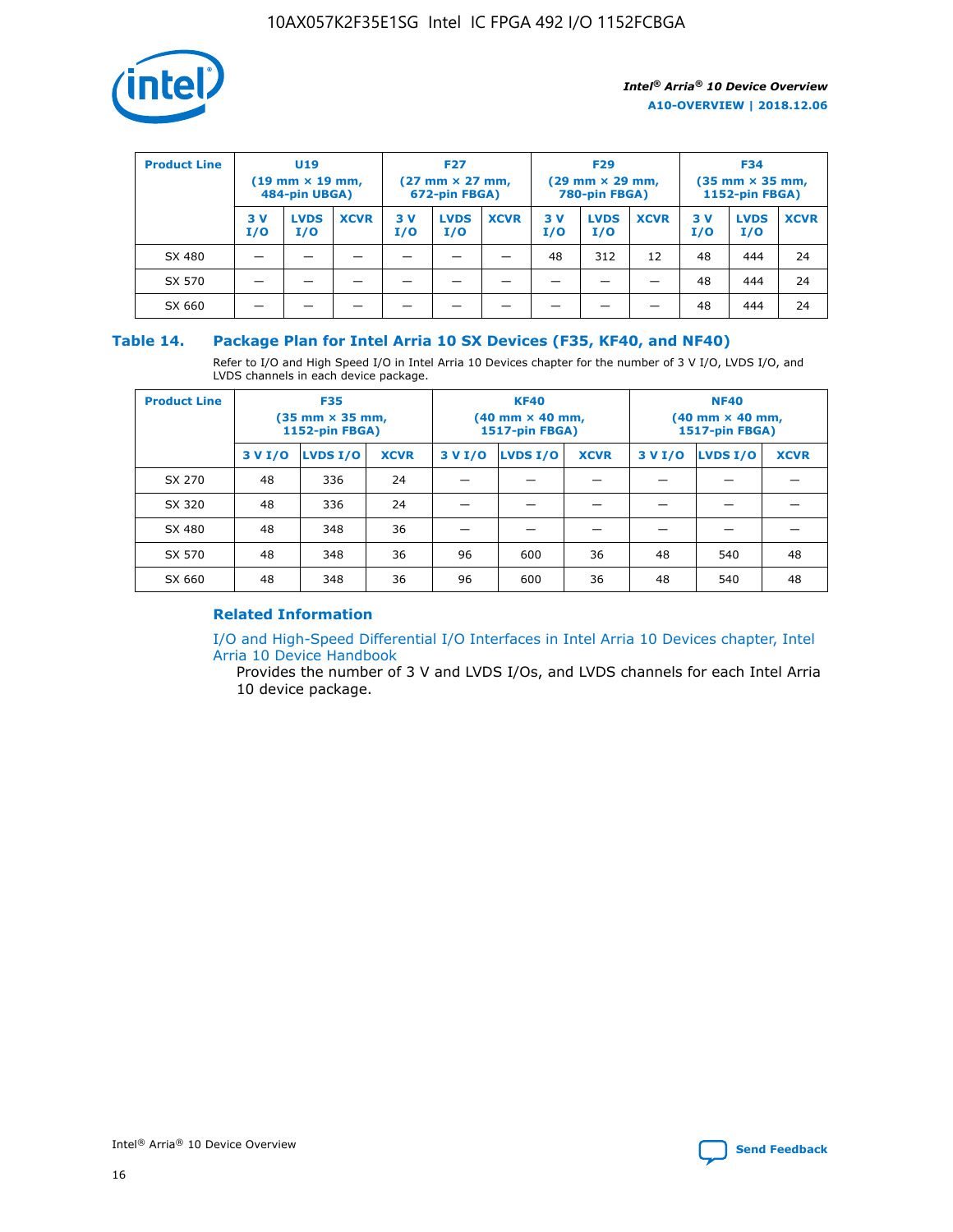| Product Line | U19 (19 mm × 19 mm, 484-pin UBGA) | | | F27 (27 mm × 27 mm, 672-pin FBGA) | | | F29 (29 mm × 29 mm, 780-pin FBGA) | | | F34 (35 mm × 35 mm, 1152-pin FBGA) | | |
|---|---|---|---|---|---|---|---|---|---|---|---|---|
| | 3 V I/O | LVDS I/O | XCVR | 3 V I/O | LVDS I/O | XCVR | 3 V I/O | LVDS I/O | XCVR | 3 V I/O | LVDS I/O | XCVR |
| SX 480 | — | — | — | — | — | — | 48 | 312 | 12 | 48 | 444 | 24 |
| SX 570 | — | — | — | — | — | — | — | — | — | 48 | 444 | 24 |
| SX 660 | — | — | — | — | — | — | — | — | — | 48 | 444 | 24 |

## Table 14. Package Plan for Intel Arria 10 SX Devices (F35, KF40, and NF40)

Refer to I/O and High Speed I/O in Intel Arria 10 Devices chapter for the number of 3 V I/O, LVDS I/O, and LVDS channels in each device package.

| Product Line | F35 (35 mm × 35 mm, 1152-pin FBGA) | | | KF40 (40 mm × 40 mm, 1517-pin FBGA) | | | NF40 (40 mm × 40 mm, 1517-pin FBGA) | | |
|---|---|---|---|---|---|---|---|---|---|
| | 3 V I/O | LVDS I/O | XCVR | 3 V I/O | LVDS I/O | XCVR | 3 V I/O | LVDS I/O | XCVR |
| SX 270 | 48 | 336 | 24 | — | — | — | — | — | — |
| SX 320 | 48 | 336 | 24 | — | — | — | — | — | — |
| SX 480 | 48 | 348 | 36 | — | — | — | — | — | — |
| SX 570 | 48 | 348 | 36 | 96 | 600 | 36 | 48 | 540 | 48 |
| SX 660 | 48 | 348 | 36 | 96 | 600 | 36 | 48 | 540 | 48 |

### Related Information

I/O and High-Speed Differential I/O Interfaces in Intel Arria 10 Devices chapter, Intel Arria 10 Device Handbook

Provides the number of 3 V and LVDS I/Os, and LVDS channels for each Intel Arria 10 device package.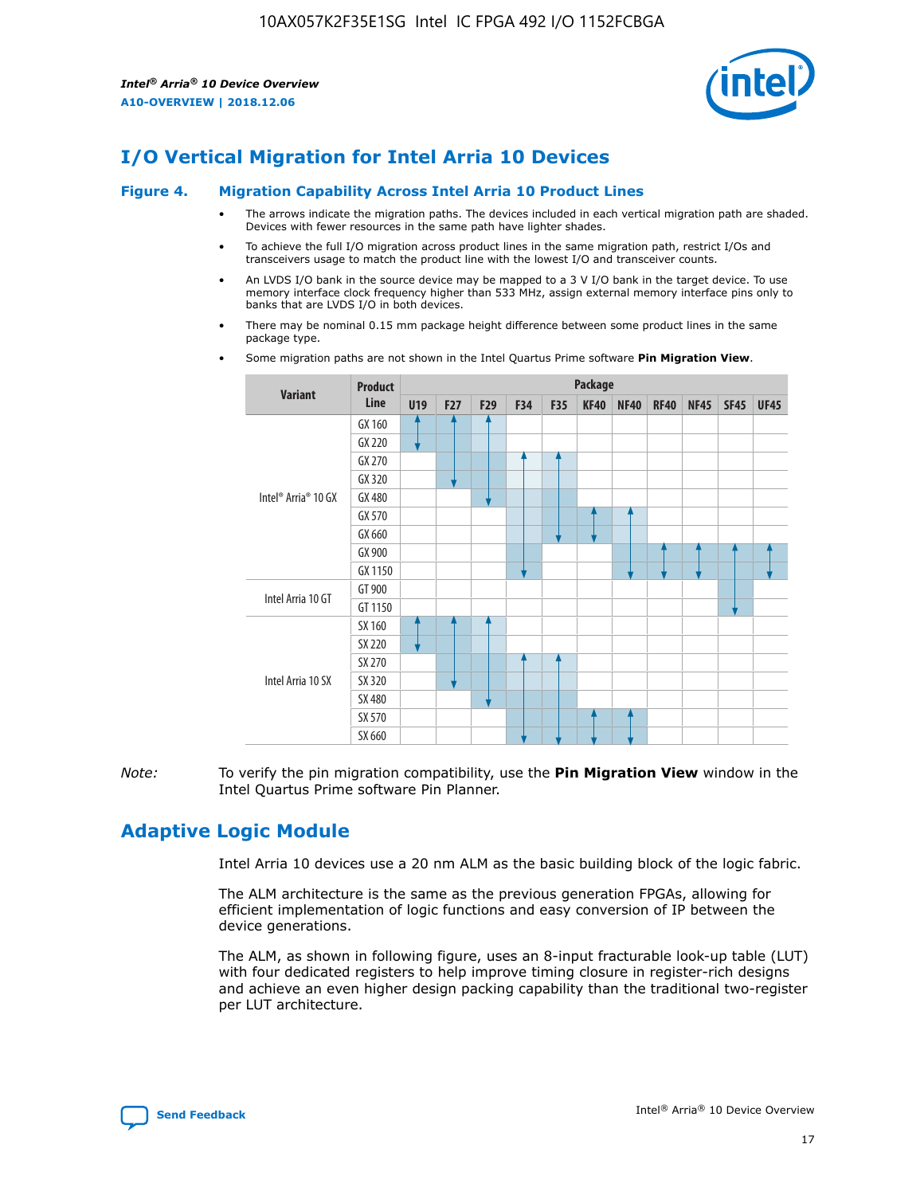## I/O Vertical Migration for Intel Arria 10 Devices

**Figure 4. Migration Capability Across Intel Arria 10 Product Lines**

- The arrows indicate the migration paths. The devices included in each vertical migration path are shaded. Devices with fewer resources in the same path have lighter shades.
- To achieve the full I/O migration across product lines in the same migration path, restrict I/Os and transceivers usage to match the product line with the lowest I/O and transceiver counts.
- An LVDS I/O bank in the source device may be mapped to a 3 V I/O bank in the target device. To use memory interface clock frequency higher than 533 MHz, assign external memory interface pins only to banks that are LVDS I/O in both devices.
- There may be nominal 0.15 mm package height difference between some product lines in the same package type.
- Some migration paths are not shown in the Intel Quartus Prime software **Pin Migration View**.

| Variant | Product Line | Package | | | | | | | | | | |
|---|---|---|---|---|---|---|---|---|---|---|---|---|
| | | U19 | F27 | F29 | F34 | F35 | KF40 | NF40 | RF40 | NF45 | SF45 | UF45 |
| Intel® Arria® 10 GX | GX 160 | | | | | | | | | | | |
| | GX 220 | | | | | | | | | | | |
| | GX 270 | | | | | | | | | | | |
| | GX 320 | | | | | | | | | | | |
| | GX 480 | | | | | | | | | | | |
| | GX 570 | | | | | | | | | | | |
| | GX 660 | | | | | | | | | | | |
| | GX 900 | | | | | | | | | | | |
| | GX 1150 | | | | | | | | | | | |
| Intel Arria 10 GT | GT 900 | | | | | | | | | | | |
| | GT 1150 | | | | | | | | | | | |
| Intel Arria 10 SX | SX 160 | | | | | | | | | | | |
| | SX 220 | | | | | | | | | | | |
| | SX 270 | | | | | | | | | | | |
| | SX 320 | | | | | | | | | | | |
| | SX 480 | | | | | | | | | | | |
| | SX 570 | | | | | | | | | | | |
| | SX 660 | | | | | | | | | | | |

*Note:* To verify the pin migration compatibility, use the **Pin Migration View** window in the Intel Quartus Prime software Pin Planner.

## Adaptive Logic Module

Intel Arria 10 devices use a 20 nm ALM as the basic building block of the logic fabric.

The ALM architecture is the same as the previous generation FPGAs, allowing for efficient implementation of logic functions and easy conversion of IP between the device generations.

The ALM, as shown in following figure, uses an 8-input fracturable look-up table (LUT) with four dedicated registers to help improve timing closure in register-rich designs and achieve an even higher design packing capability than the traditional two-register per LUT architecture.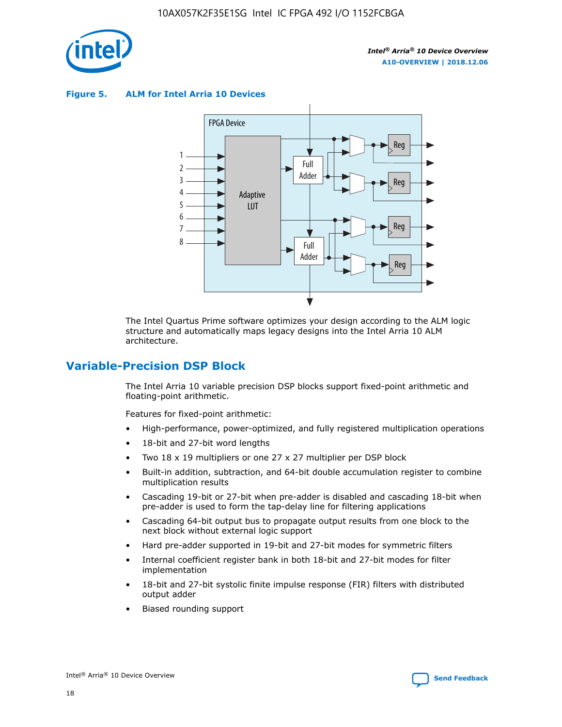**Figure 5. ALM for Intel Arria 10 Devices**

The Intel Quartus Prime software optimizes your design according to the ALM logic structure and automatically maps legacy designs into the Intel Arria 10 ALM architecture.

## Variable-Precision DSP Block

The Intel Arria 10 variable precision DSP blocks support fixed-point arithmetic and floating-point arithmetic.

Features for fixed-point arithmetic:

- High-performance, power-optimized, and fully registered multiplication operations
- 18-bit and 27-bit word lengths
- Two 18 x 19 multipliers or one 27 x 27 multiplier per DSP block
- Built-in addition, subtraction, and 64-bit double accumulation register to combine multiplication results
- Cascading 19-bit or 27-bit when pre-adder is disabled and cascading 18-bit when pre-adder is used to form the tap-delay line for filtering applications
- Cascading 64-bit output bus to propagate output results from one block to the next block without external logic support
- Hard pre-adder supported in 19-bit and 27-bit modes for symmetric filters
- Internal coefficient register bank in both 18-bit and 27-bit modes for filter implementation
- 18-bit and 27-bit systolic finite impulse response (FIR) filters with distributed output adder
- Biased rounding support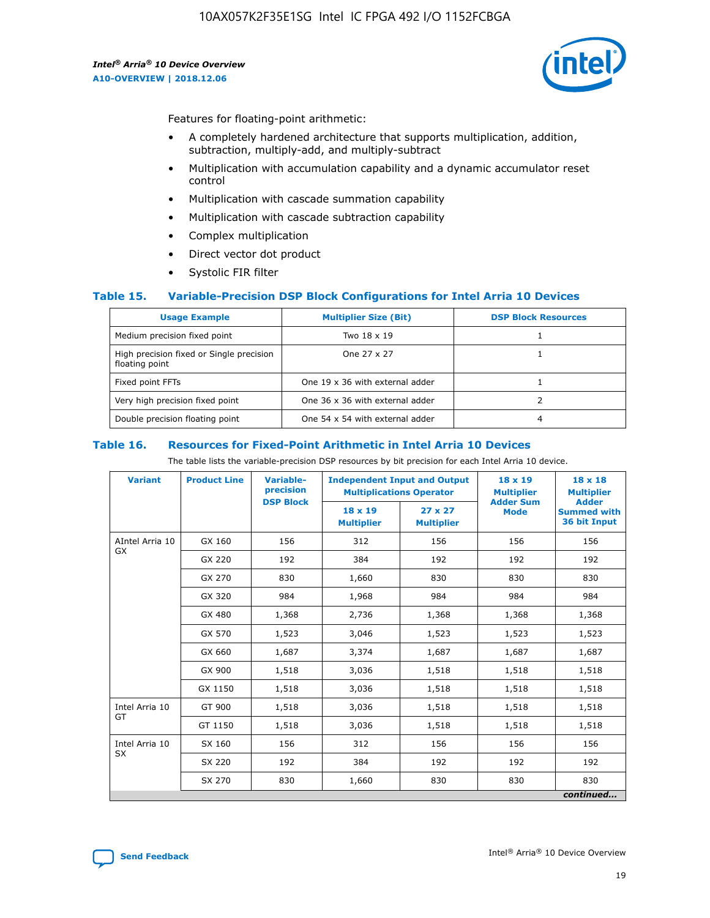Features for floating-point arithmetic:

- A completely hardened architecture that supports multiplication, addition, subtraction, multiply-add, and multiply-subtract
- Multiplication with accumulation capability and a dynamic accumulator reset control
- Multiplication with cascade summation capability
- Multiplication with cascade subtraction capability
- Complex multiplication
- Direct vector dot product
- Systolic FIR filter

### Table 15. Variable-Precision DSP Block Configurations for Intel Arria 10 Devices

| Usage Example | Multiplier Size (Bit) | DSP Block Resources |
|---|---|---|
| Medium precision fixed point | Two 18 x 19 | 1 |
| High precision fixed or Single precision floating point | One 27 x 27 | 1 |
| Fixed point FFTs | One 19 x 36 with external adder | 1 |
| Very high precision fixed point | One 36 x 36 with external adder | 2 |
| Double precision floating point | One 54 x 54 with external adder | 4 |

### Table 16. Resources for Fixed-Point Arithmetic in Intel Arria 10 Devices

The table lists the variable-precision DSP resources by bit precision for each Intel Arria 10 device.

| Variant | Product Line | Variable-precision DSP Block | Independent Input and Output Multiplications Operator | | 18 x 19 Multiplier Adder Sum Mode | 18 x 18 Multiplier Adder Summed with 36 bit Input |
|---|---|---|---|---|---|---|
| | | | 18 x 19 Multiplier | 27 x 27 Multiplier | | |
| AIntel Arria 10 GX | GX 160 | 156 | 312 | 156 | 156 | 156 |
| | GX 220 | 192 | 384 | 192 | 192 | 192 |
| | GX 270 | 830 | 1,660 | 830 | 830 | 830 |
| | GX 320 | 984 | 1,968 | 984 | 984 | 984 |
| | GX 480 | 1,368 | 2,736 | 1,368 | 1,368 | 1,368 |
| | GX 570 | 1,523 | 3,046 | 1,523 | 1,523 | 1,523 |
| | GX 660 | 1,687 | 3,374 | 1,687 | 1,687 | 1,687 |
| | GX 900 | 1,518 | 3,036 | 1,518 | 1,518 | 1,518 |
| | GX 1150 | 1,518 | 3,036 | 1,518 | 1,518 | 1,518 |
| Intel Arria 10 GT | GT 900 | 1,518 | 3,036 | 1,518 | 1,518 | 1,518 |
| | GT 1150 | 1,518 | 3,036 | 1,518 | 1,518 | 1,518 |
| Intel Arria 10 SX | SX 160 | 156 | 312 | 156 | 156 | 156 |
| | SX 220 | 192 | 384 | 192 | 192 | 192 |
| | SX 270 | 830 | 1,660 | 830 | 830 | 830 |

*continued...*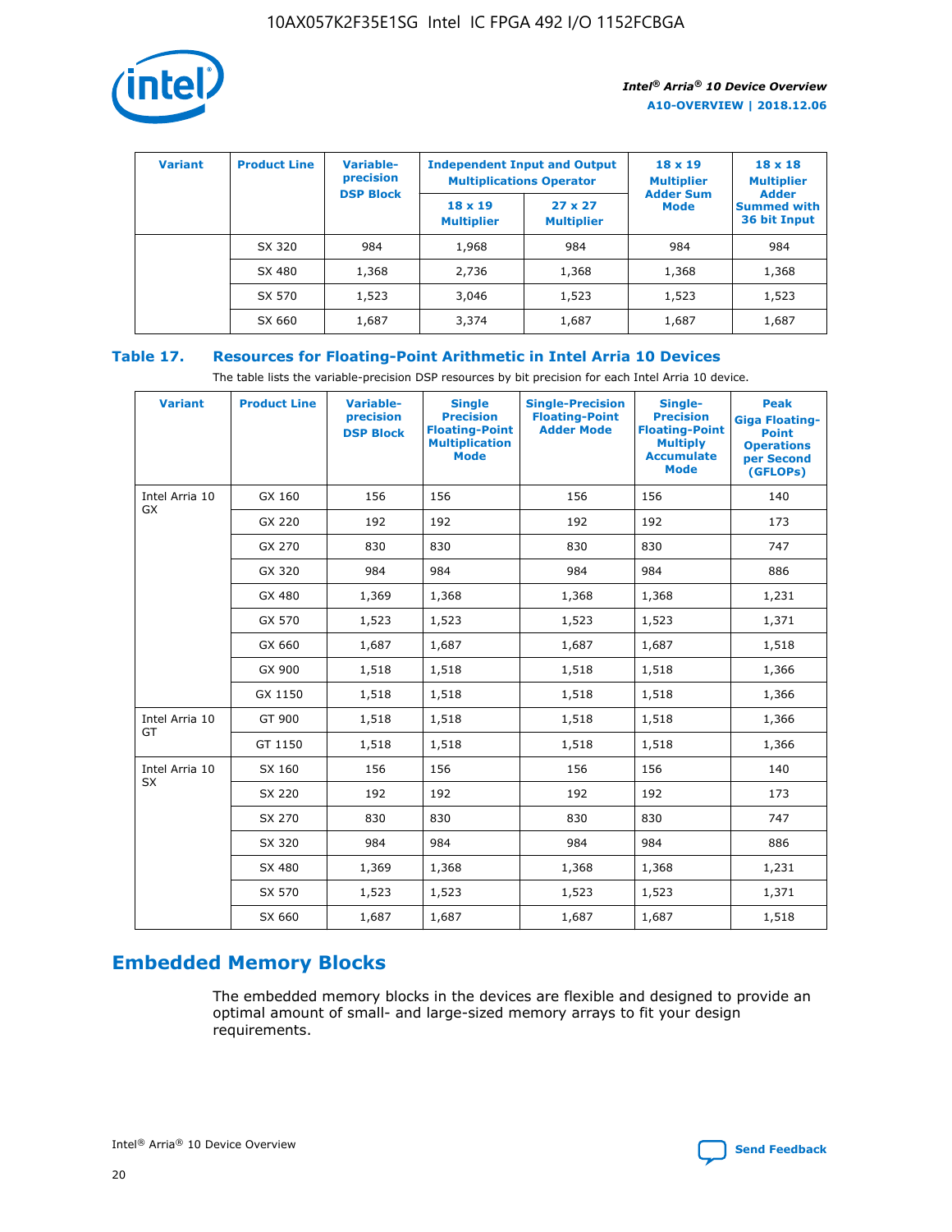| Variant | Product Line | Variable-precision DSP Block | Independent Input and Output Multiplications Operator | | 18 x 19 Multiplier Adder Sum Mode | 18 x 18 Multiplier Adder Summed with 36 bit Input |
|---|---|---|---|---|---|---|
| | | | 18 x 19 Multiplier | 27 x 27 Multiplier | | |
| | SX 320 | 984 | 1,968 | 984 | 984 | 984 |
| | SX 480 | 1,368 | 2,736 | 1,368 | 1,368 | 1,368 |
| | SX 570 | 1,523 | 3,046 | 1,523 | 1,523 | 1,523 |
| | SX 660 | 1,687 | 3,374 | 1,687 | 1,687 | 1,687 |

## Table 17. Resources for Floating-Point Arithmetic in Intel Arria 10 Devices

The table lists the variable-precision DSP resources by bit precision for each Intel Arria 10 device.

| Variant | Product Line | Variable-precision DSP Block | Single Precision Floating-Point Multiplication Mode | Single-Precision Floating-Point Adder Mode | Single-Precision Floating-Point Multiply Accumulate Mode | Peak Giga Floating-Point Operations per Second (GFLOPs) |
|---|---|---|---|---|---|---|
| Intel Arria 10 GX | GX 160 | 156 | 156 | 156 | 156 | 140 |
| | GX 220 | 192 | 192 | 192 | 192 | 173 |
| | GX 270 | 830 | 830 | 830 | 830 | 747 |
| | GX 320 | 984 | 984 | 984 | 984 | 886 |
| | GX 480 | 1,369 | 1,368 | 1,368 | 1,368 | 1,231 |
| | GX 570 | 1,523 | 1,523 | 1,523 | 1,523 | 1,371 |
| | GX 660 | 1,687 | 1,687 | 1,687 | 1,687 | 1,518 |
| | GX 900 | 1,518 | 1,518 | 1,518 | 1,518 | 1,366 |
| | GX 1150 | 1,518 | 1,518 | 1,518 | 1,518 | 1,366 |
| Intel Arria 10 GT | GT 900 | 1,518 | 1,518 | 1,518 | 1,518 | 1,366 |
| | GT 1150 | 1,518 | 1,518 | 1,518 | 1,518 | 1,366 |
| Intel Arria 10 SX | SX 160 | 156 | 156 | 156 | 156 | 140 |
| | SX 220 | 192 | 192 | 192 | 192 | 173 |
| | SX 270 | 830 | 830 | 830 | 830 | 747 |
| | SX 320 | 984 | 984 | 984 | 984 | 886 |
| | SX 480 | 1,369 | 1,368 | 1,368 | 1,368 | 1,231 |
| | SX 570 | 1,523 | 1,523 | 1,523 | 1,523 | 1,371 |
| | SX 660 | 1,687 | 1,687 | 1,687 | 1,687 | 1,518 |

# Embedded Memory Blocks

The embedded memory blocks in the devices are flexible and designed to provide an optimal amount of small- and large-sized memory arrays to fit your design requirements.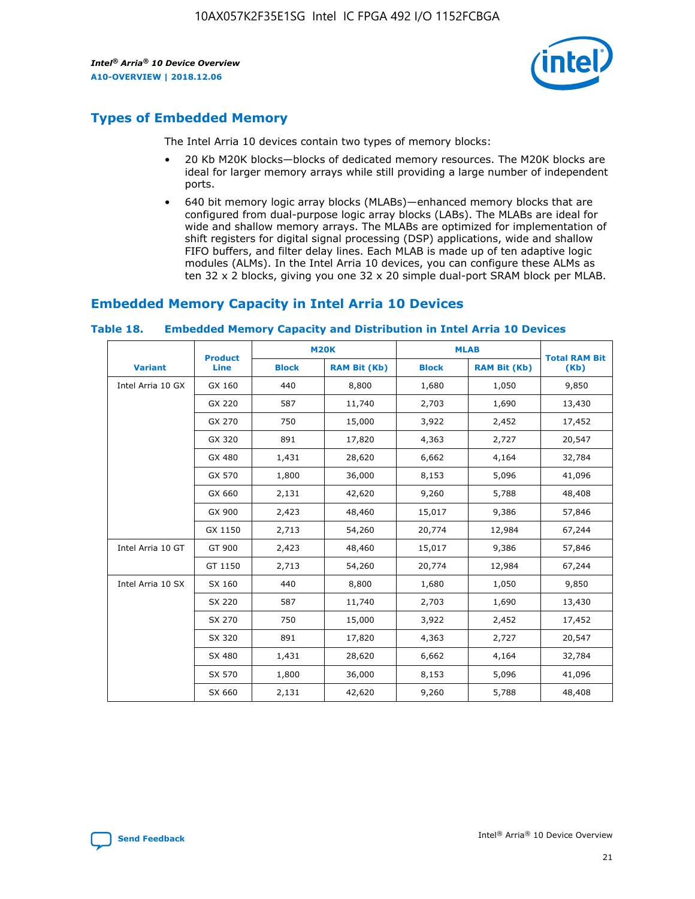## Types of Embedded Memory

The Intel Arria 10 devices contain two types of memory blocks:

- 20 Kb M20K blocks—blocks of dedicated memory resources. The M20K blocks are ideal for larger memory arrays while still providing a large number of independent ports.
- 640 bit memory logic array blocks (MLABs)—enhanced memory blocks that are configured from dual-purpose logic array blocks (LABs). The MLABs are ideal for wide and shallow memory arrays. The MLABs are optimized for implementation of shift registers for digital signal processing (DSP) applications, wide and shallow FIFO buffers, and filter delay lines. Each MLAB is made up of ten adaptive logic modules (ALMs). In the Intel Arria 10 devices, you can configure these ALMs as ten 32 x 2 blocks, giving you one 32 x 20 simple dual-port SRAM block per MLAB.

## Embedded Memory Capacity in Intel Arria 10 Devices

### Table 18. Embedded Memory Capacity and Distribution in Intel Arria 10 Devices

| Variant | Product Line | M20K | | MLAB | | Total RAM Bit (Kb) |
|---|---|---|---|---|---|---|
| | | Block | RAM Bit (Kb) | Block | RAM Bit (Kb) | |
| Intel Arria 10 GX | GX 160 | 440 | 8,800 | 1,680 | 1,050 | 9,850 |
| | GX 220 | 587 | 11,740 | 2,703 | 1,690 | 13,430 |
| | GX 270 | 750 | 15,000 | 3,922 | 2,452 | 17,452 |
| | GX 320 | 891 | 17,820 | 4,363 | 2,727 | 20,547 |
| | GX 480 | 1,431 | 28,620 | 6,662 | 4,164 | 32,784 |
| | GX 570 | 1,800 | 36,000 | 8,153 | 5,096 | 41,096 |
| | GX 660 | 2,131 | 42,620 | 9,260 | 5,788 | 48,408 |
| | GX 900 | 2,423 | 48,460 | 15,017 | 9,386 | 57,846 |
| | GX 1150 | 2,713 | 54,260 | 20,774 | 12,984 | 67,244 |
| Intel Arria 10 GT | GT 900 | 2,423 | 48,460 | 15,017 | 9,386 | 57,846 |
| | GT 1150 | 2,713 | 54,260 | 20,774 | 12,984 | 67,244 |
| Intel Arria 10 SX | SX 160 | 440 | 8,800 | 1,680 | 1,050 | 9,850 |
| | SX 220 | 587 | 11,740 | 2,703 | 1,690 | 13,430 |
| | SX 270 | 750 | 15,000 | 3,922 | 2,452 | 17,452 |
| | SX 320 | 891 | 17,820 | 4,363 | 2,727 | 20,547 |
| | SX 480 | 1,431 | 28,620 | 6,662 | 4,164 | 32,784 |
| | SX 570 | 1,800 | 36,000 | 8,153 | 5,096 | 41,096 |
| | SX 660 | 2,131 | 42,620 | 9,260 | 5,788 | 48,408 |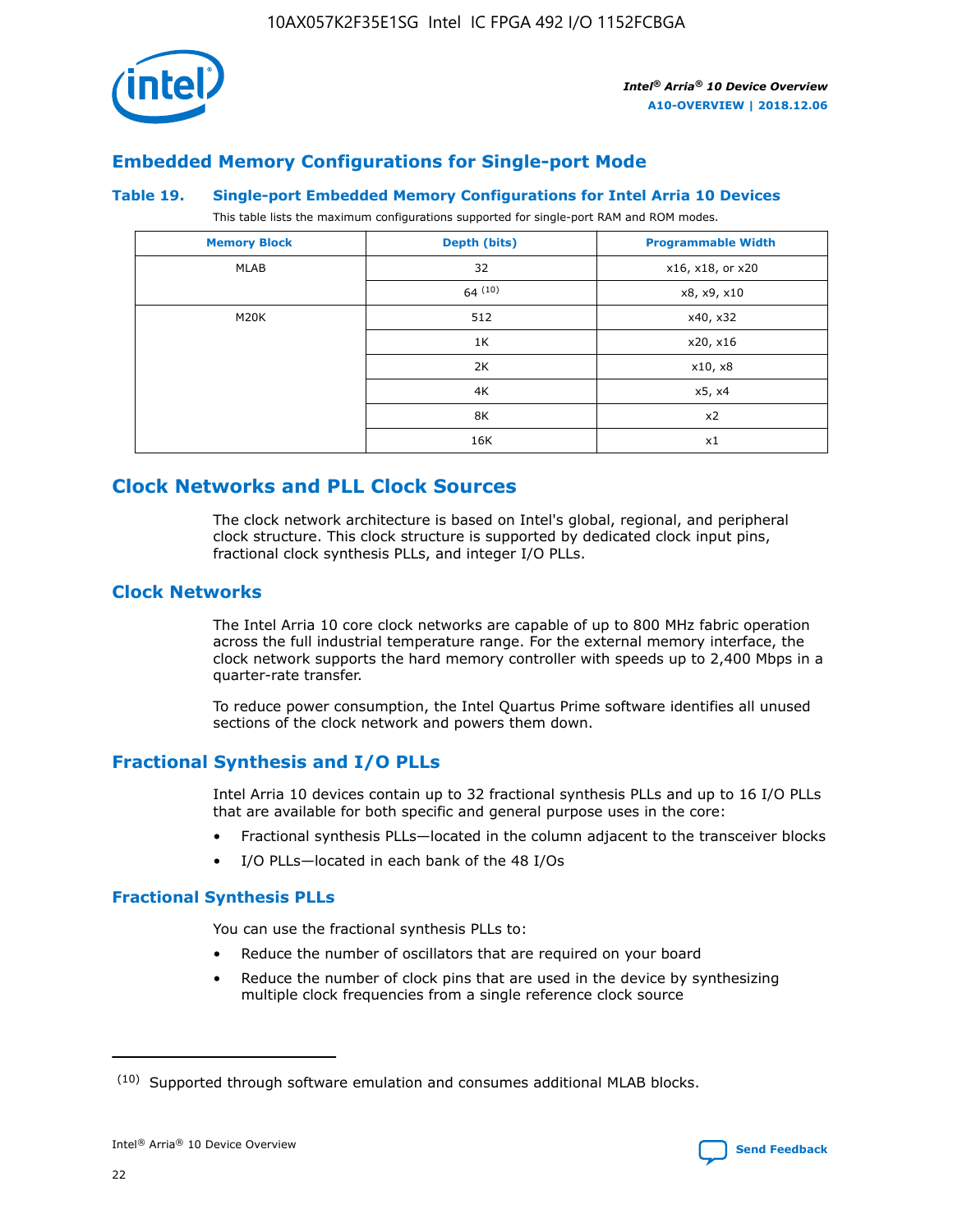## Embedded Memory Configurations for Single-port Mode

### Table 19. Single-port Embedded Memory Configurations for Intel Arria 10 Devices

This table lists the maximum configurations supported for single-port RAM and ROM modes.

| Memory Block | Depth (bits) | Programmable Width |
|---|---|---|
| MLAB | 32 | x16, x18, or x20 |
| | 64 [10] | x8, x9, x10 |
| M20K | 512 | x40, x32 |
| | 1K | x20, x16 |
| | 2K | x10, x8 |
| | 4K | x5, x4 |
| | 8K | x2 |
| | 16K | x1 |

# Clock Networks and PLL Clock Sources

The clock network architecture is based on Intel's global, regional, and peripheral clock structure. This clock structure is supported by dedicated clock input pins, fractional clock synthesis PLLs, and integer I/O PLLs.

## Clock Networks

The Intel Arria 10 core clock networks are capable of up to 800 MHz fabric operation across the full industrial temperature range. For the external memory interface, the clock network supports the hard memory controller with speeds up to 2,400 Mbps in a quarter-rate transfer.

To reduce power consumption, the Intel Quartus Prime software identifies all unused sections of the clock network and powers them down.

## Fractional Synthesis and I/O PLLs

Intel Arria 10 devices contain up to 32 fractional synthesis PLLs and up to 16 I/O PLLs that are available for both specific and general purpose uses in the core:

- Fractional synthesis PLLs—located in the column adjacent to the transceiver blocks
- I/O PLLs—located in each bank of the 48 I/Os

### Fractional Synthesis PLLs

You can use the fractional synthesis PLLs to:

- Reduce the number of oscillators that are required on your board
- Reduce the number of clock pins that are used in the device by synthesizing multiple clock frequencies from a single reference clock source

(10) Supported through software emulation and consumes additional MLAB blocks.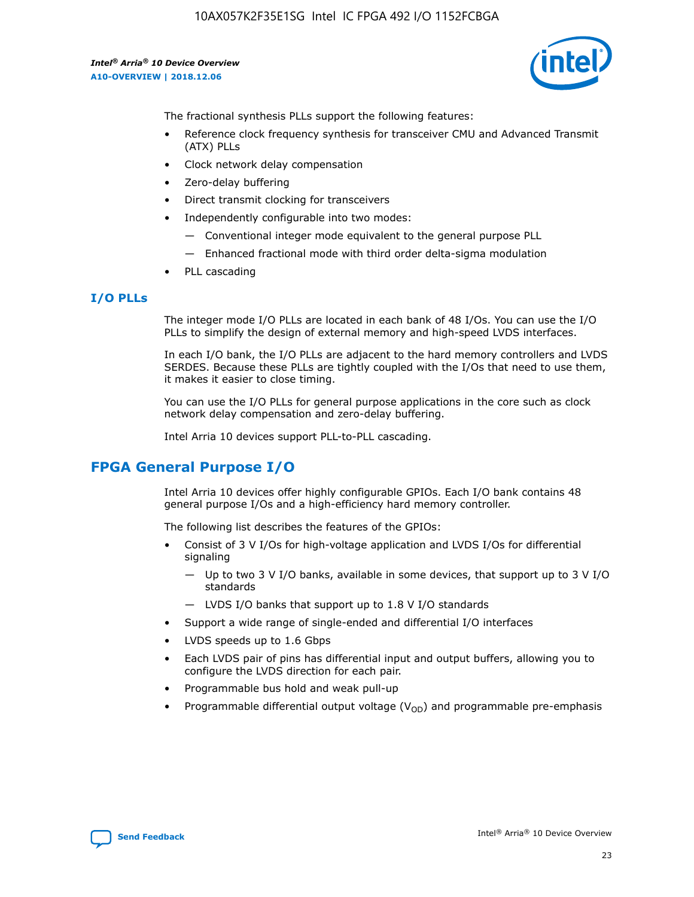The fractional synthesis PLLs support the following features:

- Reference clock frequency synthesis for transceiver CMU and Advanced Transmit (ATX) PLLs
- Clock network delay compensation
- Zero-delay buffering
- Direct transmit clocking for transceivers
- Independently configurable into two modes:
  - — Conventional integer mode equivalent to the general purpose PLL
  - — Enhanced fractional mode with third order delta-sigma modulation
- PLL cascading

### I/O PLLs

The integer mode I/O PLLs are located in each bank of 48 I/Os. You can use the I/O PLLs to simplify the design of external memory and high-speed LVDS interfaces.

In each I/O bank, the I/O PLLs are adjacent to the hard memory controllers and LVDS SERDES. Because these PLLs are tightly coupled with the I/Os that need to use them, it makes it easier to close timing.

You can use the I/O PLLs for general purpose applications in the core such as clock network delay compensation and zero-delay buffering.

Intel Arria 10 devices support PLL-to-PLL cascading.

## FPGA General Purpose I/O

Intel Arria 10 devices offer highly configurable GPIOs. Each I/O bank contains 48 general purpose I/Os and a high-efficiency hard memory controller.

The following list describes the features of the GPIOs:

- Consist of 3 V I/Os for high-voltage application and LVDS I/Os for differential signaling
  - — Up to two 3 V I/O banks, available in some devices, that support up to 3 V I/O standards
  - — LVDS I/O banks that support up to 1.8 V I/O standards
- Support a wide range of single-ended and differential I/O interfaces
- LVDS speeds up to 1.6 Gbps
- Each LVDS pair of pins has differential input and output buffers, allowing you to configure the LVDS direction for each pair.
- Programmable bus hold and weak pull-up
- Programmable differential output voltage ($V_{OD}$) and programmable pre-emphasis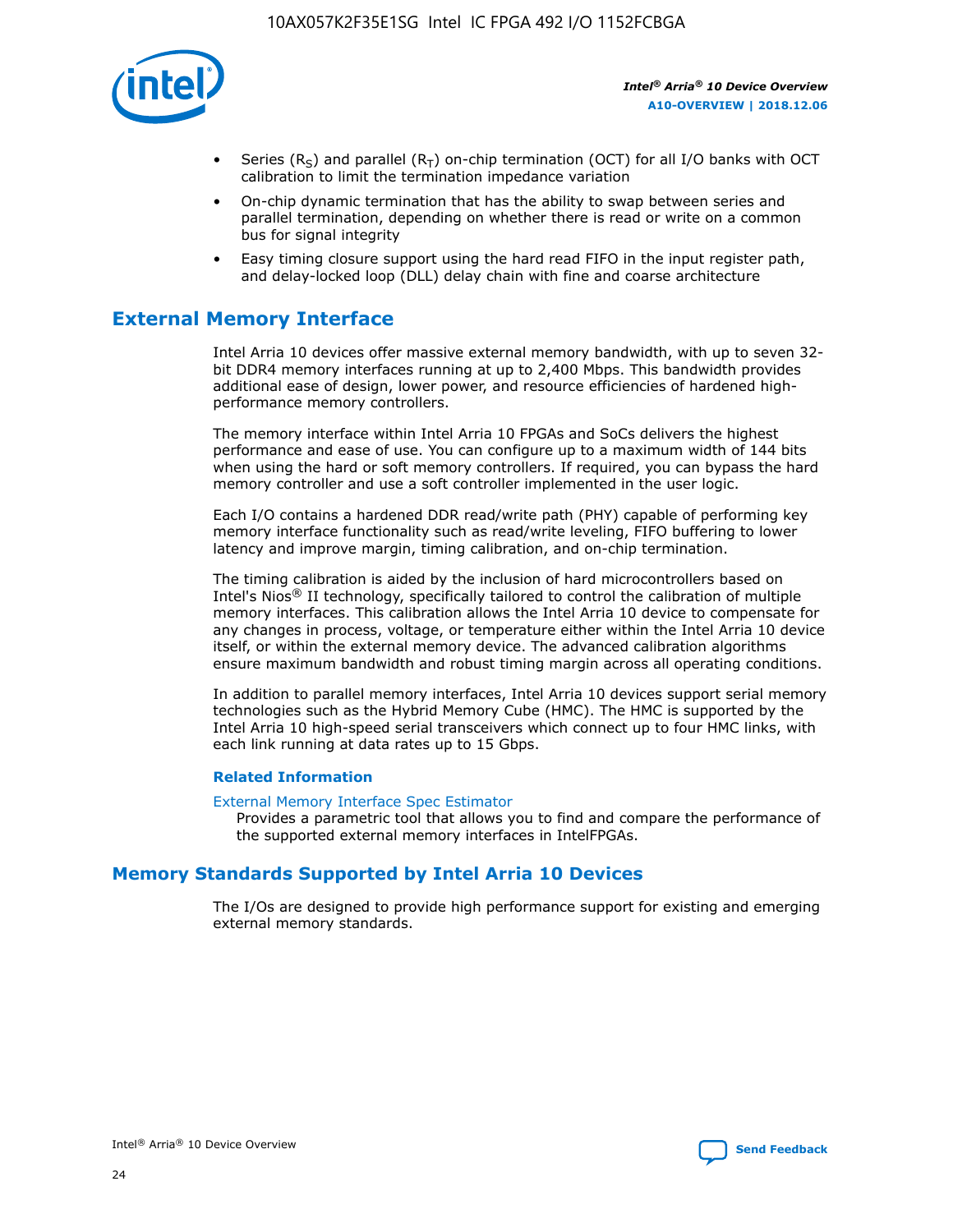- Series ($R_S$) and parallel ($R_T$) on-chip termination (OCT) for all I/O banks with OCT calibration to limit the termination impedance variation
- On-chip dynamic termination that has the ability to swap between series and parallel termination, depending on whether there is read or write on a common bus for signal integrity
- Easy timing closure support using the hard read FIFO in the input register path, and delay-locked loop (DLL) delay chain with fine and coarse architecture

## External Memory Interface

Intel Arria 10 devices offer massive external memory bandwidth, with up to seven 32-bit DDR4 memory interfaces running at up to 2,400 Mbps. This bandwidth provides additional ease of design, lower power, and resource efficiencies of hardened high-performance memory controllers.

The memory interface within Intel Arria 10 FPGAs and SoCs delivers the highest performance and ease of use. You can configure up to a maximum width of 144 bits when using the hard or soft memory controllers. If required, you can bypass the hard memory controller and use a soft controller implemented in the user logic.

Each I/O contains a hardened DDR read/write path (PHY) capable of performing key memory interface functionality such as read/write leveling, FIFO buffering to lower latency and improve margin, timing calibration, and on-chip termination.

The timing calibration is aided by the inclusion of hard microcontrollers based on Intel's Nios® II technology, specifically tailored to control the calibration of multiple memory interfaces. This calibration allows the Intel Arria 10 device to compensate for any changes in process, voltage, or temperature either within the Intel Arria 10 device itself, or within the external memory device. The advanced calibration algorithms ensure maximum bandwidth and robust timing margin across all operating conditions.

In addition to parallel memory interfaces, Intel Arria 10 devices support serial memory technologies such as the Hybrid Memory Cube (HMC). The HMC is supported by the Intel Arria 10 high-speed serial transceivers which connect up to four HMC links, with each link running at data rates up to 15 Gbps.

### Related Information

External Memory Interface Spec Estimator

Provides a parametric tool that allows you to find and compare the performance of the supported external memory interfaces in IntelFPGAs.

## Memory Standards Supported by Intel Arria 10 Devices

The I/Os are designed to provide high performance support for existing and emerging external memory standards.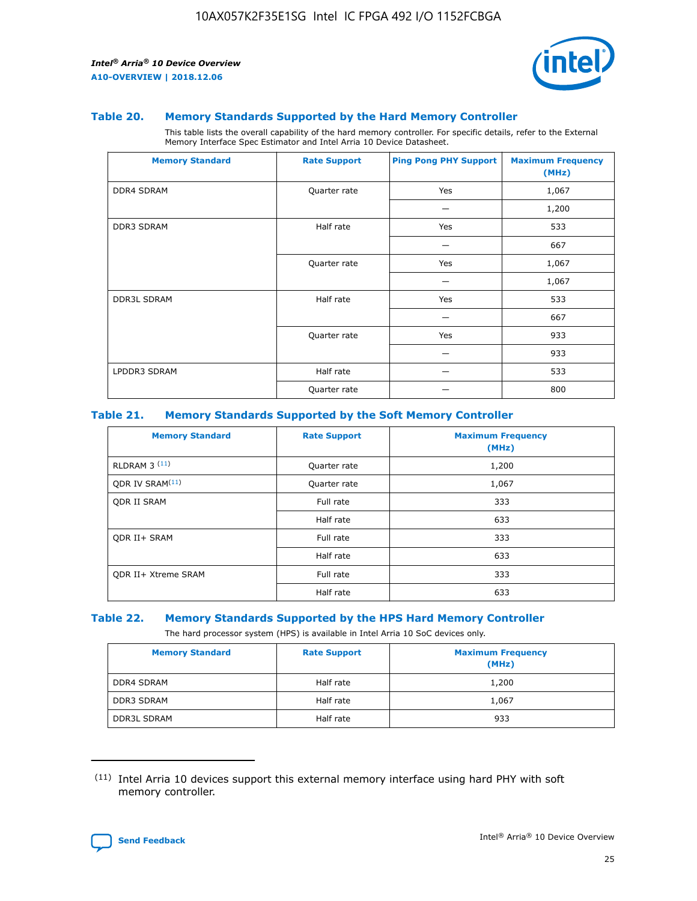### Table 20. Memory Standards Supported by the Hard Memory Controller

This table lists the overall capability of the hard memory controller. For specific details, refer to the External Memory Interface Spec Estimator and Intel Arria 10 Device Datasheet.

| Memory Standard | Rate Support | Ping Pong PHY Support | Maximum Frequency (MHz) |
|---|---|---|---|
| DDR4 SDRAM | Quarter rate | Yes | 1,067 |
| | | — | 1,200 |
| DDR3 SDRAM | Half rate | Yes | 533 |
| | | — | 667 |
| | Quarter rate | Yes | 1,067 |
| | | — | 1,067 |
| DDR3L SDRAM | Half rate | Yes | 533 |
| | | — | 667 |
| | Quarter rate | Yes | 933 |
| | | — | 933 |
| LPDDR3 SDRAM | Half rate | — | 533 |
| | Quarter rate | — | 800 |

### Table 21. Memory Standards Supported by the Soft Memory Controller

| Memory Standard | Rate Support | Maximum Frequency (MHz) |
|---|---|---|
| RLDRAM 3 (11) | Quarter rate | 1,200 |
| QDR IV SRAM(11) | Quarter rate | 1,067 |
| QDR II SRAM | Full rate | 333 |
| | Half rate | 633 |
| QDR II+ SRAM | Full rate | 333 |
| | Half rate | 633 |
| QDR II+ Xtreme SRAM | Full rate | 333 |
| | Half rate | 633 |

### Table 22. Memory Standards Supported by the HPS Hard Memory Controller

The hard processor system (HPS) is available in Intel Arria 10 SoC devices only.

| Memory Standard | Rate Support | Maximum Frequency (MHz) |
|---|---|---|
| DDR4 SDRAM | Half rate | 1,200 |
| DDR3 SDRAM | Half rate | 1,067 |
| DDR3L SDRAM | Half rate | 933 |

(11) Intel Arria 10 devices support this external memory interface using hard PHY with soft memory controller.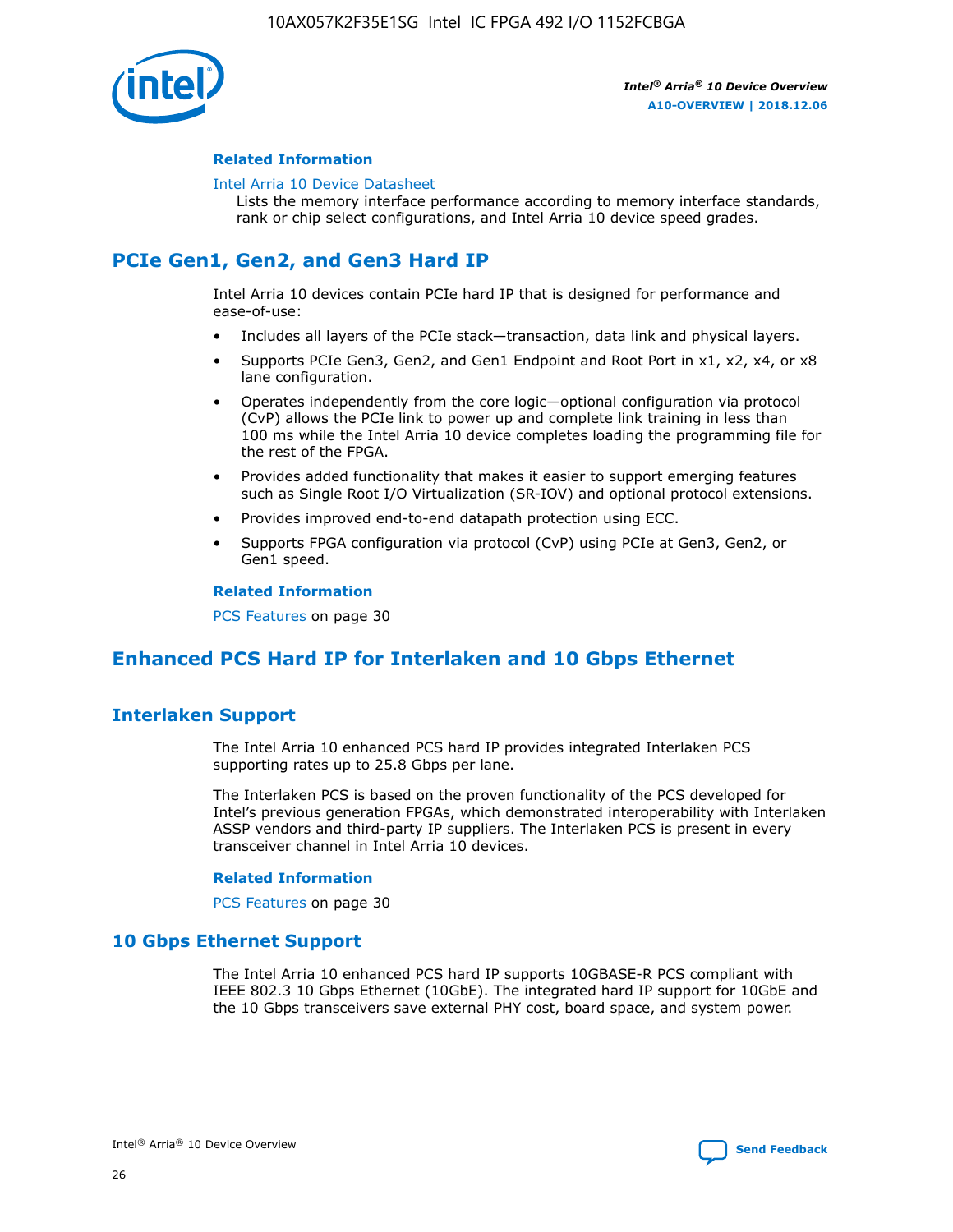#### Related Information

Intel Arria 10 Device Datasheet
Lists the memory interface performance according to memory interface standards, rank or chip select configurations, and Intel Arria 10 device speed grades.

## PCIe Gen1, Gen2, and Gen3 Hard IP

Intel Arria 10 devices contain PCIe hard IP that is designed for performance and ease-of-use:

- Includes all layers of the PCIe stack—transaction, data link and physical layers.
- Supports PCIe Gen3, Gen2, and Gen1 Endpoint and Root Port in x1, x2, x4, or x8 lane configuration.
- Operates independently from the core logic—optional configuration via protocol (CvP) allows the PCIe link to power up and complete link training in less than 100 ms while the Intel Arria 10 device completes loading the programming file for the rest of the FPGA.
- Provides added functionality that makes it easier to support emerging features such as Single Root I/O Virtualization (SR-IOV) and optional protocol extensions.
- Provides improved end-to-end datapath protection using ECC.
- Supports FPGA configuration via protocol (CvP) using PCIe at Gen3, Gen2, or Gen1 speed.

#### Related Information

PCS Features on page 30

## Enhanced PCS Hard IP for Interlaken and 10 Gbps Ethernet

### Interlaken Support

The Intel Arria 10 enhanced PCS hard IP provides integrated Interlaken PCS supporting rates up to 25.8 Gbps per lane.

The Interlaken PCS is based on the proven functionality of the PCS developed for Intel's previous generation FPGAs, which demonstrated interoperability with Interlaken ASSP vendors and third-party IP suppliers. The Interlaken PCS is present in every transceiver channel in Intel Arria 10 devices.

#### Related Information

PCS Features on page 30

### 10 Gbps Ethernet Support

The Intel Arria 10 enhanced PCS hard IP supports 10GBASE-R PCS compliant with IEEE 802.3 10 Gbps Ethernet (10GbE). The integrated hard IP support for 10GbE and the 10 Gbps transceivers save external PHY cost, board space, and system power.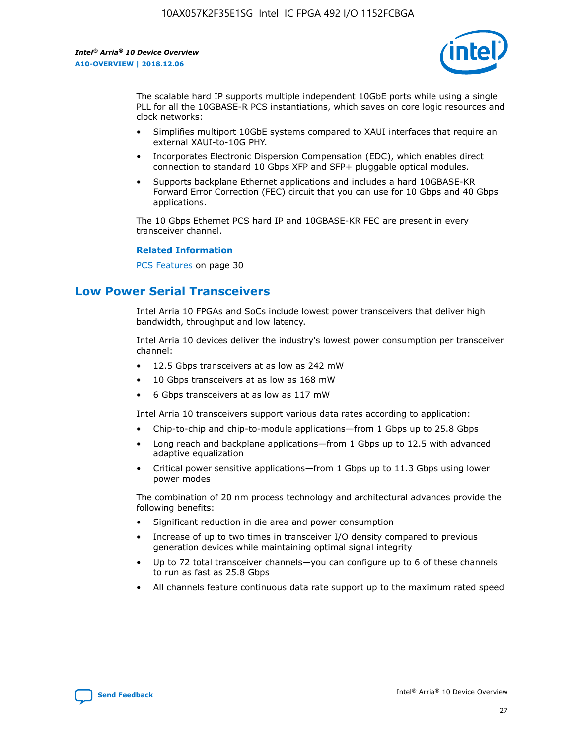The scalable hard IP supports multiple independent 10GbE ports while using a single PLL for all the 10GBASE-R PCS instantiations, which saves on core logic resources and clock networks:

- Simplifies multiport 10GbE systems compared to XAUI interfaces that require an external XAUI-to-10G PHY.
- Incorporates Electronic Dispersion Compensation (EDC), which enables direct connection to standard 10 Gbps XFP and SFP+ pluggable optical modules.
- Supports backplane Ethernet applications and includes a hard 10GBASE-KR Forward Error Correction (FEC) circuit that you can use for 10 Gbps and 40 Gbps applications.

The 10 Gbps Ethernet PCS hard IP and 10GBASE-KR FEC are present in every transceiver channel.

**Related Information**

PCS Features on page 30

## Low Power Serial Transceivers

Intel Arria 10 FPGAs and SoCs include lowest power transceivers that deliver high bandwidth, throughput and low latency.

Intel Arria 10 devices deliver the industry's lowest power consumption per transceiver channel:

- 12.5 Gbps transceivers at as low as 242 mW
- 10 Gbps transceivers at as low as 168 mW
- 6 Gbps transceivers at as low as 117 mW

Intel Arria 10 transceivers support various data rates according to application:

- Chip-to-chip and chip-to-module applications—from 1 Gbps up to 25.8 Gbps
- Long reach and backplane applications—from 1 Gbps up to 12.5 with advanced adaptive equalization
- Critical power sensitive applications—from 1 Gbps up to 11.3 Gbps using lower power modes

The combination of 20 nm process technology and architectural advances provide the following benefits:

- Significant reduction in die area and power consumption
- Increase of up to two times in transceiver I/O density compared to previous generation devices while maintaining optimal signal integrity
- Up to 72 total transceiver channels—you can configure up to 6 of these channels to run as fast as 25.8 Gbps
- All channels feature continuous data rate support up to the maximum rated speed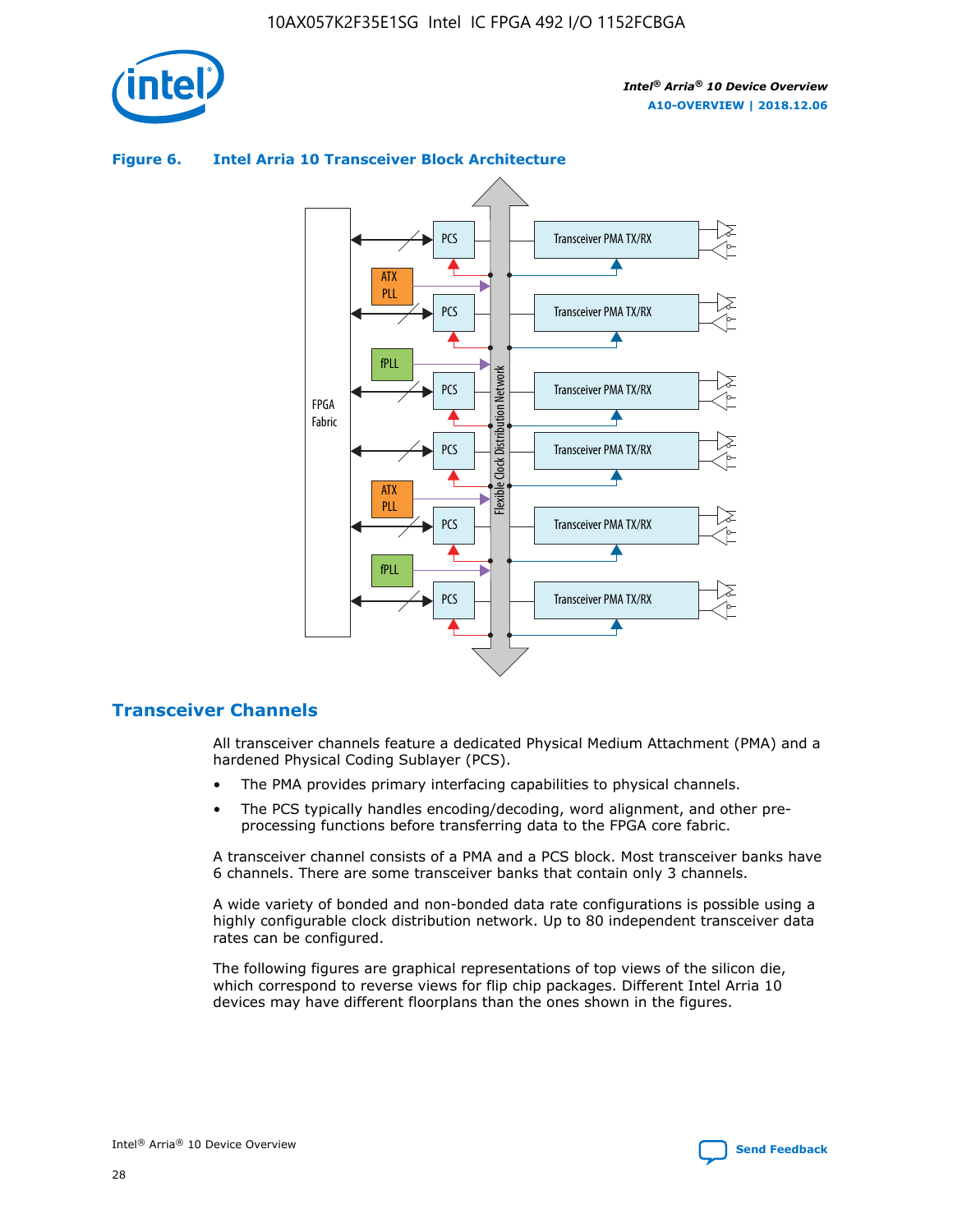**Figure 6. Intel Arria 10 Transceiver Block Architecture**

## Transceiver Channels

All transceiver channels feature a dedicated Physical Medium Attachment (PMA) and a hardened Physical Coding Sublayer (PCS).

- The PMA provides primary interfacing capabilities to physical channels.
- The PCS typically handles encoding/decoding, word alignment, and other pre-processing functions before transferring data to the FPGA core fabric.

A transceiver channel consists of a PMA and a PCS block. Most transceiver banks have 6 channels. There are some transceiver banks that contain only 3 channels.

A wide variety of bonded and non-bonded data rate configurations is possible using a highly configurable clock distribution network. Up to 80 independent transceiver data rates can be configured.

The following figures are graphical representations of top views of the silicon die, which correspond to reverse views for flip chip packages. Different Intel Arria 10 devices may have different floorplans than the ones shown in the figures.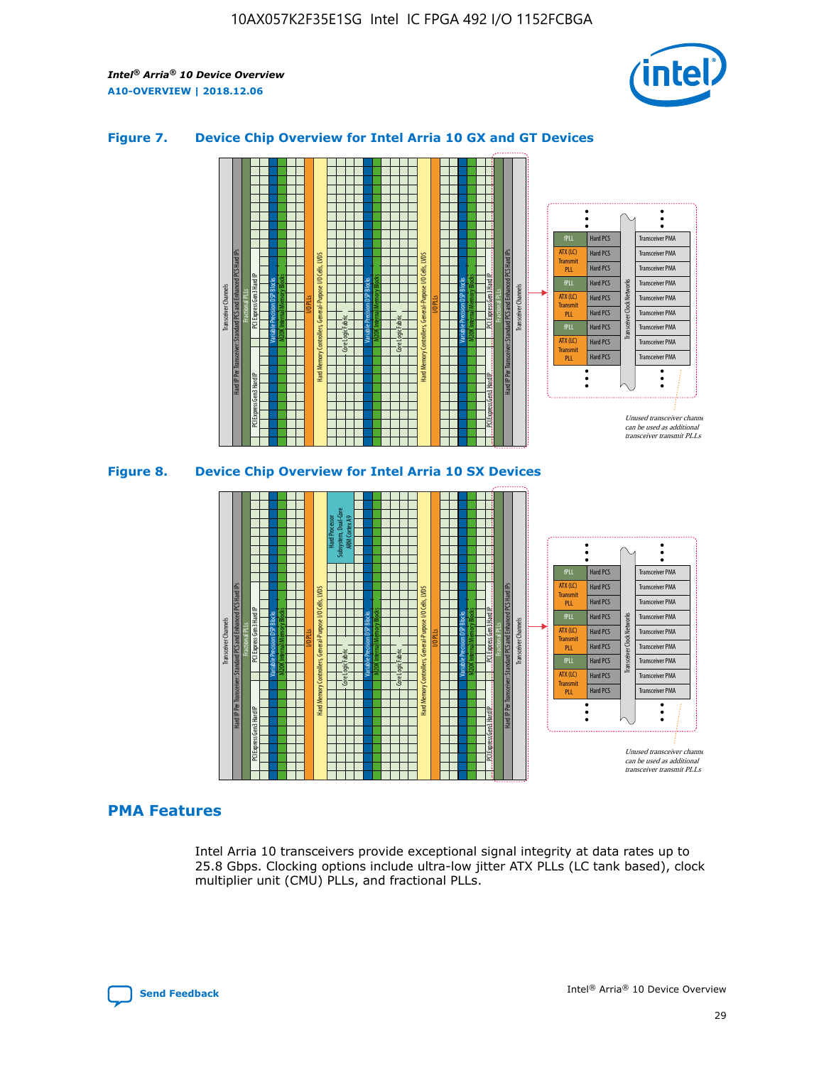### Figure 7. Device Chip Overview for Intel Arria 10 GX and GT Devices

### Figure 8. Device Chip Overview for Intel Arria 10 SX Devices

## PMA Features

Intel Arria 10 transceivers provide exceptional signal integrity at data rates up to 25.8 Gbps. Clocking options include ultra-low jitter ATX PLLs (LC tank based), clock multiplier unit (CMU) PLLs, and fractional PLLs.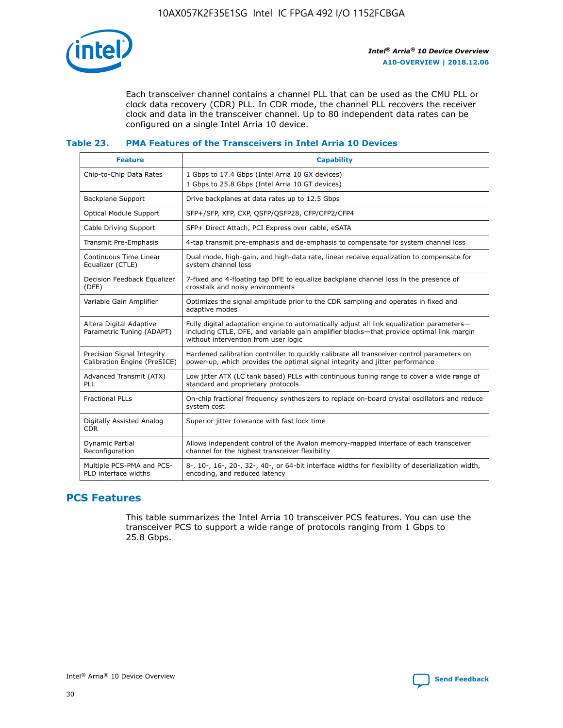Each transceiver channel contains a channel PLL that can be used as the CMU PLL or clock data recovery (CDR) PLL. In CDR mode, the channel PLL recovers the receiver clock and data in the transceiver channel. Up to 80 independent data rates can be configured on a single Intel Arria 10 device.

### Table 23. PMA Features of the Transceivers in Intel Arria 10 Devices

| Feature | Capability |
| --- | --- |
| Chip-to-Chip Data Rates | 1 Gbps to 17.4 Gbps (Intel Arria 10 GX devices)<br>1 Gbps to 25.8 Gbps (Intel Arria 10 GT devices) |
| Backplane Support | Drive backplanes at data rates up to 12.5 Gbps |
| Optical Module Support | SFP+/SFP, XFP, CXP, QSFP/QSFP28, CFP/CFP2/CFP4 |
| Cable Driving Support | SFP+ Direct Attach, PCI Express over cable, eSATA |
| Transmit Pre-Emphasis | 4-tap transmit pre-emphasis and de-emphasis to compensate for system channel loss |
| Continuous Time Linear Equalizer (CTLE) | Dual mode, high-gain, and high-data rate, linear receive equalization to compensate for system channel loss |
| Decision Feedback Equalizer (DFE) | 7-fixed and 4-floating tap DFE to equalize backplane channel loss in the presence of crosstalk and noisy environments |
| Variable Gain Amplifier | Optimizes the signal amplitude prior to the CDR sampling and operates in fixed and adaptive modes |
| Altera Digital Adaptive Parametric Tuning (ADAPT) | Fully digital adaptation engine to automatically adjust all link equalization parameters—including CTLE, DFE, and variable gain amplifier blocks—that provide optimal link margin without intervention from user logic |
| Precision Signal Integrity Calibration Engine (PreSICE) | Hardened calibration controller to quickly calibrate all transceiver control parameters on power-up, which provides the optimal signal integrity and jitter performance |
| Advanced Transmit (ATX) PLL | Low jitter ATX (LC tank based) PLLs with continuous tuning range to cover a wide range of standard and proprietary protocols |
| Fractional PLLs | On-chip fractional frequency synthesizers to replace on-board crystal oscillators and reduce system cost |
| Digitally Assisted Analog CDR | Superior jitter tolerance with fast lock time |
| Dynamic Partial Reconfiguration | Allows independent control of the Avalon memory-mapped interface of each transceiver channel for the highest transceiver flexibility |
| Multiple PCS-PMA and PCS-PLD interface widths | 8-, 10-, 16-, 20-, 32-, 40-, or 64-bit interface widths for flexibility of deserialization width, encoding, and reduced latency |

## PCS Features

This table summarizes the Intel Arria 10 transceiver PCS features. You can use the transceiver PCS to support a wide range of protocols ranging from 1 Gbps to 25.8 Gbps.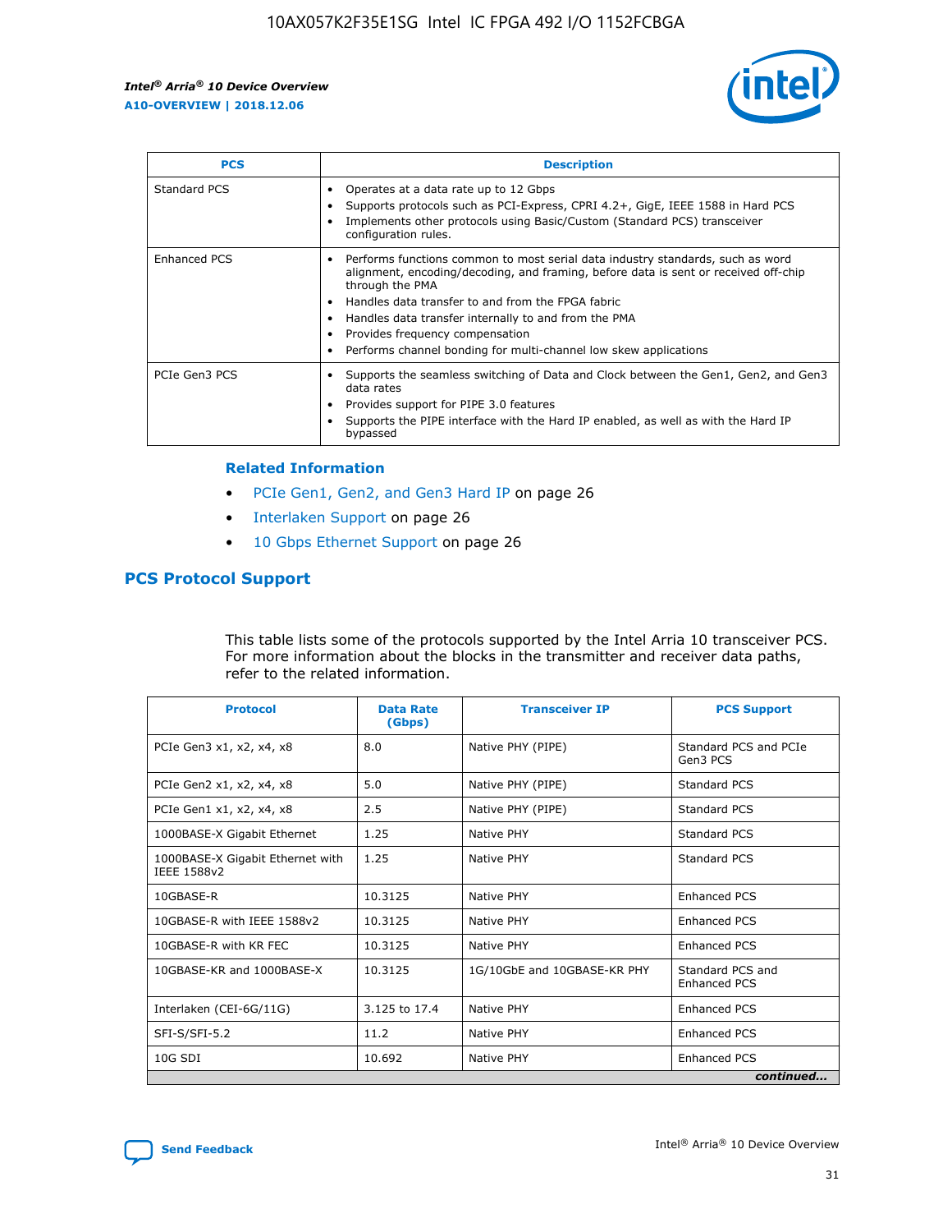| PCS | Description |
| --- | --- |
| Standard PCS | • Operates at a data rate up to 12 Gbps<br>• Supports protocols such as PCI-Express, CPRI 4.2+, GigE, IEEE 1588 in Hard PCS<br>• Implements other protocols using Basic/Custom (Standard PCS) transceiver configuration rules. |
| Enhanced PCS | • Performs functions common to most serial data industry standards, such as word alignment, encoding/decoding, and framing, before data is sent or received off-chip through the PMA<br>• Handles data transfer to and from the FPGA fabric<br>• Handles data transfer internally to and from the PMA<br>• Provides frequency compensation<br>• Performs channel bonding for multi-channel low skew applications |
| PCIe Gen3 PCS | • Supports the seamless switching of Data and Clock between the Gen1, Gen2, and Gen3 data rates<br>• Provides support for PIPE 3.0 features<br>• Supports the PIPE interface with the Hard IP enabled, as well as with the Hard IP bypassed |

### Related Information

- PCIe Gen1, Gen2, and Gen3 Hard IP on page 26
- Interlaken Support on page 26
- 10 Gbps Ethernet Support on page 26

## PCS Protocol Support

This table lists some of the protocols supported by the Intel Arria 10 transceiver PCS. For more information about the blocks in the transmitter and receiver data paths, refer to the related information.

| Protocol | Data Rate (Gbps) | Transceiver IP | PCS Support |
| --- | --- | --- | --- |
| PCIe Gen3 x1, x2, x4, x8 | 8.0 | Native PHY (PIPE) | Standard PCS and PCIe Gen3 PCS |
| PCIe Gen2 x1, x2, x4, x8 | 5.0 | Native PHY (PIPE) | Standard PCS |
| PCIe Gen1 x1, x2, x4, x8 | 2.5 | Native PHY (PIPE) | Standard PCS |
| 1000BASE-X Gigabit Ethernet | 1.25 | Native PHY | Standard PCS |
| 1000BASE-X Gigabit Ethernet with IEEE 1588v2 | 1.25 | Native PHY | Standard PCS |
| 10GBASE-R | 10.3125 | Native PHY | Enhanced PCS |
| 10GBASE-R with IEEE 1588v2 | 10.3125 | Native PHY | Enhanced PCS |
| 10GBASE-R with KR FEC | 10.3125 | Native PHY | Enhanced PCS |
| 10GBASE-KR and 1000BASE-X | 10.3125 | 1G/10GbE and 10GBASE-KR PHY | Standard PCS and Enhanced PCS |
| Interlaken (CEI-6G/11G) | 3.125 to 17.4 | Native PHY | Enhanced PCS |
| SFI-S/SFI-5.2 | 11.2 | Native PHY | Enhanced PCS |
| 10G SDI | 10.692 | Native PHY | Enhanced PCS |

*continued...*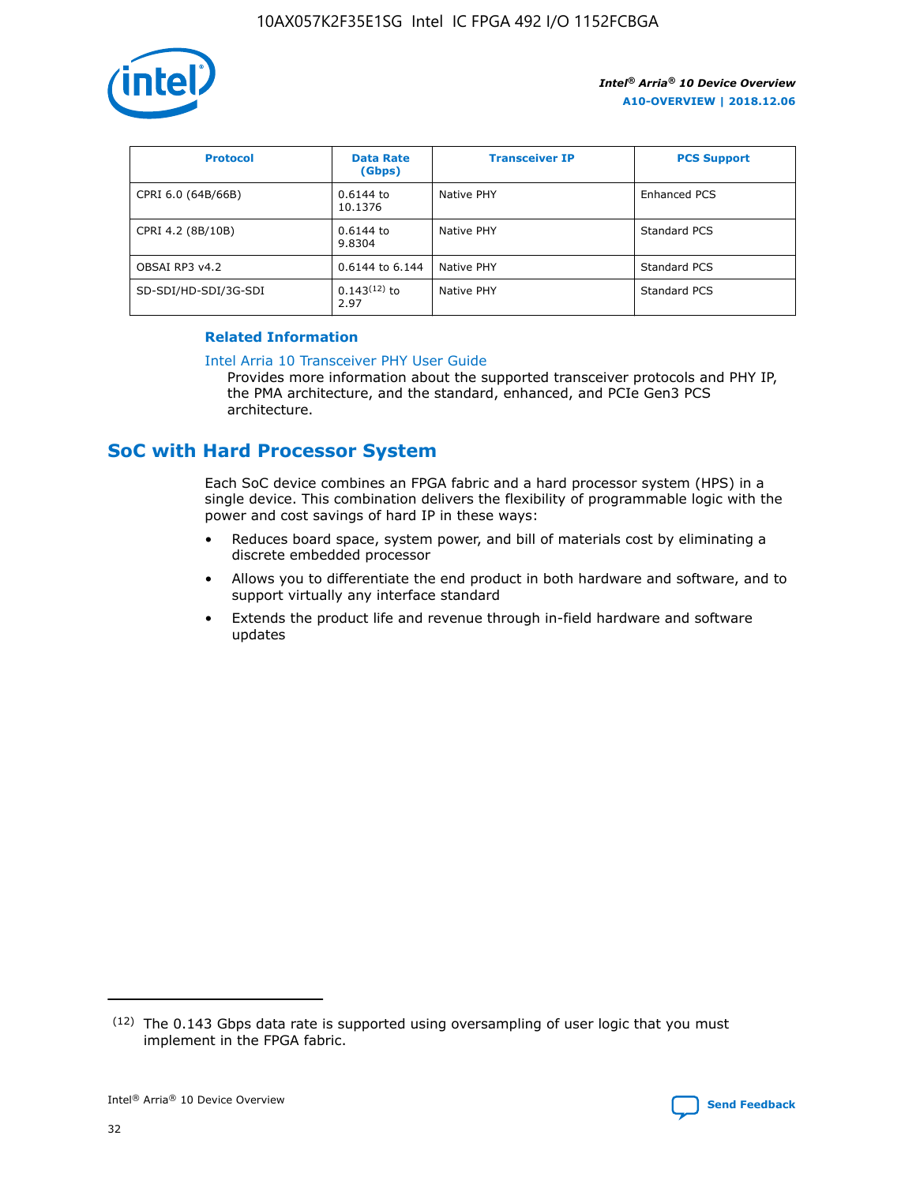| Protocol | Data Rate (Gbps) | Transceiver IP | PCS Support |
| --- | --- | --- | --- |
| CPRI 6.0 (64B/66B) | 0.6144 to 10.1376 | Native PHY | Enhanced PCS |
| CPRI 4.2 (8B/10B) | 0.6144 to 9.8304 | Native PHY | Standard PCS |
| OBSAI RP3 v4.2 | 0.6144 to 6.144 | Native PHY | Standard PCS |
| SD-SDI/HD-SDI/3G-SDI | 0.143[12] to 2.97 | Native PHY | Standard PCS |

**Related Information**

Intel Arria 10 Transceiver PHY User Guide

Provides more information about the supported transceiver protocols and PHY IP, the PMA architecture, and the standard, enhanced, and PCIe Gen3 PCS architecture.

## SoC with Hard Processor System

Each SoC device combines an FPGA fabric and a hard processor system (HPS) in a single device. This combination delivers the flexibility of programmable logic with the power and cost savings of hard IP in these ways:

- Reduces board space, system power, and bill of materials cost by eliminating a discrete embedded processor
- Allows you to differentiate the end product in both hardware and software, and to support virtually any interface standard
- Extends the product life and revenue through in-field hardware and software updates

(12) The 0.143 Gbps data rate is supported using oversampling of user logic that you must implement in the FPGA fabric.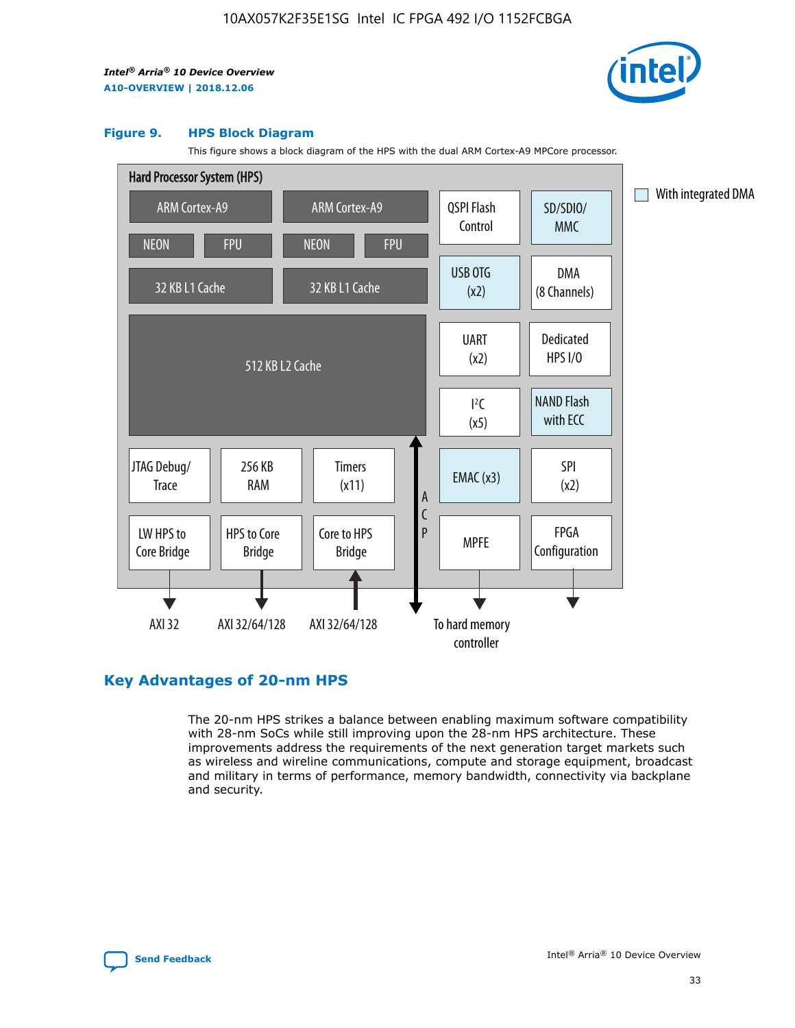### Figure 9. HPS Block Diagram

This figure shows a block diagram of the HPS with the dual ARM Cortex-A9 MPCore processor.

Hard Processor System (HPS)

ARM Cortex-A9 | ARM Cortex-A9
NEON | FPU | NEON | FPU
32 KB L1 Cache | 32 KB L1 Cache
512 KB L2 Cache
JTAG Debug/Trace | 256 KB RAM | Timers (x11)
LW HPS to Core Bridge | HPS to Core Bridge | Core to HPS Bridge
ACP
QSPI Flash Control | SD/SDIO/MMC
USB OTG (x2) | DMA (8 Channels)
UART (x2) | Dedicated HPS I/O
I²C (x5) | NAND Flash with ECC
EMAC (x3) | SPI (x2)
MPFE | FPGA Configuration

With integrated DMA

AXI 32 | AXI 32/64/128 | AXI 32/64/128 | To hard memory controller

## Key Advantages of 20-nm HPS

The 20-nm HPS strikes a balance between enabling maximum software compatibility with 28-nm SoCs while still improving upon the 28-nm HPS architecture. These improvements address the requirements of the next generation target markets such as wireless and wireline communications, compute and storage equipment, broadcast and military in terms of performance, memory bandwidth, connectivity via backplane and security.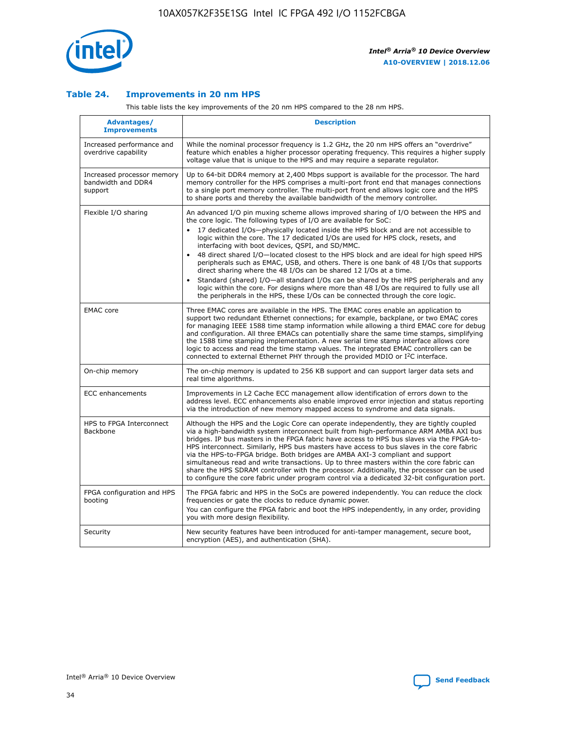## Table 24. Improvements in 20 nm HPS

This table lists the key improvements of the 20 nm HPS compared to the 28 nm HPS.

| Advantages/ Improvements | Description |
|---|---|
| Increased performance and overdrive capability | While the nominal processor frequency is 1.2 GHz, the 20 nm HPS offers an "overdrive" feature which enables a higher processor operating frequency. This requires a higher supply voltage value that is unique to the HPS and may require a separate regulator. |
| Increased processor memory bandwidth and DDR4 support | Up to 64-bit DDR4 memory at 2,400 Mbps support is available for the processor. The hard memory controller for the HPS comprises a multi-port front end that manages connections to a single port memory controller. The multi-port front end allows logic core and the HPS to share ports and thereby the available bandwidth of the memory controller. |
| Flexible I/O sharing | An advanced I/O pin muxing scheme allows improved sharing of I/O between the HPS and the core logic. The following types of I/O are available for SoC:<br>• 17 dedicated I/Os—physically located inside the HPS block and are not accessible to logic within the core. The 17 dedicated I/Os are used for HPS clock, resets, and interfacing with boot devices, QSPI, and SD/MMC.<br>• 48 direct shared I/O—located closest to the HPS block and are ideal for high speed HPS peripherals such as EMAC, USB, and others. There is one bank of 48 I/Os that supports direct sharing where the 48 I/Os can be shared 12 I/Os at a time.<br>• Standard (shared) I/O—all standard I/Os can be shared by the HPS peripherals and any logic within the core. For designs where more than 48 I/Os are required to fully use all the peripherals in the HPS, these I/Os can be connected through the core logic. |
| EMAC core | Three EMAC cores are available in the HPS. The EMAC cores enable an application to support two redundant Ethernet connections; for example, backplane, or two EMAC cores for managing IEEE 1588 time stamp information while allowing a third EMAC core for debug and configuration. All three EMACs can potentially share the same time stamps, simplifying the 1588 time stamping implementation. A new serial time stamp interface allows core logic to access and read the time stamp values. The integrated EMAC controllers can be connected to external Ethernet PHY through the provided MDIO or I²C interface. |
| On-chip memory | The on-chip memory is updated to 256 KB support and can support larger data sets and real time algorithms. |
| ECC enhancements | Improvements in L2 Cache ECC management allow identification of errors down to the address level. ECC enhancements also enable improved error injection and status reporting via the introduction of new memory mapped access to syndrome and data signals. |
| HPS to FPGA Interconnect Backbone | Although the HPS and the Logic Core can operate independently, they are tightly coupled via a high-bandwidth system interconnect built from high-performance ARM AMBA AXI bus bridges. IP bus masters in the FPGA fabric have access to HPS bus slaves via the FPGA-to-HPS interconnect. Similarly, HPS bus masters have access to bus slaves in the core fabric via the HPS-to-FPGA bridge. Both bridges are AMBA AXI-3 compliant and support simultaneous read and write transactions. Up to three masters within the core fabric can share the HPS SDRAM controller with the processor. Additionally, the processor can be used to configure the core fabric under program control via a dedicated 32-bit configuration port. |
| FPGA configuration and HPS booting | The FPGA fabric and HPS in the SoCs are powered independently. You can reduce the clock frequencies or gate the clocks to reduce dynamic power.<br>You can configure the FPGA fabric and boot the HPS independently, in any order, providing you with more design flexibility. |
| Security | New security features have been introduced for anti-tamper management, secure boot, encryption (AES), and authentication (SHA). |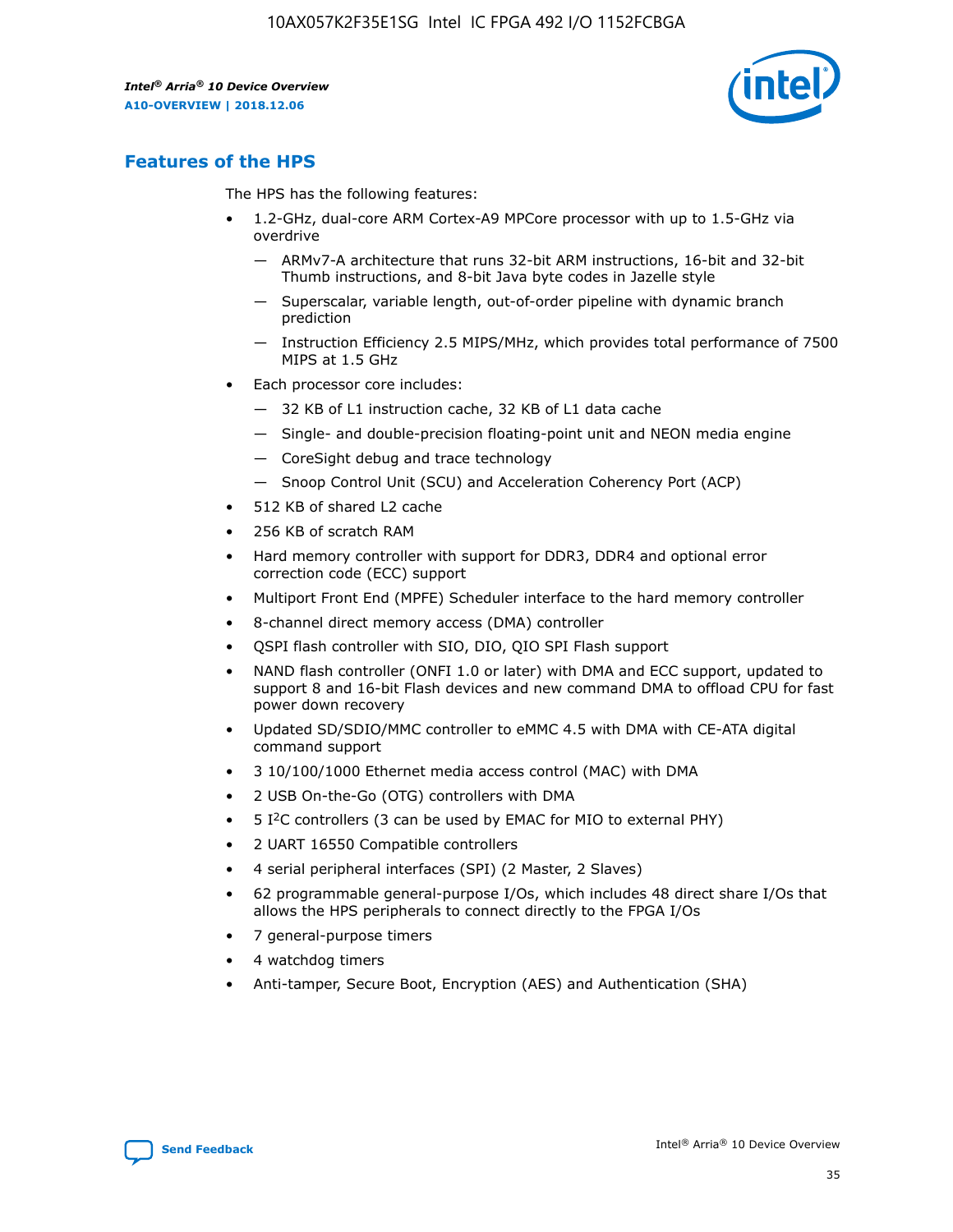## Features of the HPS

The HPS has the following features:

- 1.2-GHz, dual-core ARM Cortex-A9 MPCore processor with up to 1.5-GHz via overdrive
  - — ARMv7-A architecture that runs 32-bit ARM instructions, 16-bit and 32-bit Thumb instructions, and 8-bit Java byte codes in Jazelle style
  - — Superscalar, variable length, out-of-order pipeline with dynamic branch prediction
  - — Instruction Efficiency 2.5 MIPS/MHz, which provides total performance of 7500 MIPS at 1.5 GHz
- Each processor core includes:
  - — 32 KB of L1 instruction cache, 32 KB of L1 data cache
  - — Single- and double-precision floating-point unit and NEON media engine
  - — CoreSight debug and trace technology
  - — Snoop Control Unit (SCU) and Acceleration Coherency Port (ACP)
- 512 KB of shared L2 cache
- 256 KB of scratch RAM
- Hard memory controller with support for DDR3, DDR4 and optional error correction code (ECC) support
- Multiport Front End (MPFE) Scheduler interface to the hard memory controller
- 8-channel direct memory access (DMA) controller
- QSPI flash controller with SIO, DIO, QIO SPI Flash support
- NAND flash controller (ONFI 1.0 or later) with DMA and ECC support, updated to support 8 and 16-bit Flash devices and new command DMA to offload CPU for fast power down recovery
- Updated SD/SDIO/MMC controller to eMMC 4.5 with DMA with CE-ATA digital command support
- 3 10/100/1000 Ethernet media access control (MAC) with DMA
- 2 USB On-the-Go (OTG) controllers with DMA
- 5 I²C controllers (3 can be used by EMAC for MIO to external PHY)
- 2 UART 16550 Compatible controllers
- 4 serial peripheral interfaces (SPI) (2 Master, 2 Slaves)
- 62 programmable general-purpose I/Os, which includes 48 direct share I/Os that allows the HPS peripherals to connect directly to the FPGA I/Os
- 7 general-purpose timers
- 4 watchdog timers
- Anti-tamper, Secure Boot, Encryption (AES) and Authentication (SHA)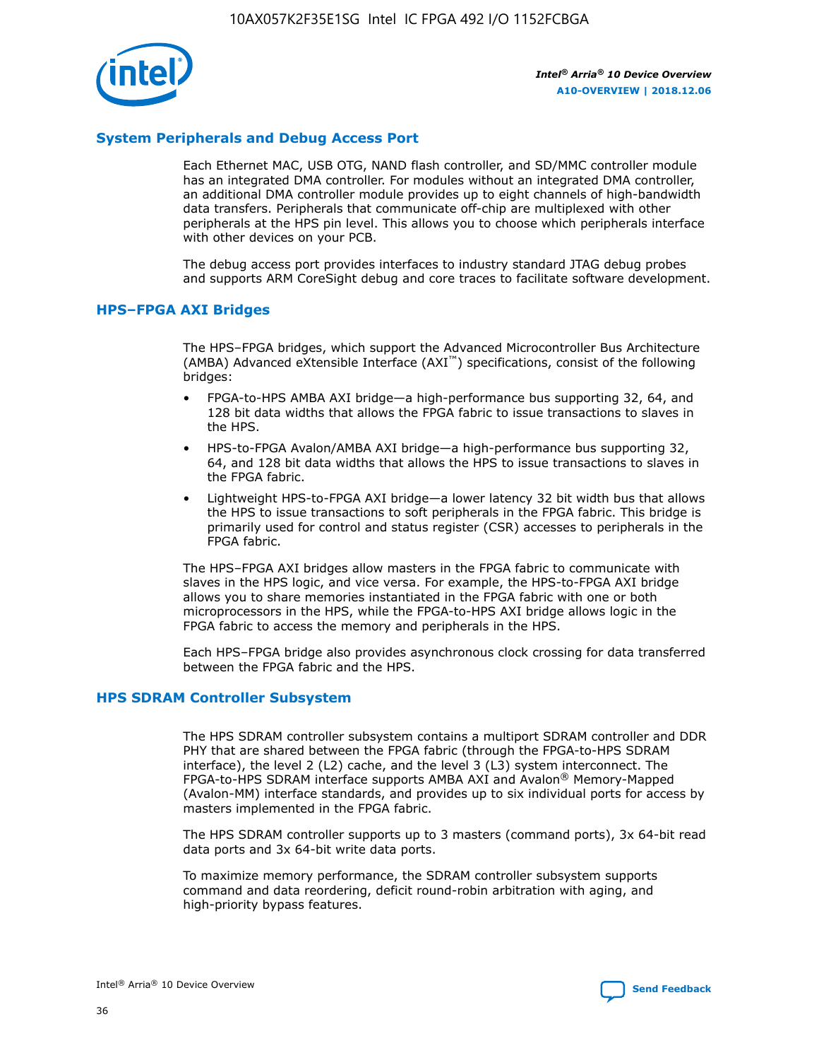## System Peripherals and Debug Access Port

Each Ethernet MAC, USB OTG, NAND flash controller, and SD/MMC controller module has an integrated DMA controller. For modules without an integrated DMA controller, an additional DMA controller module provides up to eight channels of high-bandwidth data transfers. Peripherals that communicate off-chip are multiplexed with other peripherals at the HPS pin level. This allows you to choose which peripherals interface with other devices on your PCB.

The debug access port provides interfaces to industry standard JTAG debug probes and supports ARM CoreSight debug and core traces to facilitate software development.

## HPS–FPGA AXI Bridges

The HPS–FPGA bridges, which support the Advanced Microcontroller Bus Architecture (AMBA) Advanced eXtensible Interface (AXI™) specifications, consist of the following bridges:

- FPGA-to-HPS AMBA AXI bridge—a high-performance bus supporting 32, 64, and 128 bit data widths that allows the FPGA fabric to issue transactions to slaves in the HPS.
- HPS-to-FPGA Avalon/AMBA AXI bridge—a high-performance bus supporting 32, 64, and 128 bit data widths that allows the HPS to issue transactions to slaves in the FPGA fabric.
- Lightweight HPS-to-FPGA AXI bridge—a lower latency 32 bit width bus that allows the HPS to issue transactions to soft peripherals in the FPGA fabric. This bridge is primarily used for control and status register (CSR) accesses to peripherals in the FPGA fabric.

The HPS–FPGA AXI bridges allow masters in the FPGA fabric to communicate with slaves in the HPS logic, and vice versa. For example, the HPS-to-FPGA AXI bridge allows you to share memories instantiated in the FPGA fabric with one or both microprocessors in the HPS, while the FPGA-to-HPS AXI bridge allows logic in the FPGA fabric to access the memory and peripherals in the HPS.

Each HPS–FPGA bridge also provides asynchronous clock crossing for data transferred between the FPGA fabric and the HPS.

## HPS SDRAM Controller Subsystem

The HPS SDRAM controller subsystem contains a multiport SDRAM controller and DDR PHY that are shared between the FPGA fabric (through the FPGA-to-HPS SDRAM interface), the level 2 (L2) cache, and the level 3 (L3) system interconnect. The FPGA-to-HPS SDRAM interface supports AMBA AXI and Avalon® Memory-Mapped (Avalon-MM) interface standards, and provides up to six individual ports for access by masters implemented in the FPGA fabric.

The HPS SDRAM controller supports up to 3 masters (command ports), 3x 64-bit read data ports and 3x 64-bit write data ports.

To maximize memory performance, the SDRAM controller subsystem supports command and data reordering, deficit round-robin arbitration with aging, and high-priority bypass features.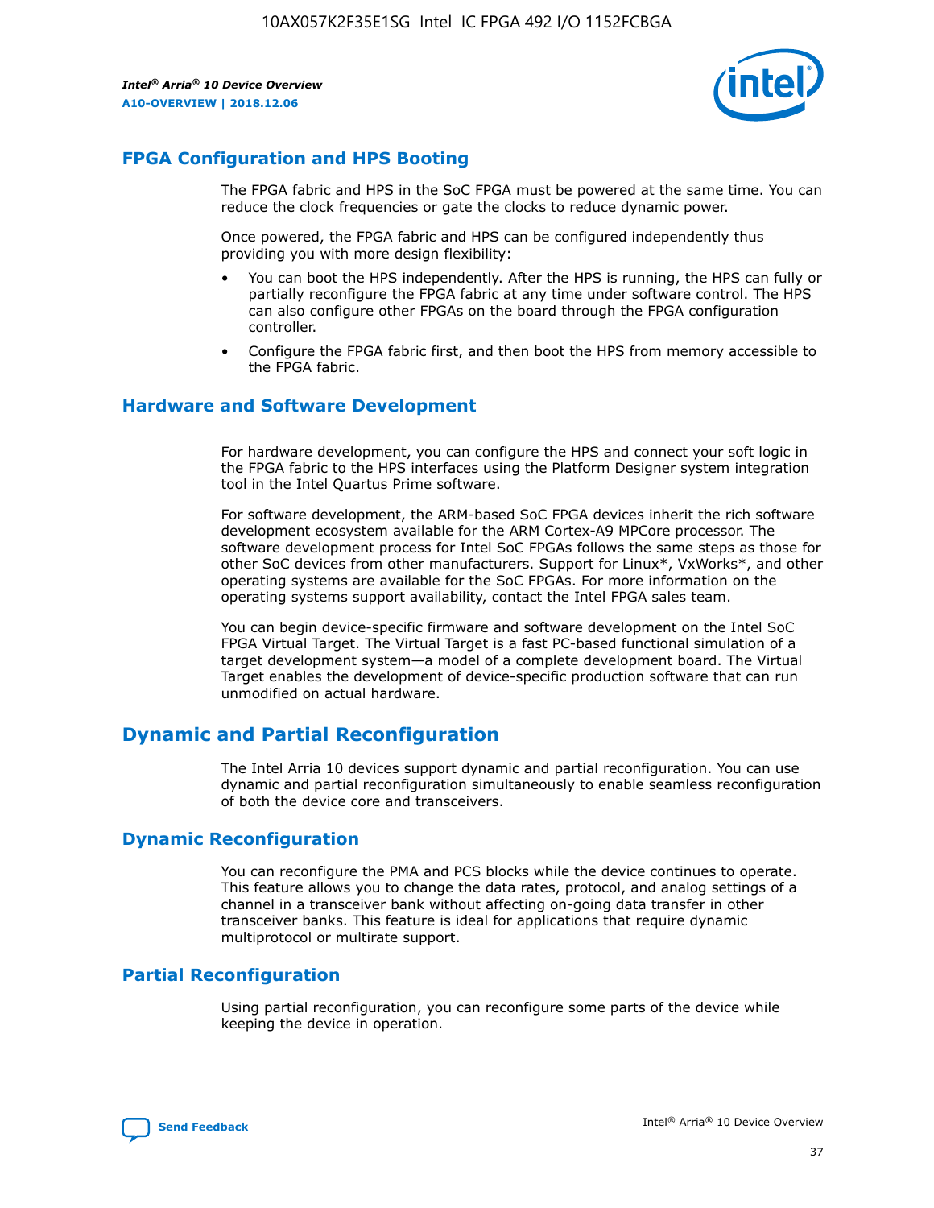## FPGA Configuration and HPS Booting

The FPGA fabric and HPS in the SoC FPGA must be powered at the same time. You can reduce the clock frequencies or gate the clocks to reduce dynamic power.

Once powered, the FPGA fabric and HPS can be configured independently thus providing you with more design flexibility:

- You can boot the HPS independently. After the HPS is running, the HPS can fully or partially reconfigure the FPGA fabric at any time under software control. The HPS can also configure other FPGAs on the board through the FPGA configuration controller.
- Configure the FPGA fabric first, and then boot the HPS from memory accessible to the FPGA fabric.

## Hardware and Software Development

For hardware development, you can configure the HPS and connect your soft logic in the FPGA fabric to the HPS interfaces using the Platform Designer system integration tool in the Intel Quartus Prime software.

For software development, the ARM-based SoC FPGA devices inherit the rich software development ecosystem available for the ARM Cortex-A9 MPCore processor. The software development process for Intel SoC FPGAs follows the same steps as those for other SoC devices from other manufacturers. Support for Linux*, VxWorks*, and other operating systems are available for the SoC FPGAs. For more information on the operating systems support availability, contact the Intel FPGA sales team.

You can begin device-specific firmware and software development on the Intel SoC FPGA Virtual Target. The Virtual Target is a fast PC-based functional simulation of a target development system—a model of a complete development board. The Virtual Target enables the development of device-specific production software that can run unmodified on actual hardware.

# Dynamic and Partial Reconfiguration

The Intel Arria 10 devices support dynamic and partial reconfiguration. You can use dynamic and partial reconfiguration simultaneously to enable seamless reconfiguration of both the device core and transceivers.

## Dynamic Reconfiguration

You can reconfigure the PMA and PCS blocks while the device continues to operate. This feature allows you to change the data rates, protocol, and analog settings of a channel in a transceiver bank without affecting on-going data transfer in other transceiver banks. This feature is ideal for applications that require dynamic multiprotocol or multirate support.

## Partial Reconfiguration

Using partial reconfiguration, you can reconfigure some parts of the device while keeping the device in operation.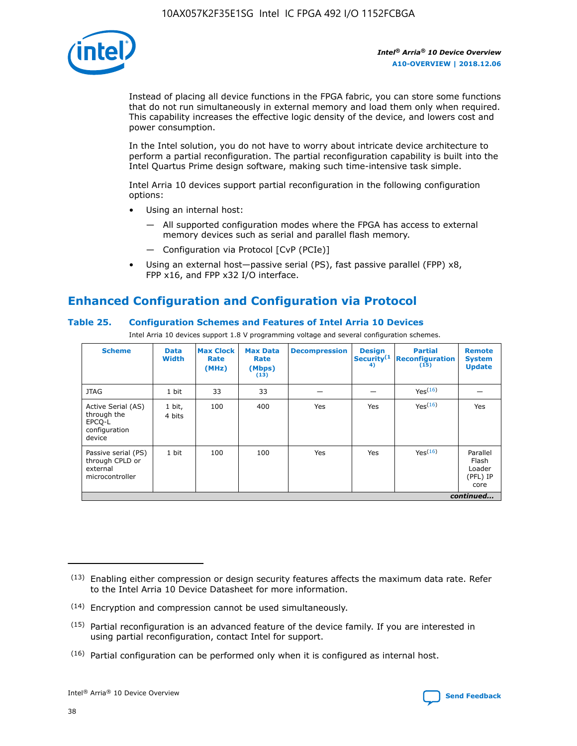Instead of placing all device functions in the FPGA fabric, you can store some functions that do not run simultaneously in external memory and load them only when required. This capability increases the effective logic density of the device, and lowers cost and power consumption.

In the Intel solution, you do not have to worry about intricate device architecture to perform a partial reconfiguration. The partial reconfiguration capability is built into the Intel Quartus Prime design software, making such time-intensive task simple.

Intel Arria 10 devices support partial reconfiguration in the following configuration options:

- Using an internal host:
  - — All supported configuration modes where the FPGA has access to external memory devices such as serial and parallel flash memory.
  - — Configuration via Protocol [CvP (PCIe)]
- Using an external host—passive serial (PS), fast passive parallel (FPP) x8, FPP x16, and FPP x32 I/O interface.

## Enhanced Configuration and Configuration via Protocol

### Table 25. Configuration Schemes and Features of Intel Arria 10 Devices

Intel Arria 10 devices support 1.8 V programming voltage and several configuration schemes.

| Scheme | Data Width | Max Clock Rate (MHz) | Max Data Rate (Mbps) [(13)] | Decompression | Design Security[(14)] | Partial Reconfiguration [(15)] | Remote System Update |
|---|---|---|---|---|---|---|---|
| JTAG | 1 bit | 33 | 33 | — | — | Yes[(16)] | — |
| Active Serial (AS) through the EPCQ-L configuration device | 1 bit, 4 bits | 100 | 400 | Yes | Yes | Yes[(16)] | Yes |
| Passive serial (PS) through CPLD or external microcontroller | 1 bit | 100 | 100 | Yes | Yes | Yes[(16)] | Parallel Flash Loader (PFL) IP core |

*continued...*

(13) Enabling either compression or design security features affects the maximum data rate. Refer to the Intel Arria 10 Device Datasheet for more information.

(14) Encryption and compression cannot be used simultaneously.

(15) Partial reconfiguration is an advanced feature of the device family. If you are interested in using partial reconfiguration, contact Intel for support.

(16) Partial configuration can be performed only when it is configured as internal host.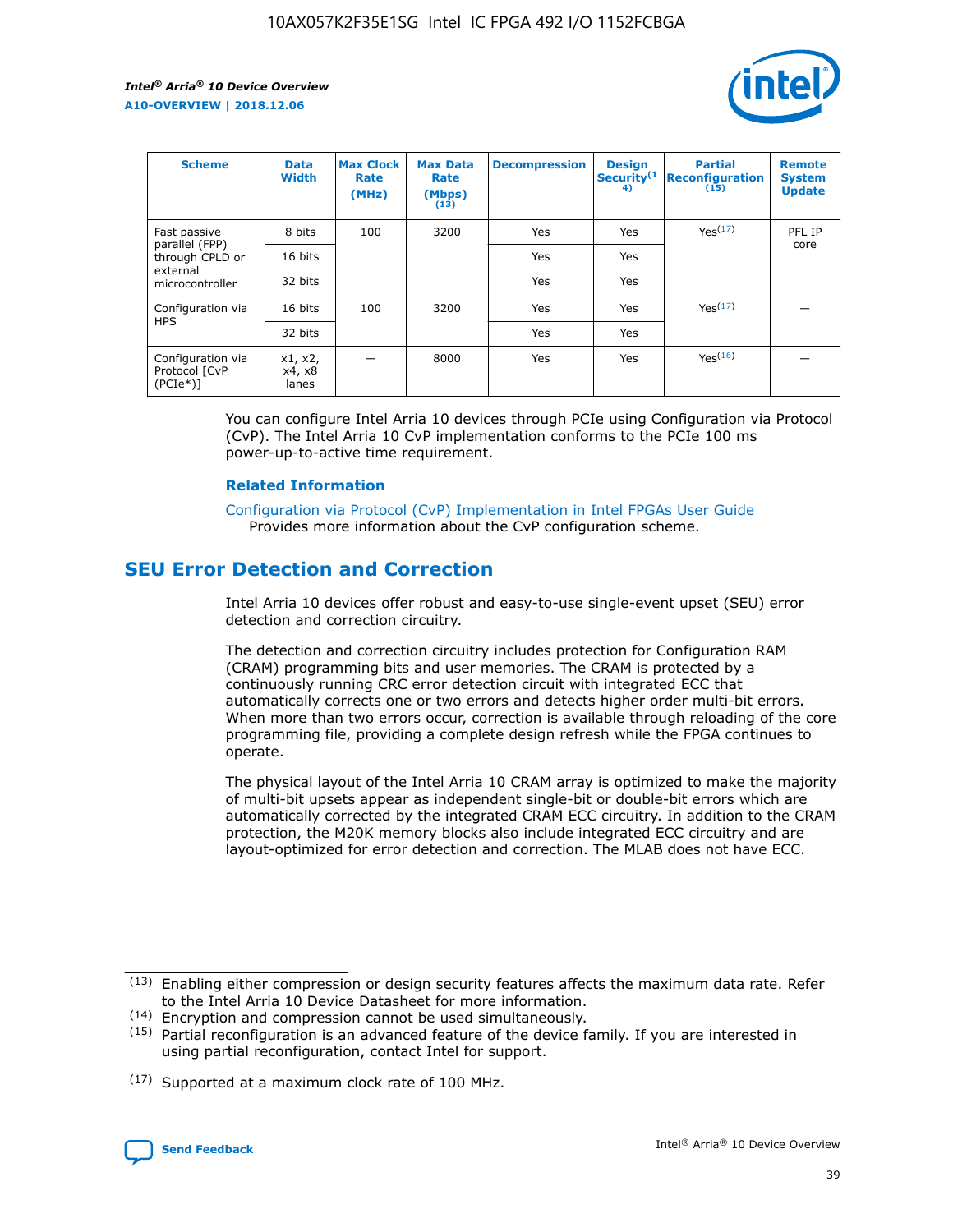| Scheme | Data Width | Max Clock Rate (MHz) | Max Data Rate (Mbps)[13] | Decompression | Design Security[14] | Partial Reconfiguration[15] | Remote System Update |
|---|---|---|---|---|---|---|---|
| Fast passive parallel (FPP) through CPLD or external microcontroller | 8 bits | 100 | 3200 | Yes | Yes | Yes[17] | PFL IP core |
| | 16 bits | | | Yes | Yes | | |
| | 32 bits | | | Yes | Yes | | |
| Configuration via HPS | 16 bits | 100 | 3200 | Yes | Yes | Yes[17] | — |
| | 32 bits | | | Yes | Yes | | |
| Configuration via Protocol [CvP (PCIe*)] | x1, x2, x4, x8 lanes | — | 8000 | Yes | Yes | Yes[16] | — |

You can configure Intel Arria 10 devices through PCIe using Configuration via Protocol (CvP). The Intel Arria 10 CvP implementation conforms to the PCIe 100 ms power-up-to-active time requirement.

### Related Information

Configuration via Protocol (CvP) Implementation in Intel FPGAs User Guide
Provides more information about the CvP configuration scheme.

## SEU Error Detection and Correction

Intel Arria 10 devices offer robust and easy-to-use single-event upset (SEU) error detection and correction circuitry.

The detection and correction circuitry includes protection for Configuration RAM (CRAM) programming bits and user memories. The CRAM is protected by a continuously running CRC error detection circuit with integrated ECC that automatically corrects one or two errors and detects higher order multi-bit errors. When more than two errors occur, correction is available through reloading of the core programming file, providing a complete design refresh while the FPGA continues to operate.

The physical layout of the Intel Arria 10 CRAM array is optimized to make the majority of multi-bit upsets appear as independent single-bit or double-bit errors which are automatically corrected by the integrated CRAM ECC circuitry. In addition to the CRAM protection, the M20K memory blocks also include integrated ECC circuitry and are layout-optimized for error detection and correction. The MLAB does not have ECC.

(13) Enabling either compression or design security features affects the maximum data rate. Refer to the Intel Arria 10 Device Datasheet for more information.

(14) Encryption and compression cannot be used simultaneously.

(15) Partial reconfiguration is an advanced feature of the device family. If you are interested in using partial reconfiguration, contact Intel for support.

(17) Supported at a maximum clock rate of 100 MHz.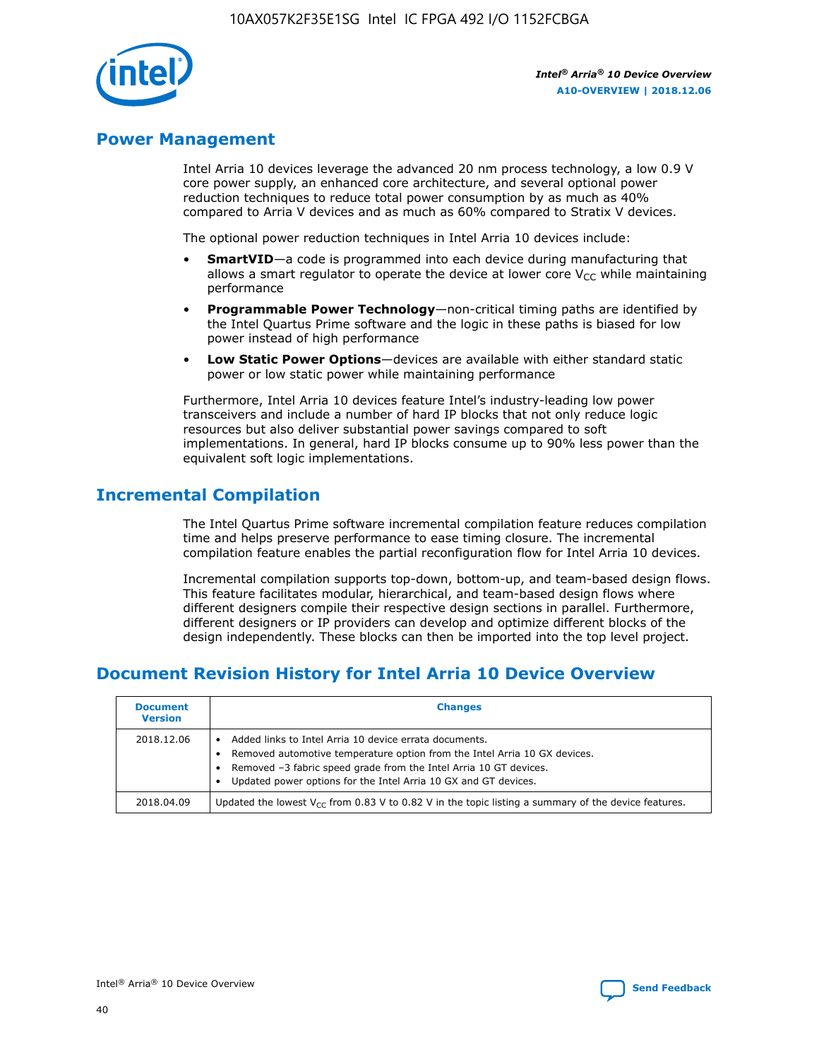## Power Management

Intel Arria 10 devices leverage the advanced 20 nm process technology, a low 0.9 V core power supply, an enhanced core architecture, and several optional power reduction techniques to reduce total power consumption by as much as 40% compared to Arria V devices and as much as 60% compared to Stratix V devices.

The optional power reduction techniques in Intel Arria 10 devices include:

- **SmartVID**—a code is programmed into each device during manufacturing that allows a smart regulator to operate the device at lower core $V_{CC}$ while maintaining performance
- **Programmable Power Technology**—non-critical timing paths are identified by the Intel Quartus Prime software and the logic in these paths is biased for low power instead of high performance
- **Low Static Power Options**—devices are available with either standard static power or low static power while maintaining performance

Furthermore, Intel Arria 10 devices feature Intel's industry-leading low power transceivers and include a number of hard IP blocks that not only reduce logic resources but also deliver substantial power savings compared to soft implementations. In general, hard IP blocks consume up to 90% less power than the equivalent soft logic implementations.

## Incremental Compilation

The Intel Quartus Prime software incremental compilation feature reduces compilation time and helps preserve performance to ease timing closure. The incremental compilation feature enables the partial reconfiguration flow for Intel Arria 10 devices.

Incremental compilation supports top-down, bottom-up, and team-based design flows. This feature facilitates modular, hierarchical, and team-based design flows where different designers compile their respective design sections in parallel. Furthermore, different designers or IP providers can develop and optimize different blocks of the design independently. These blocks can then be imported into the top level project.

## Document Revision History for Intel Arria 10 Device Overview

| Document Version | Changes |
| --- | --- |
| 2018.12.06 | • Added links to Intel Arria 10 device errata documents.<br>• Removed automotive temperature option from the Intel Arria 10 GX devices.<br>• Removed –3 fabric speed grade from the Intel Arria 10 GT devices.<br>• Updated power options for the Intel Arria 10 GX and GT devices. |
| 2018.04.09 | Updated the lowest $V_{CC}$ from 0.83 V to 0.82 V in the topic listing a summary of the device features. |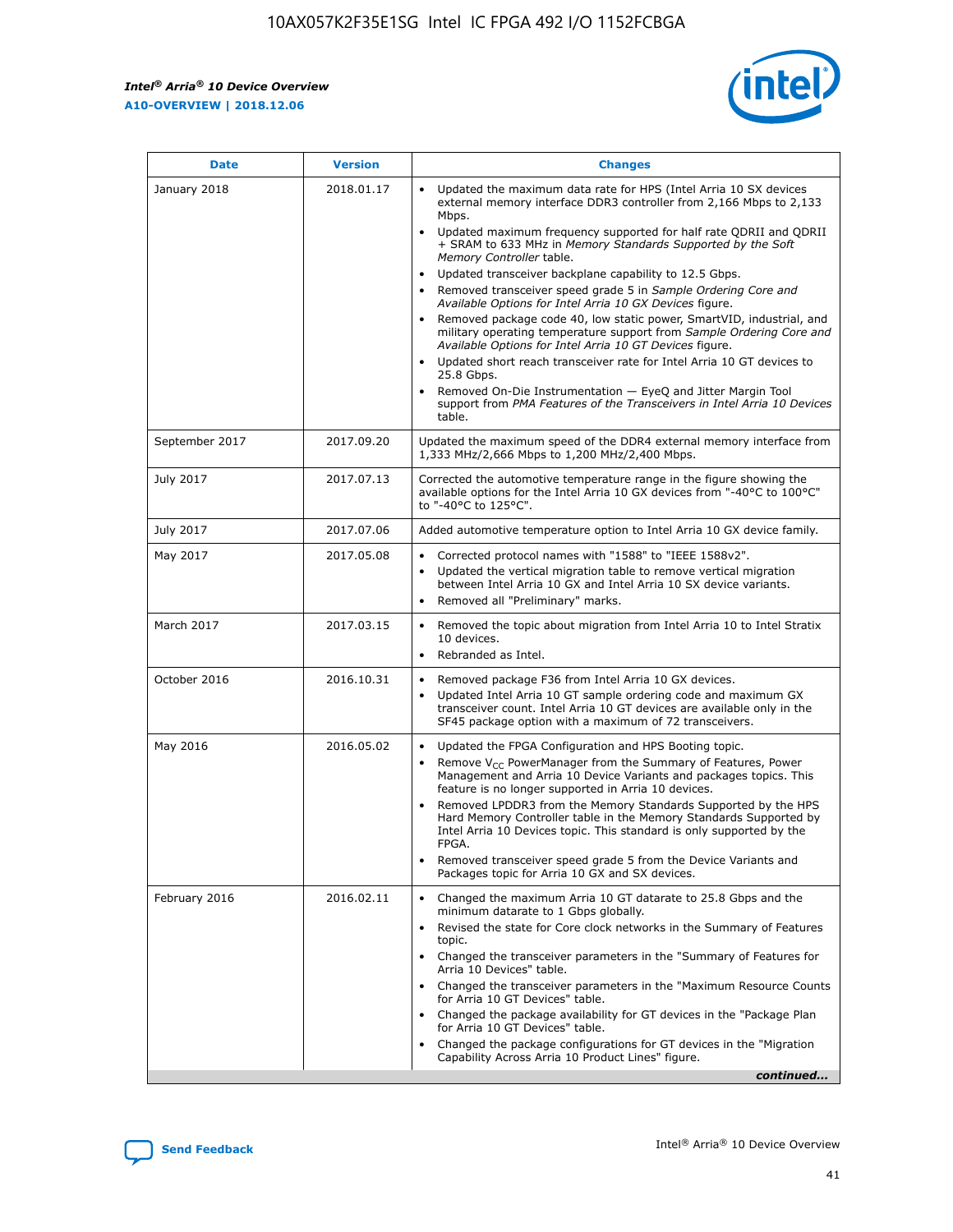| Date | Version | Changes |
| --- | --- | --- |
| January 2018 | 2018.01.17 | • Updated the maximum data rate for HPS (Intel Arria 10 SX devices external memory interface DDR3 controller from 2,166 Mbps to 2,133 Mbps.<br>• Updated maximum frequency supported for half rate QDRII and QDRII + SRAM to 633 MHz in *Memory Standards Supported by the Soft Memory Controller* table.<br>• Updated transceiver backplane capability to 12.5 Gbps.<br>• Removed transceiver speed grade 5 in *Sample Ordering Core and Available Options for Intel Arria 10 GX Devices* figure.<br>• Removed package code 40, low static power, SmartVID, industrial, and military operating temperature support from *Sample Ordering Core and Available Options for Intel Arria 10 GT Devices* figure.<br>• Updated short reach transceiver rate for Intel Arria 10 GT devices to 25.8 Gbps.<br>• Removed On-Die Instrumentation — EyeQ and Jitter Margin Tool support from *PMA Features of the Transceivers in Intel Arria 10 Devices* table. |
| September 2017 | 2017.09.20 | Updated the maximum speed of the DDR4 external memory interface from 1,333 MHz/2,666 Mbps to 1,200 MHz/2,400 Mbps. |
| July 2017 | 2017.07.13 | Corrected the automotive temperature range in the figure showing the available options for the Intel Arria 10 GX devices from "-40°C to 100°C" to "-40°C to 125°C". |
| July 2017 | 2017.07.06 | Added automotive temperature option to Intel Arria 10 GX device family. |
| May 2017 | 2017.05.08 | • Corrected protocol names with "1588" to "IEEE 1588v2".<br>• Updated the vertical migration table to remove vertical migration between Intel Arria 10 GX and Intel Arria 10 SX device variants.<br>• Removed all "Preliminary" marks. |
| March 2017 | 2017.03.15 | • Removed the topic about migration from Intel Arria 10 to Intel Stratix 10 devices.<br>• Rebranded as Intel. |
| October 2016 | 2016.10.31 | • Removed package F36 from Intel Arria 10 GX devices.<br>• Updated Intel Arria 10 GT sample ordering code and maximum GX transceiver count. Intel Arria 10 GT devices are available only in the SF45 package option with a maximum of 72 transceivers. |
| May 2016 | 2016.05.02 | • Updated the FPGA Configuration and HPS Booting topic.<br>• Remove $V_{CC}$ PowerManager from the Summary of Features, Power Management and Arria 10 Device Variants and packages topics. This feature is no longer supported in Arria 10 devices.<br>• Removed LPDDR3 from the Memory Standards Supported by the HPS Hard Memory Controller table in the Memory Standards Supported by Intel Arria 10 Devices topic. This standard is only supported by the FPGA.<br>• Removed transceiver speed grade 5 from the Device Variants and Packages topic for Arria 10 GX and SX devices. |
| February 2016 | 2016.02.11 | • Changed the maximum Arria 10 GT datarate to 25.8 Gbps and the minimum datarate to 1 Gbps globally.<br>• Revised the state for Core clock networks in the Summary of Features topic.<br>• Changed the transceiver parameters in the "Summary of Features for Arria 10 Devices" table.<br>• Changed the transceiver parameters in the "Maximum Resource Counts for Arria 10 GT Devices" table.<br>• Changed the package availability for GT devices in the "Package Plan for Arria 10 GT Devices" table.<br>• Changed the package configurations for GT devices in the "Migration Capability Across Arria 10 Product Lines" figure. |

*continued...*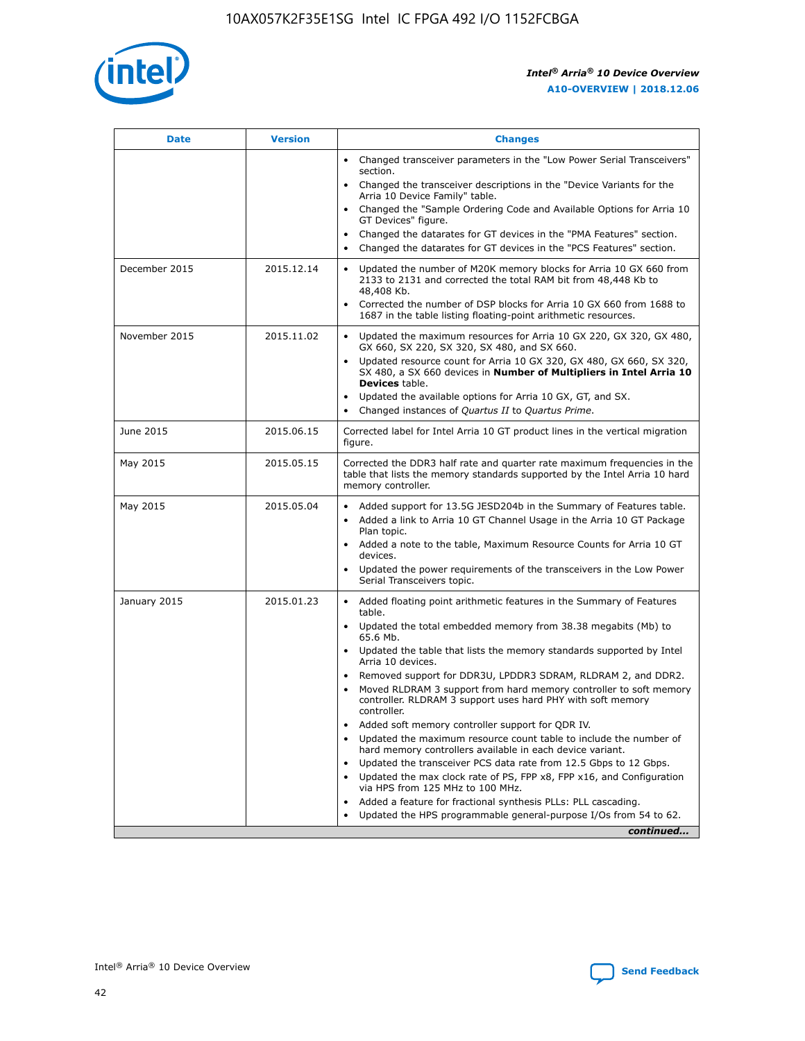| Date | Version | Changes |
| --- | --- | --- |
| | | • Changed transceiver parameters in the "Low Power Serial Transceivers" section.<br>• Changed the transceiver descriptions in the "Device Variants for the Arria 10 Device Family" table.<br>• Changed the "Sample Ordering Code and Available Options for Arria 10 GT Devices" figure.<br>• Changed the datarates for GT devices in the "PMA Features" section.<br>• Changed the datarates for GT devices in the "PCS Features" section. |
| December 2015 | 2015.12.14 | • Updated the number of M20K memory blocks for Arria 10 GX 660 from 2133 to 2131 and corrected the total RAM bit from 48,448 Kb to 48,408 Kb.<br>• Corrected the number of DSP blocks for Arria 10 GX 660 from 1688 to 1687 in the table listing floating-point arithmetic resources. |
| November 2015 | 2015.11.02 | • Updated the maximum resources for Arria 10 GX 220, GX 320, GX 480, GX 660, SX 220, SX 320, SX 480, and SX 660.<br>• Updated resource count for Arria 10 GX 320, GX 480, GX 660, SX 320, SX 480, a SX 660 devices in **Number of Multipliers in Intel Arria 10 Devices** table.<br>• Updated the available options for Arria 10 GX, GT, and SX.<br>• Changed instances of *Quartus II* to *Quartus Prime*. |
| June 2015 | 2015.06.15 | Corrected label for Intel Arria 10 GT product lines in the vertical migration figure. |
| May 2015 | 2015.05.15 | Corrected the DDR3 half rate and quarter rate maximum frequencies in the table that lists the memory standards supported by the Intel Arria 10 hard memory controller. |
| May 2015 | 2015.05.04 | • Added support for 13.5G JESD204b in the Summary of Features table.<br>• Added a link to Arria 10 GT Channel Usage in the Arria 10 GT Package Plan topic.<br>• Added a note to the table, Maximum Resource Counts for Arria 10 GT devices.<br>• Updated the power requirements of the transceivers in the Low Power Serial Transceivers topic. |
| January 2015 | 2015.01.23 | • Added floating point arithmetic features in the Summary of Features table.<br>• Updated the total embedded memory from 38.38 megabits (Mb) to 65.6 Mb.<br>• Updated the table that lists the memory standards supported by Intel Arria 10 devices.<br>• Removed support for DDR3U, LPDDR3 SDRAM, RLDRAM 2, and DDR2.<br>• Moved RLDRAM 3 support from hard memory controller to soft memory controller. RLDRAM 3 support uses hard PHY with soft memory controller.<br>• Added soft memory controller support for QDR IV.<br>• Updated the maximum resource count table to include the number of hard memory controllers available in each device variant.<br>• Updated the transceiver PCS data rate from 12.5 Gbps to 12 Gbps.<br>• Updated the max clock rate of PS, FPP x8, FPP x16, and Configuration via HPS from 125 MHz to 100 MHz.<br>• Added a feature for fractional synthesis PLLs: PLL cascading.<br>• Updated the HPS programmable general-purpose I/Os from 54 to 62. |

*continued...*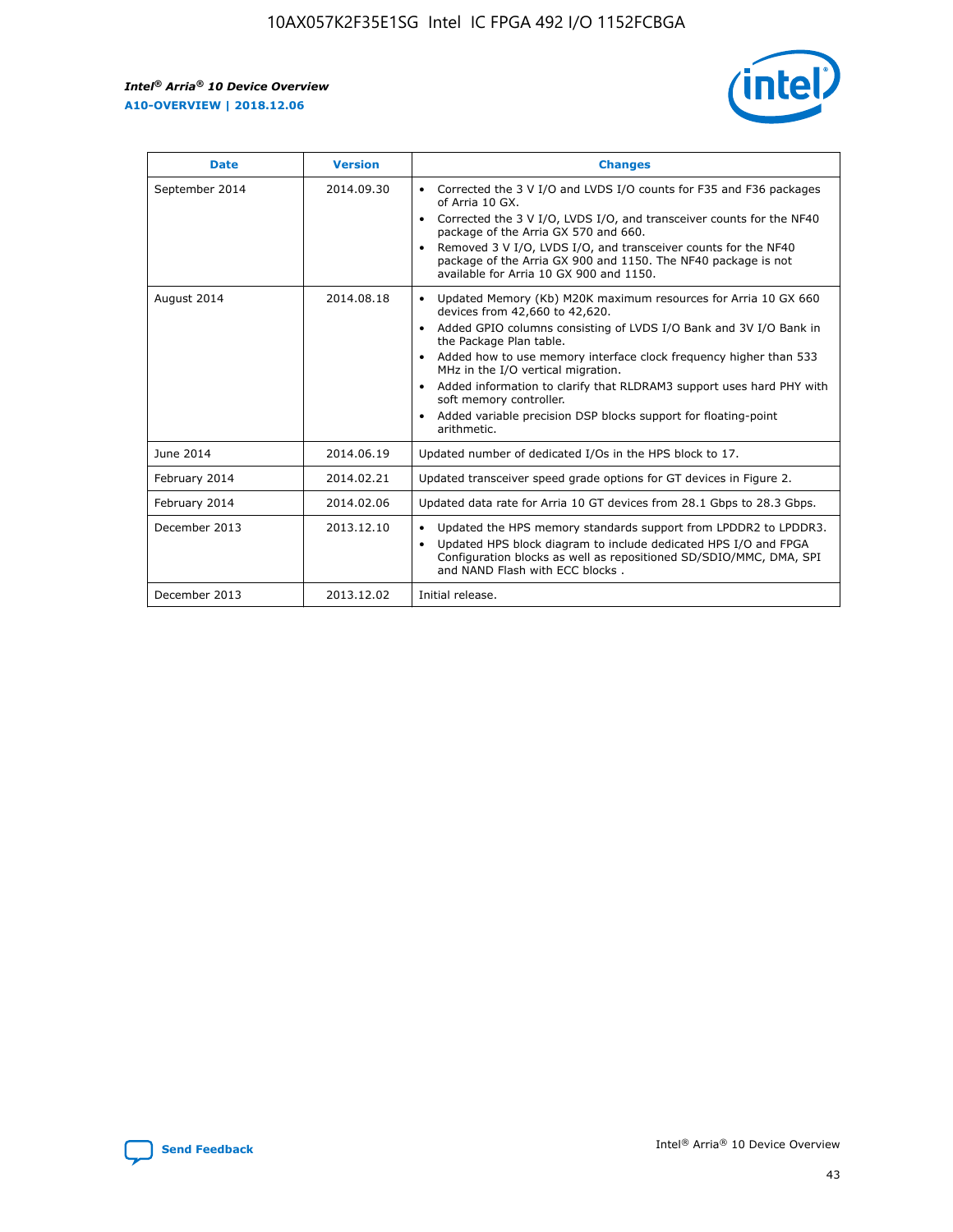| Date | Version | Changes |
| --- | --- | --- |
| September 2014 | 2014.09.30 | • Corrected the 3 V I/O and LVDS I/O counts for F35 and F36 packages of Arria 10 GX.<br>• Corrected the 3 V I/O, LVDS I/O, and transceiver counts for the NF40 package of the Arria GX 570 and 660.<br>• Removed 3 V I/O, LVDS I/O, and transceiver counts for the NF40 package of the Arria GX 900 and 1150. The NF40 package is not available for Arria 10 GX 900 and 1150. |
| August 2014 | 2014.08.18 | • Updated Memory (Kb) M20K maximum resources for Arria 10 GX 660 devices from 42,660 to 42,620.<br>• Added GPIO columns consisting of LVDS I/O Bank and 3V I/O Bank in the Package Plan table.<br>• Added how to use memory interface clock frequency higher than 533 MHz in the I/O vertical migration.<br>• Added information to clarify that RLDRAM3 support uses hard PHY with soft memory controller.<br>• Added variable precision DSP blocks support for floating-point arithmetic. |
| June 2014 | 2014.06.19 | Updated number of dedicated I/Os in the HPS block to 17. |
| February 2014 | 2014.02.21 | Updated transceiver speed grade options for GT devices in Figure 2. |
| February 2014 | 2014.02.06 | Updated data rate for Arria 10 GT devices from 28.1 Gbps to 28.3 Gbps. |
| December 2013 | 2013.12.10 | • Updated the HPS memory standards support from LPDDR2 to LPDDR3.<br>• Updated HPS block diagram to include dedicated HPS I/O and FPGA Configuration blocks as well as repositioned SD/SDIO/MMC, DMA, SPI and NAND Flash with ECC blocks . |
| December 2013 | 2013.12.02 | Initial release. |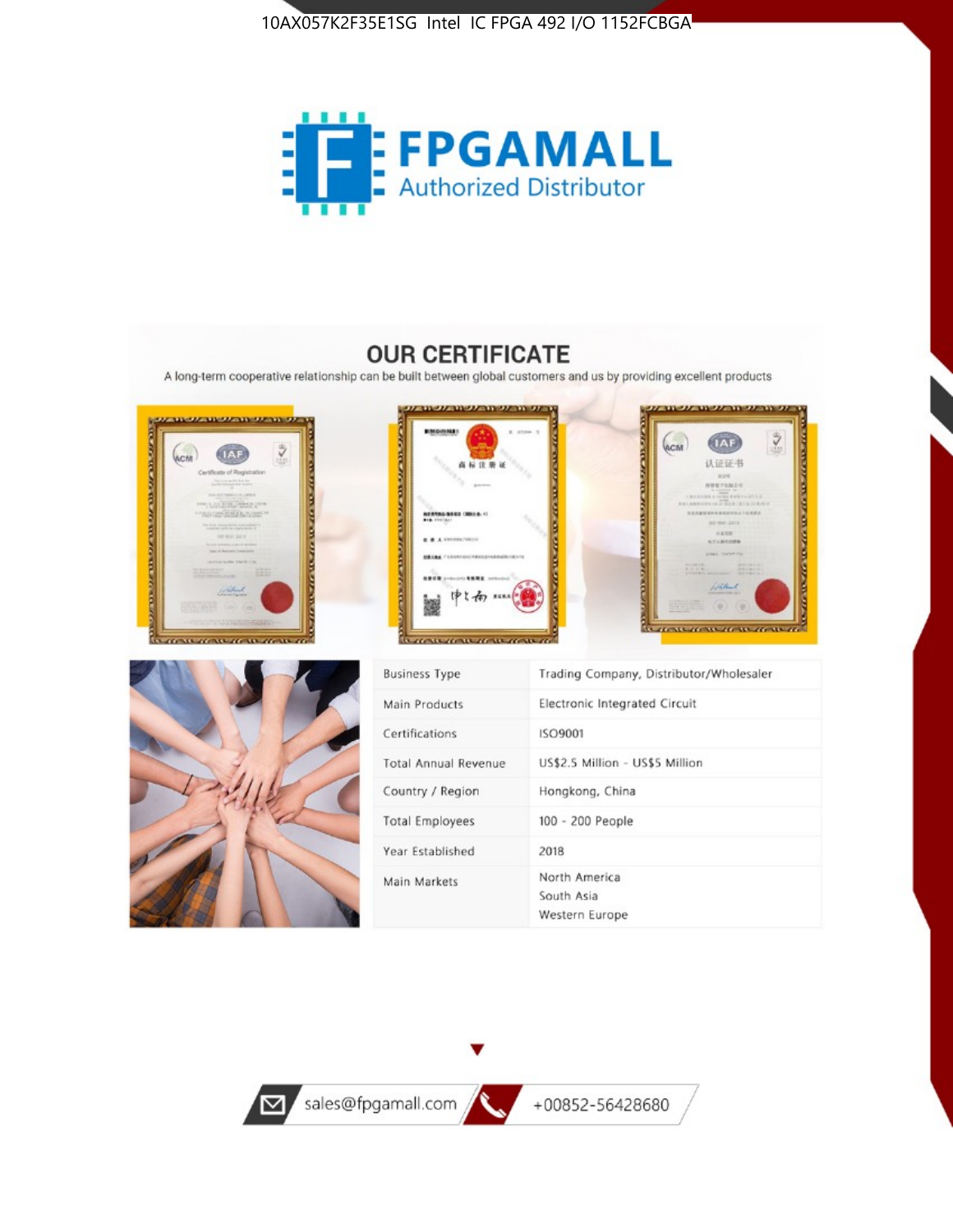10AX057K2F35E1SG Intel IC FPGA 492 I/O 1152FCBGA

FPGAMALL
Authorized Distributor

## OUR CERTIFICATE

A long-term cooperative relationship can be built between global customers and us by providing excellent products

| | |
|---|---|
| Business Type | Trading Company, Distributor/Wholesaler |
| Main Products | Electronic Integrated Circuit |
| Certifications | ISO9001 |
| Total Annual Revenue | US$2.5 Million - US$5 Million |
| Country / Region | Hongkong, China |
| Total Employees | 100 - 200 People |
| Year Established | 2018 |
| Main Markets | North America<br>South Asia<br>Western Europe |

sales@fpgamall.com

+00852-56428680